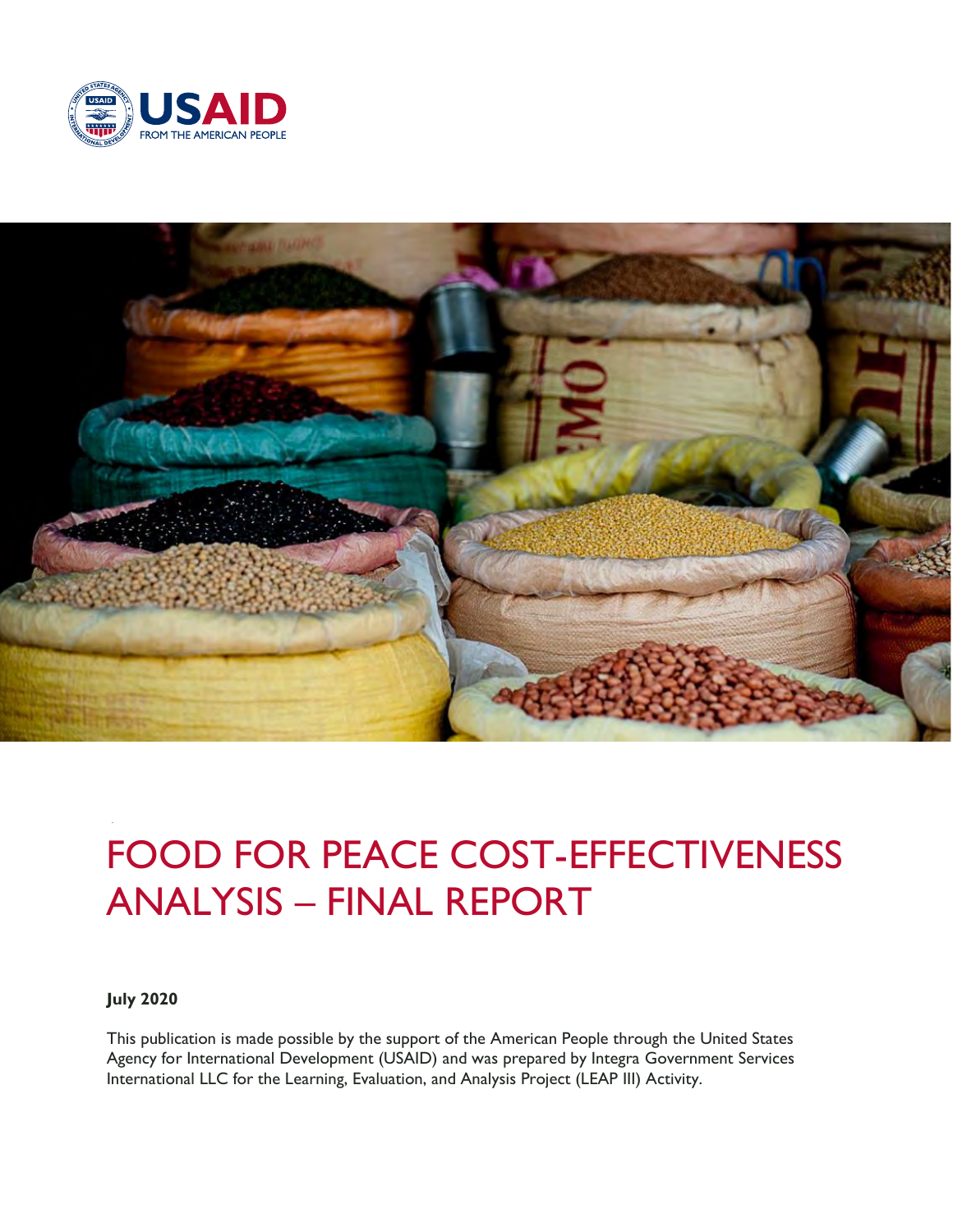USAID
FROM THE AMERICAN PEOPLE

# FOOD FOR PEACE COST-EFFECTIVENESS ANALYSIS – FINAL REPORT

**July 2020**

This publication is made possible by the support of the American People through the United States Agency for International Development (USAID) and was prepared by Integra Government Services International LLC for the Learning, Evaluation, and Analysis Project (LEAP III) Activity.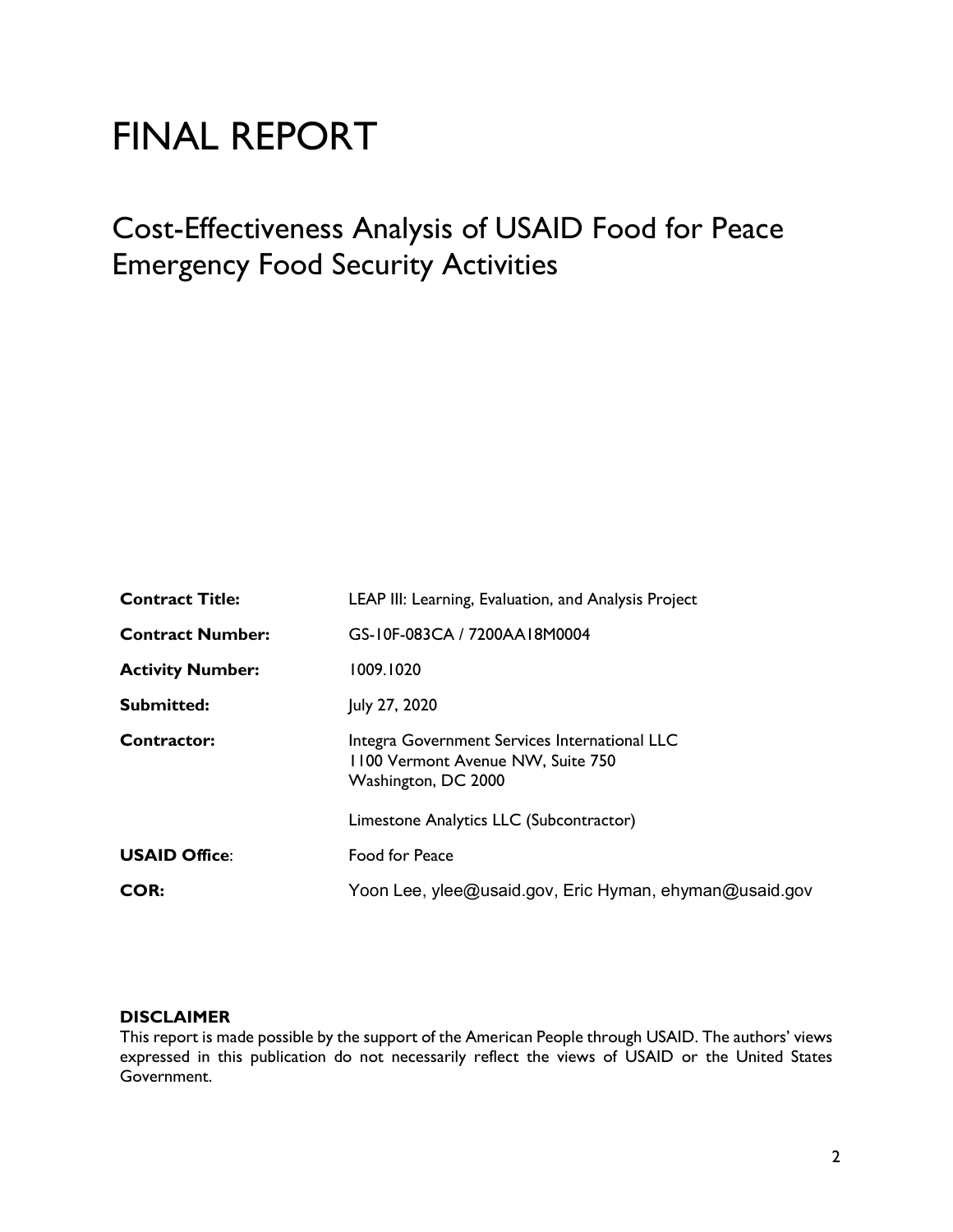# FINAL REPORT

## Cost-Effectiveness Analysis of USAID Food for Peace Emergency Food Security Activities

| | |
|---|---|
| **Contract Title:** | LEAP III: Learning, Evaluation, and Analysis Project |
| **Contract Number:** | GS-10F-083CA / 7200AA18M0004 |
| **Activity Number:** | 1009.1020 |
| **Submitted:** | July 27, 2020 |
| **Contractor:** | Integra Government Services International LLC<br>1100 Vermont Avenue NW, Suite 750<br>Washington, DC 2000<br><br>Limestone Analytics LLC (Subcontractor) |
| **USAID Office**: | Food for Peace |
| **COR:** | Yoon Lee, ylee@usaid.gov, Eric Hyman, ehyman@usaid.gov |

**DISCLAIMER**

This report is made possible by the support of the American People through USAID. The authors' views expressed in this publication do not necessarily reflect the views of USAID or the United States Government.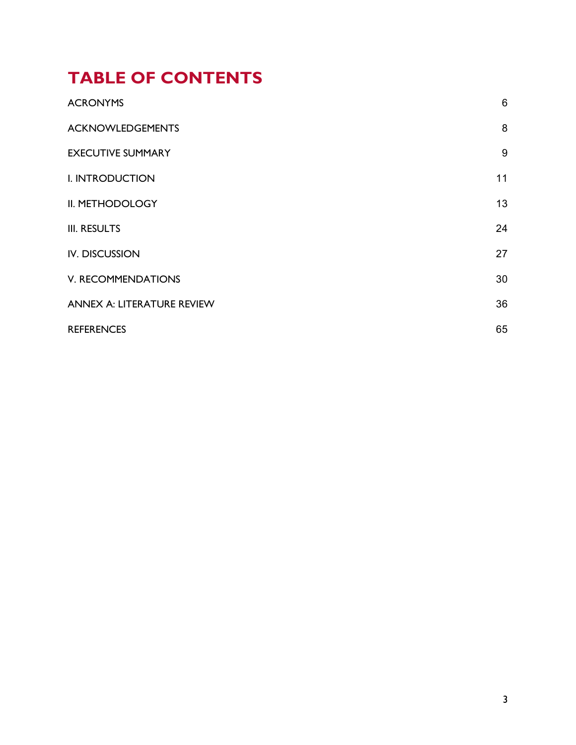# TABLE OF CONTENTS

| | |
|---|---|
| ACRONYMS | 6 |
| ACKNOWLEDGEMENTS | 8 |
| EXECUTIVE SUMMARY | 9 |
| I. INTRODUCTION | 11 |
| II. METHODOLOGY | 13 |
| III. RESULTS | 24 |
| IV. DISCUSSION | 27 |
| V. RECOMMENDATIONS | 30 |
| ANNEX A: LITERATURE REVIEW | 36 |
| REFERENCES | 65 |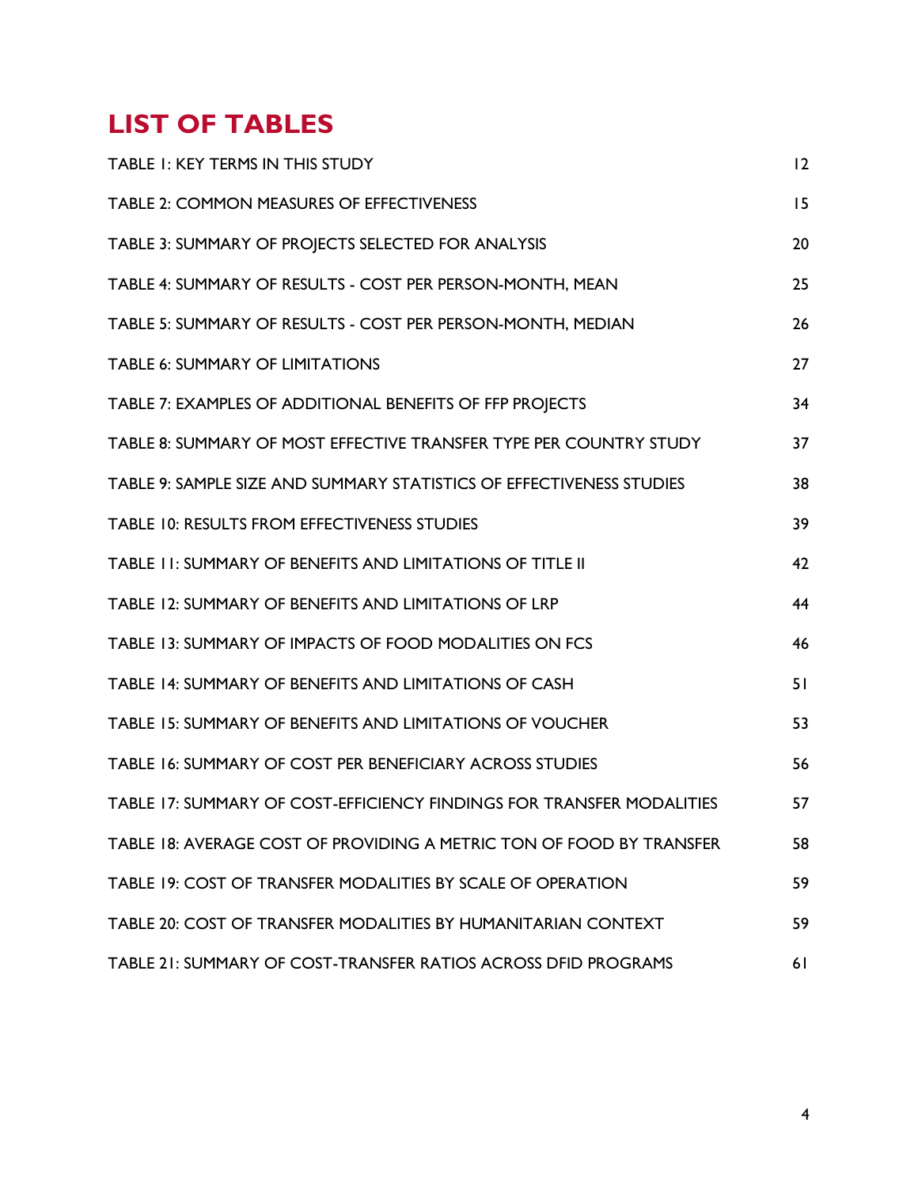# LIST OF TABLES

| | |
|---|---|
| TABLE 1: KEY TERMS IN THIS STUDY | 12 |
| TABLE 2: COMMON MEASURES OF EFFECTIVENESS | 15 |
| TABLE 3: SUMMARY OF PROJECTS SELECTED FOR ANALYSIS | 20 |
| TABLE 4: SUMMARY OF RESULTS - COST PER PERSON-MONTH, MEAN | 25 |
| TABLE 5: SUMMARY OF RESULTS - COST PER PERSON-MONTH, MEDIAN | 26 |
| TABLE 6: SUMMARY OF LIMITATIONS | 27 |
| TABLE 7: EXAMPLES OF ADDITIONAL BENEFITS OF FFP PROJECTS | 34 |
| TABLE 8: SUMMARY OF MOST EFFECTIVE TRANSFER TYPE PER COUNTRY STUDY | 37 |
| TABLE 9: SAMPLE SIZE AND SUMMARY STATISTICS OF EFFECTIVENESS STUDIES | 38 |
| TABLE 10: RESULTS FROM EFFECTIVENESS STUDIES | 39 |
| TABLE 11: SUMMARY OF BENEFITS AND LIMITATIONS OF TITLE II | 42 |
| TABLE 12: SUMMARY OF BENEFITS AND LIMITATIONS OF LRP | 44 |
| TABLE 13: SUMMARY OF IMPACTS OF FOOD MODALITIES ON FCS | 46 |
| TABLE 14: SUMMARY OF BENEFITS AND LIMITATIONS OF CASH | 51 |
| TABLE 15: SUMMARY OF BENEFITS AND LIMITATIONS OF VOUCHER | 53 |
| TABLE 16: SUMMARY OF COST PER BENEFICIARY ACROSS STUDIES | 56 |
| TABLE 17: SUMMARY OF COST-EFFICIENCY FINDINGS FOR TRANSFER MODALITIES | 57 |
| TABLE 18: AVERAGE COST OF PROVIDING A METRIC TON OF FOOD BY TRANSFER | 58 |
| TABLE 19: COST OF TRANSFER MODALITIES BY SCALE OF OPERATION | 59 |
| TABLE 20: COST OF TRANSFER MODALITIES BY HUMANITARIAN CONTEXT | 59 |
| TABLE 21: SUMMARY OF COST-TRANSFER RATIOS ACROSS DFID PROGRAMS | 61 |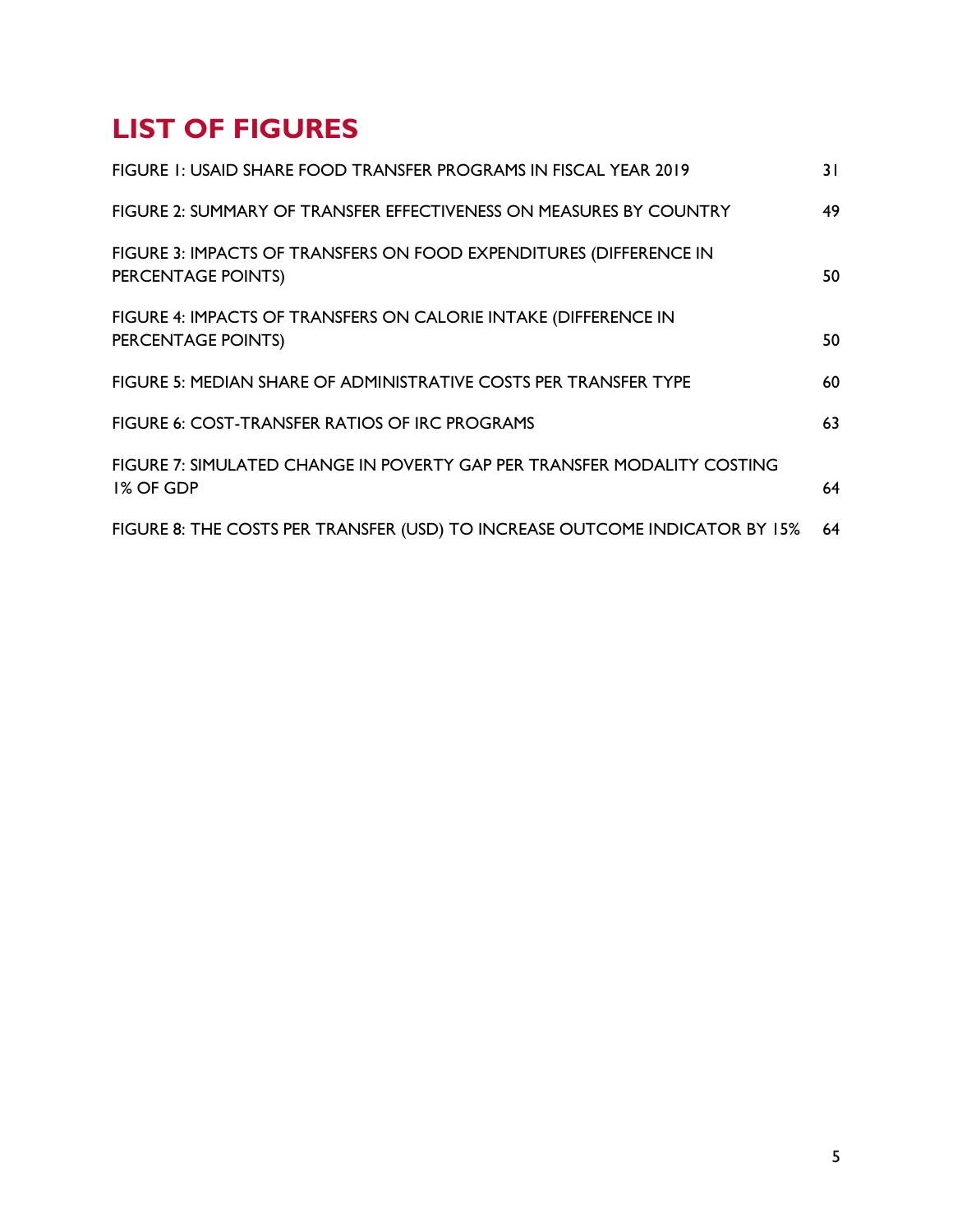## LIST OF FIGURES

FIGURE 1: USAID SHARE FOOD TRANSFER PROGRAMS IN FISCAL YEAR 2019 31

FIGURE 2: SUMMARY OF TRANSFER EFFECTIVENESS ON MEASURES BY COUNTRY 49

FIGURE 3: IMPACTS OF TRANSFERS ON FOOD EXPENDITURES (DIFFERENCE IN PERCENTAGE POINTS) 50

FIGURE 4: IMPACTS OF TRANSFERS ON CALORIE INTAKE (DIFFERENCE IN PERCENTAGE POINTS) 50

FIGURE 5: MEDIAN SHARE OF ADMINISTRATIVE COSTS PER TRANSFER TYPE 60

FIGURE 6: COST-TRANSFER RATIOS OF IRC PROGRAMS 63

FIGURE 7: SIMULATED CHANGE IN POVERTY GAP PER TRANSFER MODALITY COSTING 1% OF GDP 64

FIGURE 8: THE COSTS PER TRANSFER (USD) TO INCREASE OUTCOME INDICATOR BY 15% 64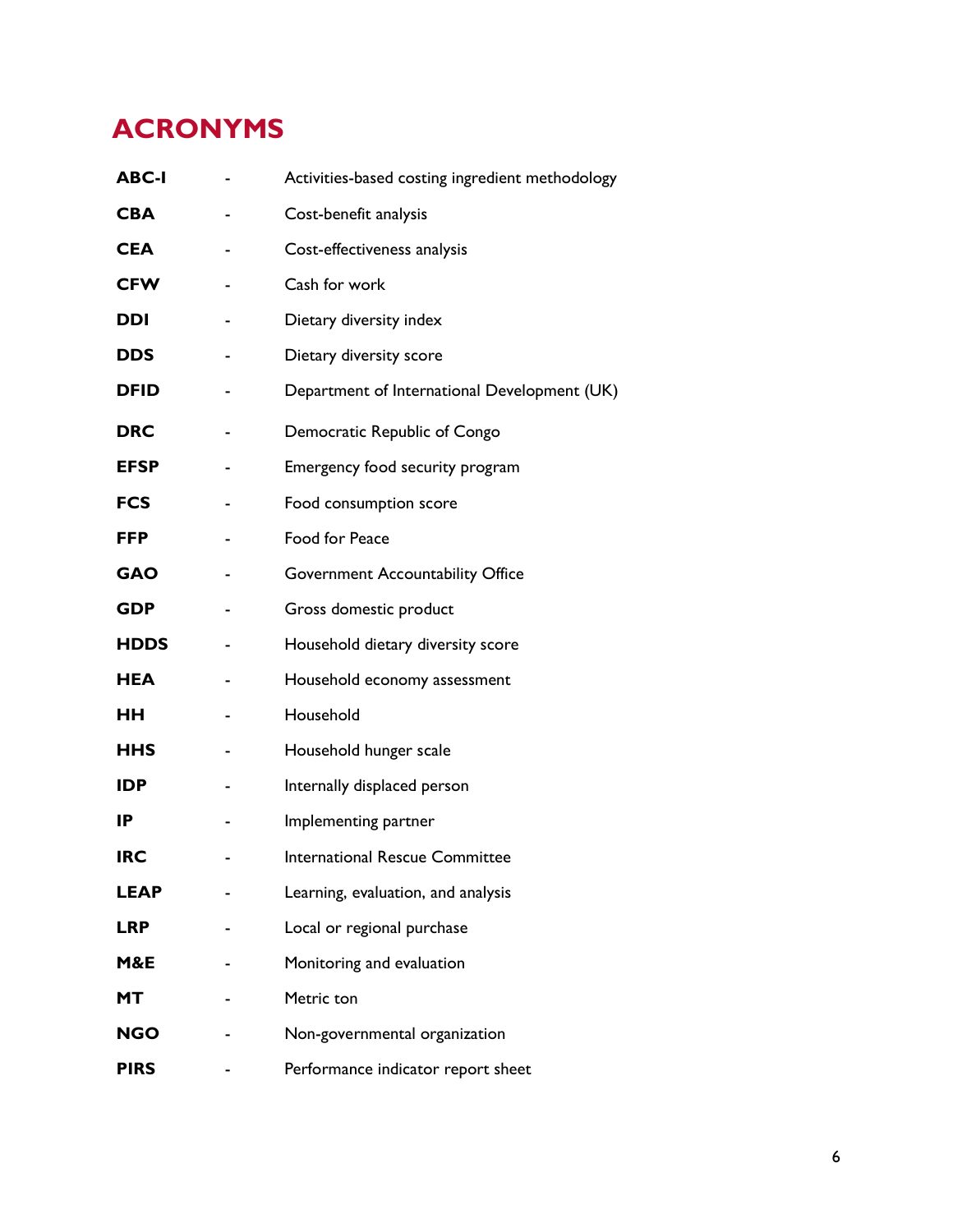# ACRONYMS

| | | |
|---|---|---|
| **ABC-I** | - | Activities-based costing ingredient methodology |
| **CBA** | - | Cost-benefit analysis |
| **CEA** | - | Cost-effectiveness analysis |
| **CFW** | - | Cash for work |
| **DDI** | - | Dietary diversity index |
| **DDS** | - | Dietary diversity score |
| **DFID** | - | Department of International Development (UK) |
| **DRC** | - | Democratic Republic of Congo |
| **EFSP** | - | Emergency food security program |
| **FCS** | - | Food consumption score |
| **FFP** | - | Food for Peace |
| **GAO** | - | Government Accountability Office |
| **GDP** | - | Gross domestic product |
| **HDDS** | - | Household dietary diversity score |
| **HEA** | - | Household economy assessment |
| **HH** | - | Household |
| **HHS** | - | Household hunger scale |
| **IDP** | - | Internally displaced person |
| **IP** | - | Implementing partner |
| **IRC** | - | International Rescue Committee |
| **LEAP** | - | Learning, evaluation, and analysis |
| **LRP** | - | Local or regional purchase |
| **M&E** | - | Monitoring and evaluation |
| **MT** | - | Metric ton |
| **NGO** | - | Non-governmental organization |
| **PIRS** | - | Performance indicator report sheet |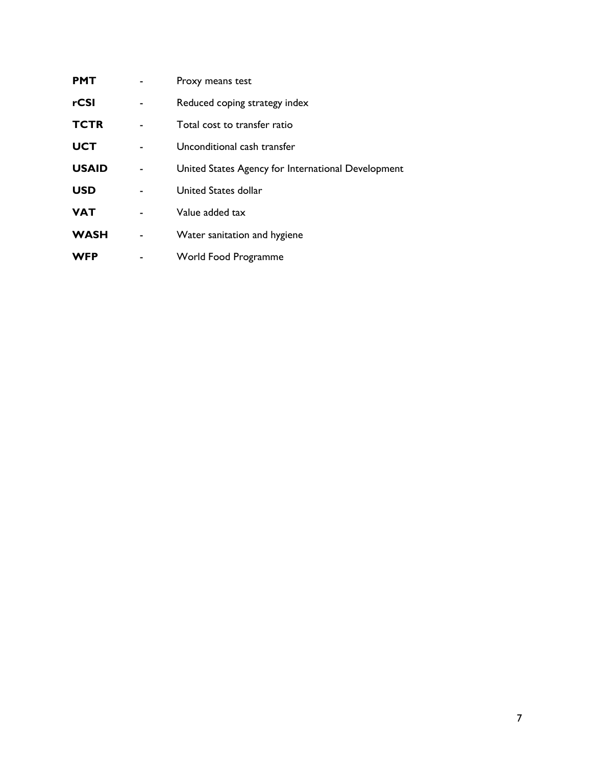**PMT** - Proxy means test

**rCSI** - Reduced coping strategy index

**TCTR** - Total cost to transfer ratio

**UCT** - Unconditional cash transfer

**USAID** - United States Agency for International Development

**USD** - United States dollar

**VAT** - Value added tax

**WASH** - Water sanitation and hygiene

**WFP** - World Food Programme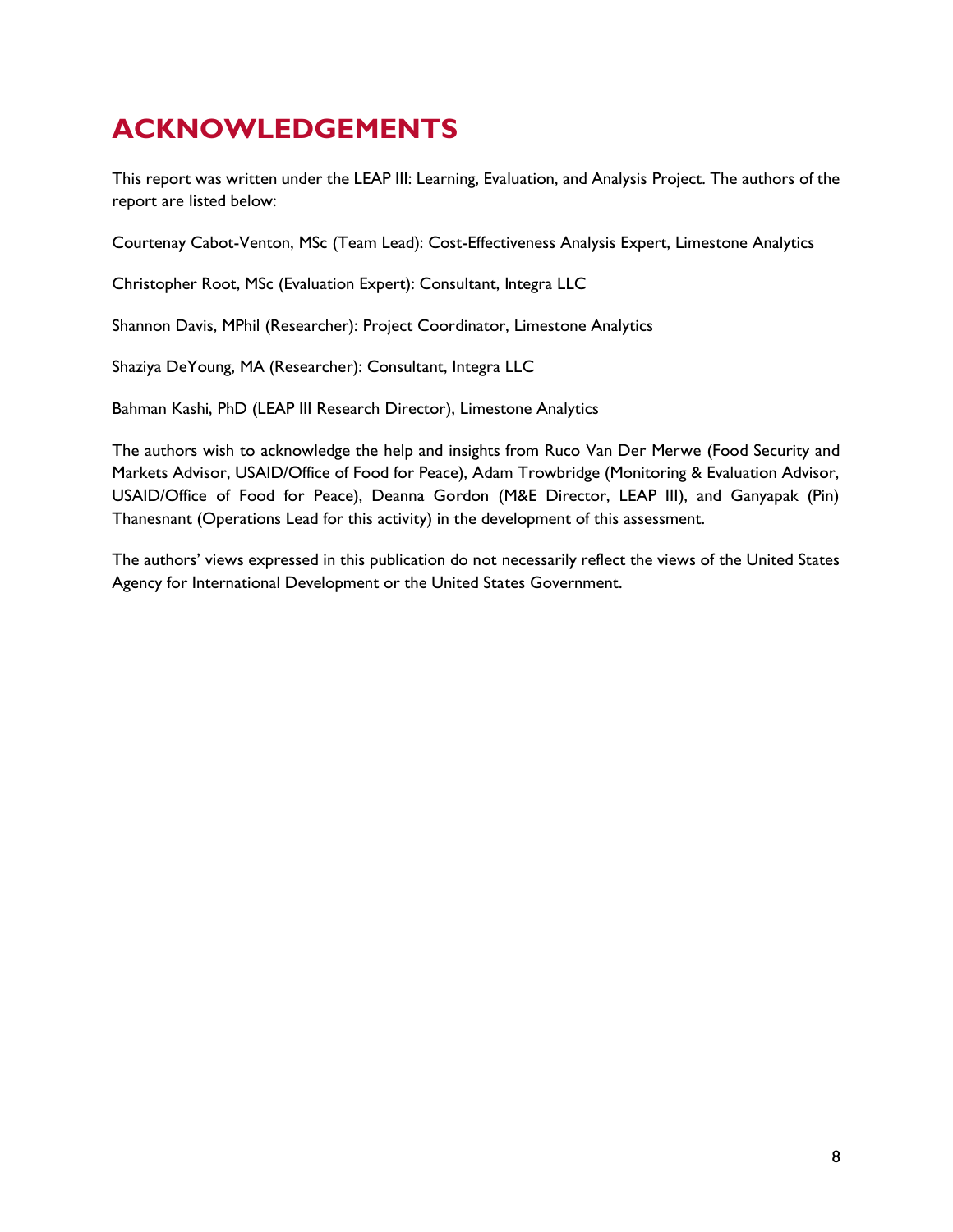# ACKNOWLEDGEMENTS

This report was written under the LEAP III: Learning, Evaluation, and Analysis Project. The authors of the report are listed below:

Courtenay Cabot-Venton, MSc (Team Lead): Cost-Effectiveness Analysis Expert, Limestone Analytics

Christopher Root, MSc (Evaluation Expert): Consultant, Integra LLC

Shannon Davis, MPhil (Researcher): Project Coordinator, Limestone Analytics

Shaziya DeYoung, MA (Researcher): Consultant, Integra LLC

Bahman Kashi, PhD (LEAP III Research Director), Limestone Analytics

The authors wish to acknowledge the help and insights from Ruco Van Der Merwe (Food Security and Markets Advisor, USAID/Office of Food for Peace), Adam Trowbridge (Monitoring & Evaluation Advisor, USAID/Office of Food for Peace), Deanna Gordon (M&E Director, LEAP III), and Ganyapak (Pin) Thanesnant (Operations Lead for this activity) in the development of this assessment.

The authors' views expressed in this publication do not necessarily reflect the views of the United States Agency for International Development or the United States Government.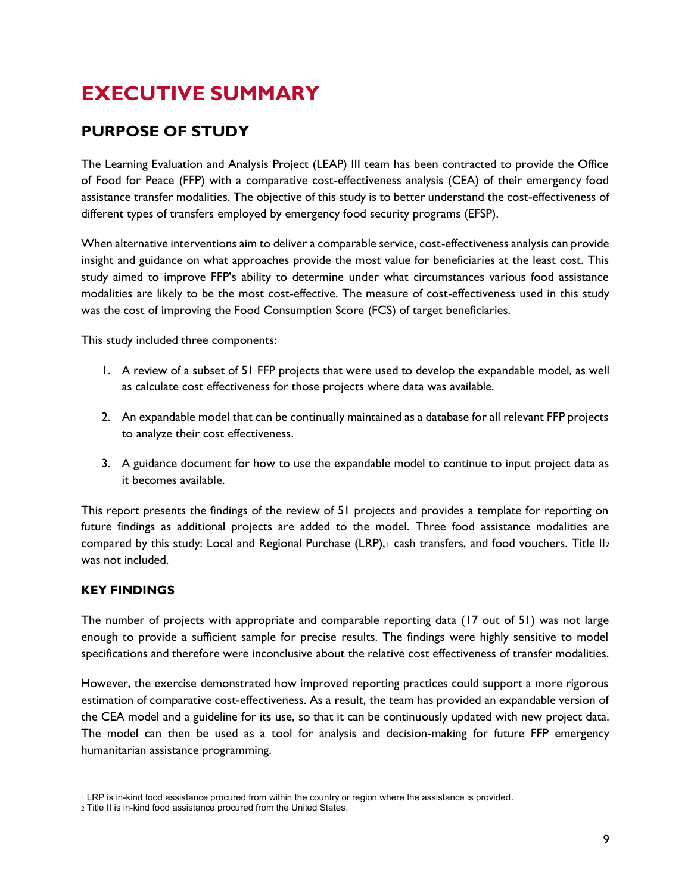# EXECUTIVE SUMMARY

## PURPOSE OF STUDY

The Learning Evaluation and Analysis Project (LEAP) III team has been contracted to provide the Office of Food for Peace (FFP) with a comparative cost-effectiveness analysis (CEA) of their emergency food assistance transfer modalities. The objective of this study is to better understand the cost-effectiveness of different types of transfers employed by emergency food security programs (EFSP).

When alternative interventions aim to deliver a comparable service, cost-effectiveness analysis can provide insight and guidance on what approaches provide the most value for beneficiaries at the least cost. This study aimed to improve FFP's ability to determine under what circumstances various food assistance modalities are likely to be the most cost-effective. The measure of cost-effectiveness used in this study was the cost of improving the Food Consumption Score (FCS) of target beneficiaries.

This study included three components:

1. A review of a subset of 51 FFP projects that were used to develop the expandable model, as well as calculate cost effectiveness for those projects where data was available.

2. An expandable model that can be continually maintained as a database for all relevant FFP projects to analyze their cost effectiveness.

3. A guidance document for how to use the expandable model to continue to input project data as it becomes available.

This report presents the findings of the review of 51 projects and provides a template for reporting on future findings as additional projects are added to the model. Three food assistance modalities are compared by this study: Local and Regional Purchase (LRP),[1] cash transfers, and food vouchers. Title II[2] was not included.

### KEY FINDINGS

The number of projects with appropriate and comparable reporting data (17 out of 51) was not large enough to provide a sufficient sample for precise results. The findings were highly sensitive to model specifications and therefore were inconclusive about the relative cost effectiveness of transfer modalities.

However, the exercise demonstrated how improved reporting practices could support a more rigorous estimation of comparative cost-effectiveness. As a result, the team has provided an expandable version of the CEA model and a guideline for its use, so that it can be continuously updated with new project data. The model can then be used as a tool for analysis and decision-making for future FFP emergency humanitarian assistance programming.

[1] LRP is in-kind food assistance procured from within the country or region where the assistance is provided.

[2] Title II is in-kind food assistance procured from the United States.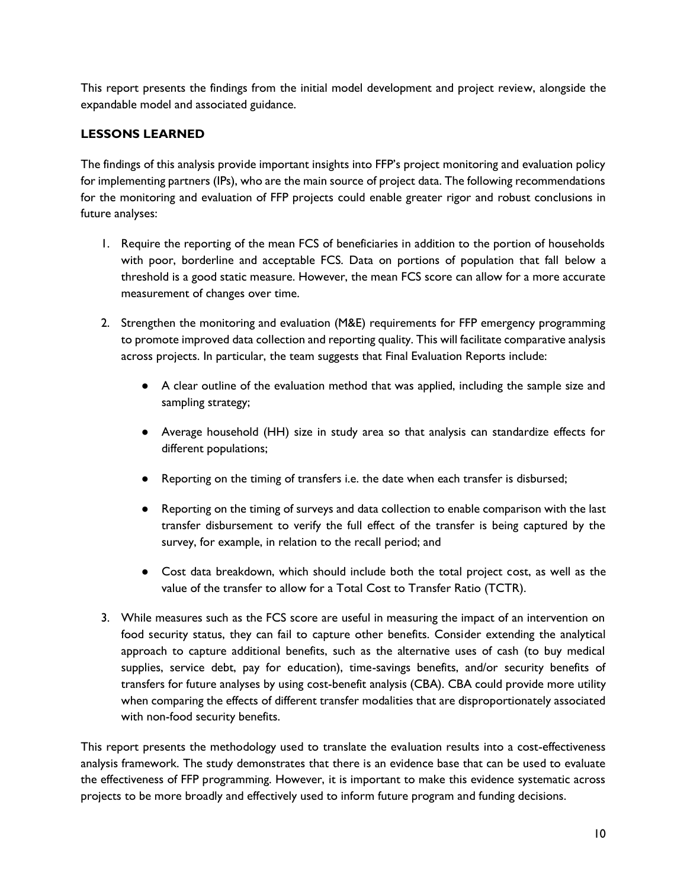This report presents the findings from the initial model development and project review, alongside the expandable model and associated guidance.

## LESSONS LEARNED

The findings of this analysis provide important insights into FFP's project monitoring and evaluation policy for implementing partners (IPs), who are the main source of project data. The following recommendations for the monitoring and evaluation of FFP projects could enable greater rigor and robust conclusions in future analyses:

1. Require the reporting of the mean FCS of beneficiaries in addition to the portion of households with poor, borderline and acceptable FCS. Data on portions of population that fall below a threshold is a good static measure. However, the mean FCS score can allow for a more accurate measurement of changes over time.

2. Strengthen the monitoring and evaluation (M&E) requirements for FFP emergency programming to promote improved data collection and reporting quality. This will facilitate comparative analysis across projects. In particular, the team suggests that Final Evaluation Reports include:

    - A clear outline of the evaluation method that was applied, including the sample size and sampling strategy;

    - Average household (HH) size in study area so that analysis can standardize effects for different populations;

    - Reporting on the timing of transfers i.e. the date when each transfer is disbursed;

    - Reporting on the timing of surveys and data collection to enable comparison with the last transfer disbursement to verify the full effect of the transfer is being captured by the survey, for example, in relation to the recall period; and

    - Cost data breakdown, which should include both the total project cost, as well as the value of the transfer to allow for a Total Cost to Transfer Ratio (TCTR).

3. While measures such as the FCS score are useful in measuring the impact of an intervention on food security status, they can fail to capture other benefits. Consider extending the analytical approach to capture additional benefits, such as the alternative uses of cash (to buy medical supplies, service debt, pay for education), time-savings benefits, and/or security benefits of transfers for future analyses by using cost-benefit analysis (CBA). CBA could provide more utility when comparing the effects of different transfer modalities that are disproportionately associated with non-food security benefits.

This report presents the methodology used to translate the evaluation results into a cost-effectiveness analysis framework. The study demonstrates that there is an evidence base that can be used to evaluate the effectiveness of FFP programming. However, it is important to make this evidence systematic across projects to be more broadly and effectively used to inform future program and funding decisions.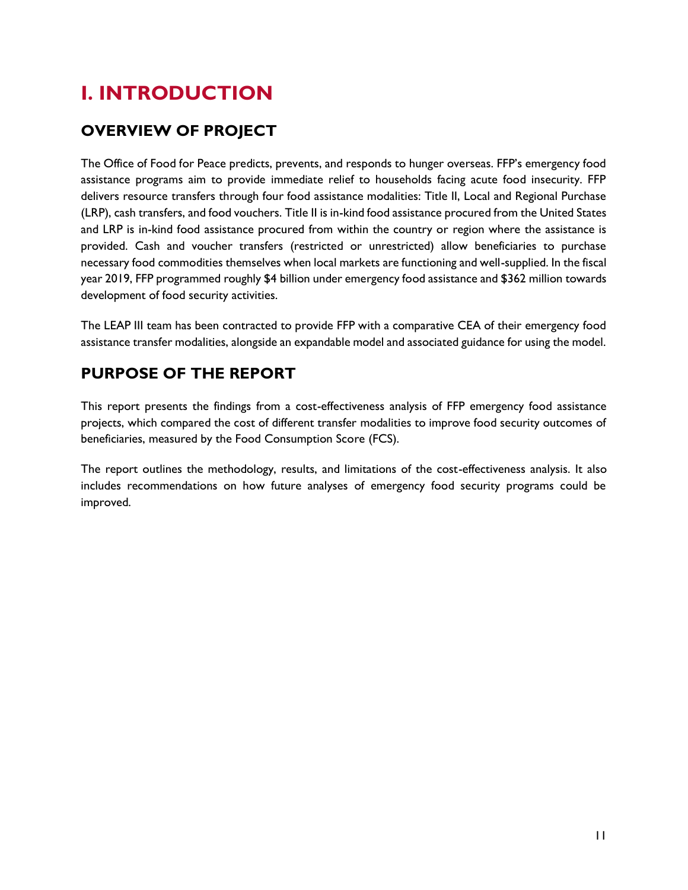# I. INTRODUCTION

## OVERVIEW OF PROJECT

The Office of Food for Peace predicts, prevents, and responds to hunger overseas. FFP's emergency food assistance programs aim to provide immediate relief to households facing acute food insecurity. FFP delivers resource transfers through four food assistance modalities: Title II, Local and Regional Purchase (LRP), cash transfers, and food vouchers. Title II is in-kind food assistance procured from the United States and LRP is in-kind food assistance procured from within the country or region where the assistance is provided. Cash and voucher transfers (restricted or unrestricted) allow beneficiaries to purchase necessary food commodities themselves when local markets are functioning and well-supplied. In the fiscal year 2019, FFP programmed roughly $4 billion under emergency food assistance and $362 million towards development of food security activities.

The LEAP III team has been contracted to provide FFP with a comparative CEA of their emergency food assistance transfer modalities, alongside an expandable model and associated guidance for using the model.

## PURPOSE OF THE REPORT

This report presents the findings from a cost-effectiveness analysis of FFP emergency food assistance projects, which compared the cost of different transfer modalities to improve food security outcomes of beneficiaries, measured by the Food Consumption Score (FCS).

The report outlines the methodology, results, and limitations of the cost-effectiveness analysis. It also includes recommendations on how future analyses of emergency food security programs could be improved.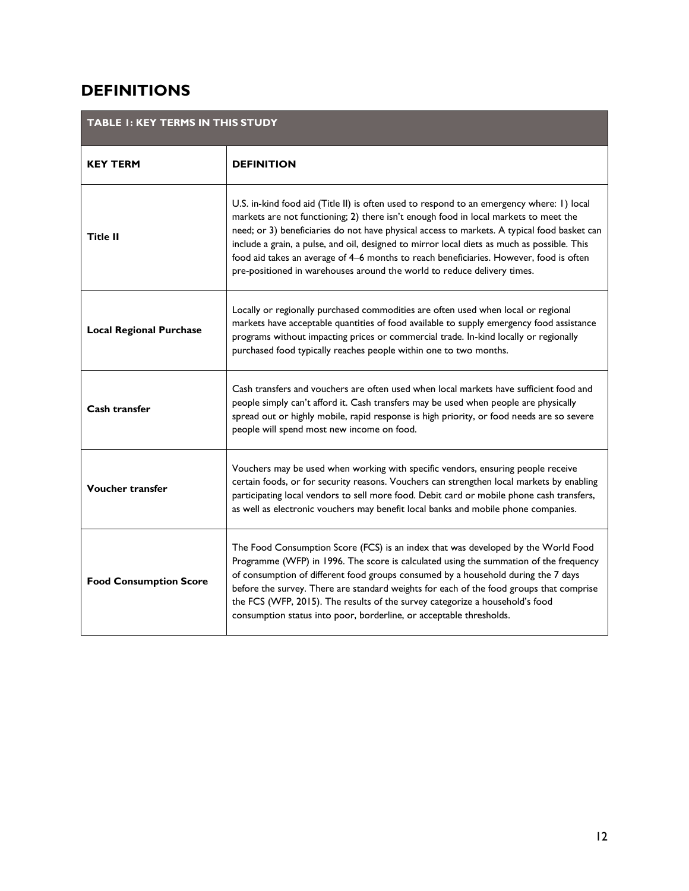## DEFINITIONS

| TABLE 1: KEY TERMS IN THIS STUDY | |
|---|---|
| **KEY TERM** | **DEFINITION** |
| **Title II** | U.S. in-kind food aid (Title II) is often used to respond to an emergency where: 1) local markets are not functioning; 2) there isn't enough food in local markets to meet the need; or 3) beneficiaries do not have physical access to markets. A typical food basket can include a grain, a pulse, and oil, designed to mirror local diets as much as possible. This food aid takes an average of 4–6 months to reach beneficiaries. However, food is often pre-positioned in warehouses around the world to reduce delivery times. |
| **Local Regional Purchase** | Locally or regionally purchased commodities are often used when local or regional markets have acceptable quantities of food available to supply emergency food assistance programs without impacting prices or commercial trade. In-kind locally or regionally purchased food typically reaches people within one to two months. |
| **Cash transfer** | Cash transfers and vouchers are often used when local markets have sufficient food and people simply can't afford it. Cash transfers may be used when people are physically spread out or highly mobile, rapid response is high priority, or food needs are so severe people will spend most new income on food. |
| **Voucher transfer** | Vouchers may be used when working with specific vendors, ensuring people receive certain foods, or for security reasons. Vouchers can strengthen local markets by enabling participating local vendors to sell more food. Debit card or mobile phone cash transfers, as well as electronic vouchers may benefit local banks and mobile phone companies. |
| **Food Consumption Score** | The Food Consumption Score (FCS) is an index that was developed by the World Food Programme (WFP) in 1996. The score is calculated using the summation of the frequency of consumption of different food groups consumed by a household during the 7 days before the survey. There are standard weights for each of the food groups that comprise the FCS (WFP, 2015). The results of the survey categorize a household's food consumption status into poor, borderline, or acceptable thresholds. |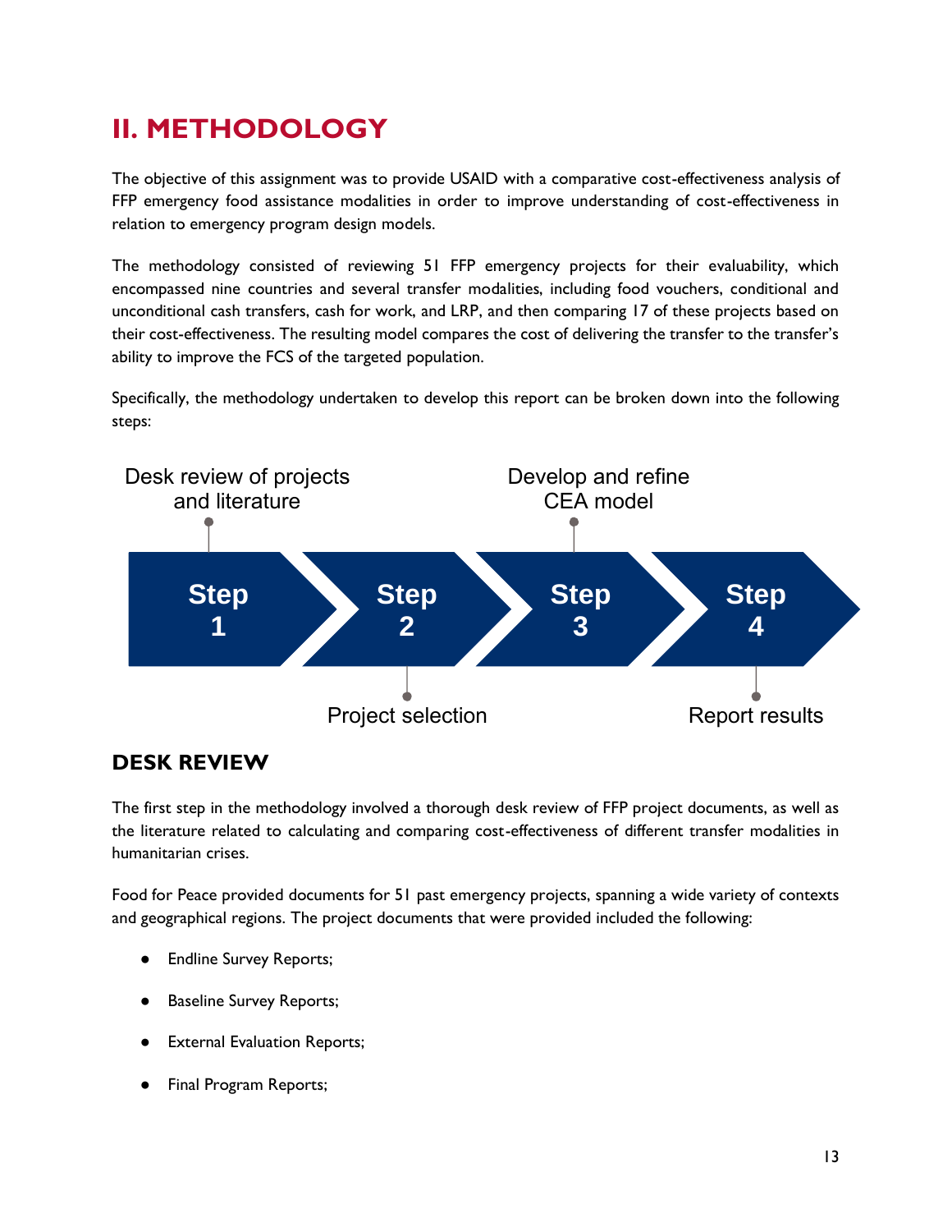# II. METHODOLOGY

The objective of this assignment was to provide USAID with a comparative cost-effectiveness analysis of FFP emergency food assistance modalities in order to improve understanding of cost-effectiveness in relation to emergency program design models.

The methodology consisted of reviewing 51 FFP emergency projects for their evaluability, which encompassed nine countries and several transfer modalities, including food vouchers, conditional and unconditional cash transfers, cash for work, and LRP, and then comparing 17 of these projects based on their cost-effectiveness. The resulting model compares the cost of delivering the transfer to the transfer's ability to improve the FCS of the targeted population.

Specifically, the methodology undertaken to develop this report can be broken down into the following steps:

- Step 1: Desk review of projects and literature
- Step 2: Project selection
- Step 3: Develop and refine CEA model
- Step 4: Report results

## DESK REVIEW

The first step in the methodology involved a thorough desk review of FFP project documents, as well as the literature related to calculating and comparing cost-effectiveness of different transfer modalities in humanitarian crises.

Food for Peace provided documents for 51 past emergency projects, spanning a wide variety of contexts and geographical regions. The project documents that were provided included the following:

- Endline Survey Reports;
- Baseline Survey Reports;
- External Evaluation Reports;
- Final Program Reports;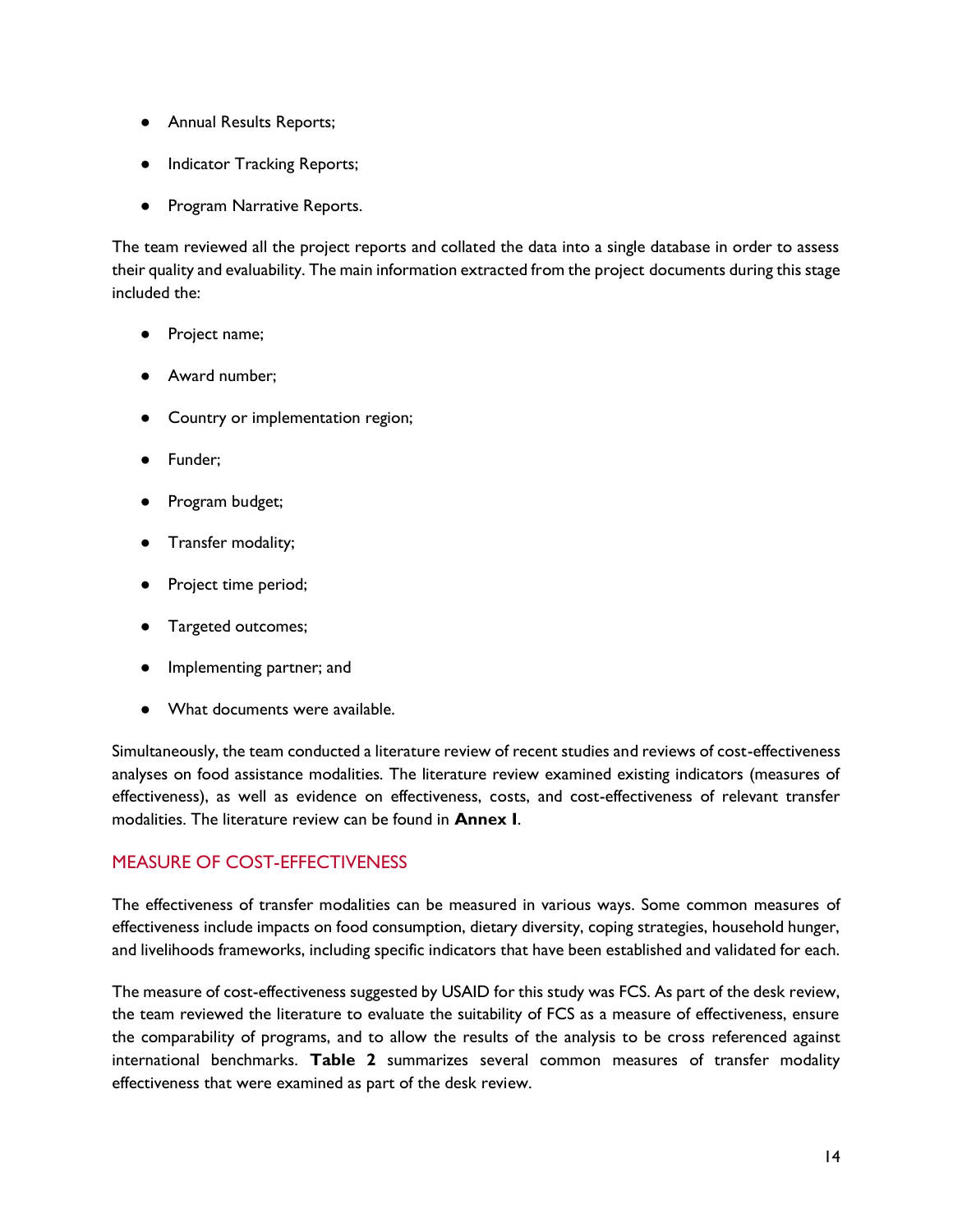- Annual Results Reports;
- Indicator Tracking Reports;
- Program Narrative Reports.

The team reviewed all the project reports and collated the data into a single database in order to assess their quality and evaluability. The main information extracted from the project documents during this stage included the:

- Project name;
- Award number;
- Country or implementation region;
- Funder;
- Program budget;
- Transfer modality;
- Project time period;
- Targeted outcomes;
- Implementing partner; and
- What documents were available.

Simultaneously, the team conducted a literature review of recent studies and reviews of cost-effectiveness analyses on food assistance modalities. The literature review examined existing indicators (measures of effectiveness), as well as evidence on effectiveness, costs, and cost-effectiveness of relevant transfer modalities. The literature review can be found in **Annex I**.

## MEASURE OF COST-EFFECTIVENESS

The effectiveness of transfer modalities can be measured in various ways. Some common measures of effectiveness include impacts on food consumption, dietary diversity, coping strategies, household hunger, and livelihoods frameworks, including specific indicators that have been established and validated for each.

The measure of cost-effectiveness suggested by USAID for this study was FCS. As part of the desk review, the team reviewed the literature to evaluate the suitability of FCS as a measure of effectiveness, ensure the comparability of programs, and to allow the results of the analysis to be cross referenced against international benchmarks. **Table 2** summarizes several common measures of transfer modality effectiveness that were examined as part of the desk review.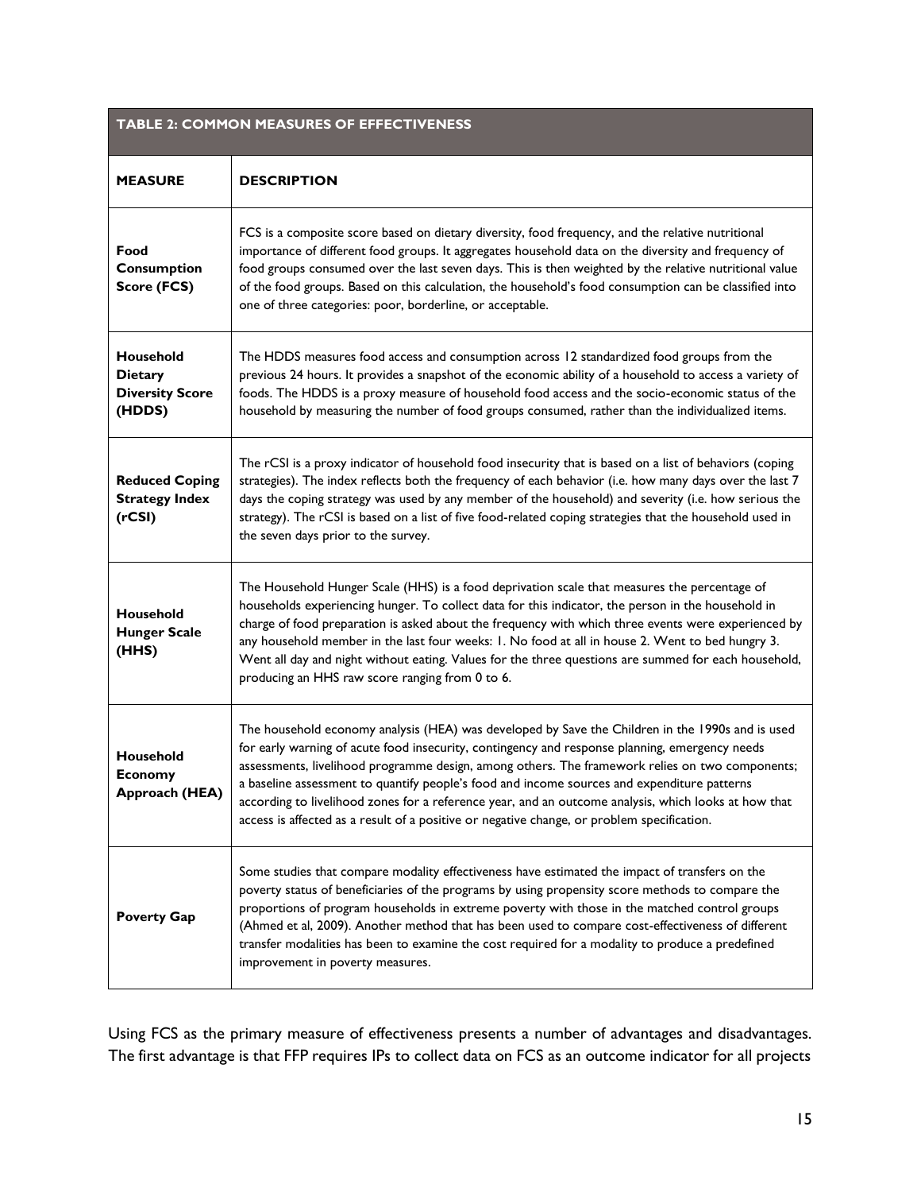| TABLE 2: COMMON MEASURES OF EFFECTIVENESS | |
|---|---|
| **MEASURE** | **DESCRIPTION** |
| **Food Consumption Score (FCS)** | FCS is a composite score based on dietary diversity, food frequency, and the relative nutritional importance of different food groups. It aggregates household data on the diversity and frequency of food groups consumed over the last seven days. This is then weighted by the relative nutritional value of the food groups. Based on this calculation, the household's food consumption can be classified into one of three categories: poor, borderline, or acceptable. |
| **Household Dietary Diversity Score (HDDS)** | The HDDS measures food access and consumption across 12 standardized food groups from the previous 24 hours. It provides a snapshot of the economic ability of a household to access a variety of foods. The HDDS is a proxy measure of household food access and the socio-economic status of the household by measuring the number of food groups consumed, rather than the individualized items. |
| **Reduced Coping Strategy Index (rCSI)** | The rCSI is a proxy indicator of household food insecurity that is based on a list of behaviors (coping strategies). The index reflects both the frequency of each behavior (i.e. how many days over the last 7 days the coping strategy was used by any member of the household) and severity (i.e. how serious the strategy). The rCSI is based on a list of five food-related coping strategies that the household used in the seven days prior to the survey. |
| **Household Hunger Scale (HHS)** | The Household Hunger Scale (HHS) is a food deprivation scale that measures the percentage of households experiencing hunger. To collect data for this indicator, the person in the household in charge of food preparation is asked about the frequency with which three events were experienced by any household member in the last four weeks: 1. No food at all in house 2. Went to bed hungry 3. Went all day and night without eating. Values for the three questions are summed for each household, producing an HHS raw score ranging from 0 to 6. |
| **Household Economy Approach (HEA)** | The household economy analysis (HEA) was developed by Save the Children in the 1990s and is used for early warning of acute food insecurity, contingency and response planning, emergency needs assessments, livelihood programme design, among others. The framework relies on two components; a baseline assessment to quantify people's food and income sources and expenditure patterns according to livelihood zones for a reference year, and an outcome analysis, which looks at how that access is affected as a result of a positive or negative change, or problem specification. |
| **Poverty Gap** | Some studies that compare modality effectiveness have estimated the impact of transfers on the poverty status of beneficiaries of the programs by using propensity score methods to compare the proportions of program households in extreme poverty with those in the matched control groups (Ahmed et al, 2009). Another method that has been used to compare cost-effectiveness of different transfer modalities has been to examine the cost required for a modality to produce a predefined improvement in poverty measures. |

Using FCS as the primary measure of effectiveness presents a number of advantages and disadvantages. The first advantage is that FFP requires IPs to collect data on FCS as an outcome indicator for all projects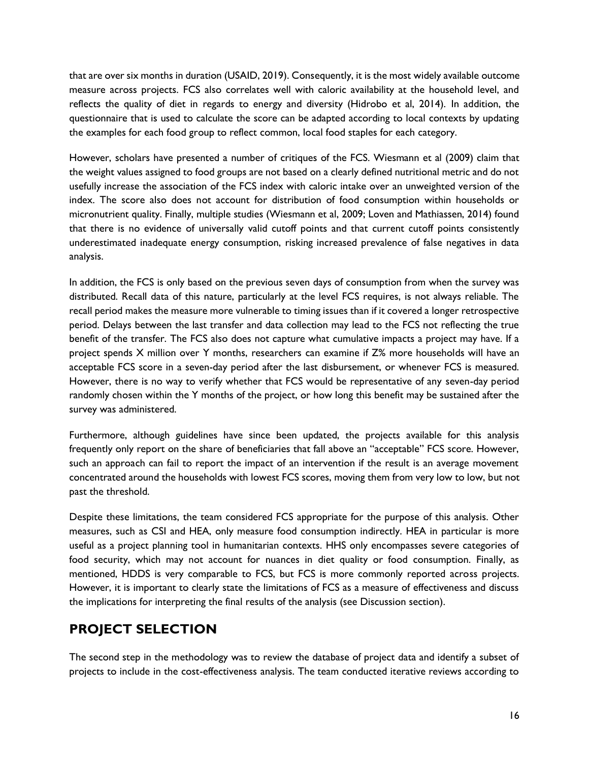that are over six months in duration (USAID, 2019). Consequently, it is the most widely available outcome measure across projects. FCS also correlates well with caloric availability at the household level, and reflects the quality of diet in regards to energy and diversity (Hidrobo et al, 2014). In addition, the questionnaire that is used to calculate the score can be adapted according to local contexts by updating the examples for each food group to reflect common, local food staples for each category.

However, scholars have presented a number of critiques of the FCS. Wiesmann et al (2009) claim that the weight values assigned to food groups are not based on a clearly defined nutritional metric and do not usefully increase the association of the FCS index with caloric intake over an unweighted version of the index. The score also does not account for distribution of food consumption within households or micronutrient quality. Finally, multiple studies (Wiesmann et al, 2009; Loven and Mathiassen, 2014) found that there is no evidence of universally valid cutoff points and that current cutoff points consistently underestimated inadequate energy consumption, risking increased prevalence of false negatives in data analysis.

In addition, the FCS is only based on the previous seven days of consumption from when the survey was distributed. Recall data of this nature, particularly at the level FCS requires, is not always reliable. The recall period makes the measure more vulnerable to timing issues than if it covered a longer retrospective period. Delays between the last transfer and data collection may lead to the FCS not reflecting the true benefit of the transfer. The FCS also does not capture what cumulative impacts a project may have. If a project spends X million over Y months, researchers can examine if Z% more households will have an acceptable FCS score in a seven-day period after the last disbursement, or whenever FCS is measured. However, there is no way to verify whether that FCS would be representative of any seven-day period randomly chosen within the Y months of the project, or how long this benefit may be sustained after the survey was administered.

Furthermore, although guidelines have since been updated, the projects available for this analysis frequently only report on the share of beneficiaries that fall above an "acceptable" FCS score. However, such an approach can fail to report the impact of an intervention if the result is an average movement concentrated around the households with lowest FCS scores, moving them from very low to low, but not past the threshold.

Despite these limitations, the team considered FCS appropriate for the purpose of this analysis. Other measures, such as CSI and HEA, only measure food consumption indirectly. HEA in particular is more useful as a project planning tool in humanitarian contexts. HHS only encompasses severe categories of food security, which may not account for nuances in diet quality or food consumption. Finally, as mentioned, HDDS is very comparable to FCS, but FCS is more commonly reported across projects. However, it is important to clearly state the limitations of FCS as a measure of effectiveness and discuss the implications for interpreting the final results of the analysis (see Discussion section).

## PROJECT SELECTION

The second step in the methodology was to review the database of project data and identify a subset of projects to include in the cost-effectiveness analysis. The team conducted iterative reviews according to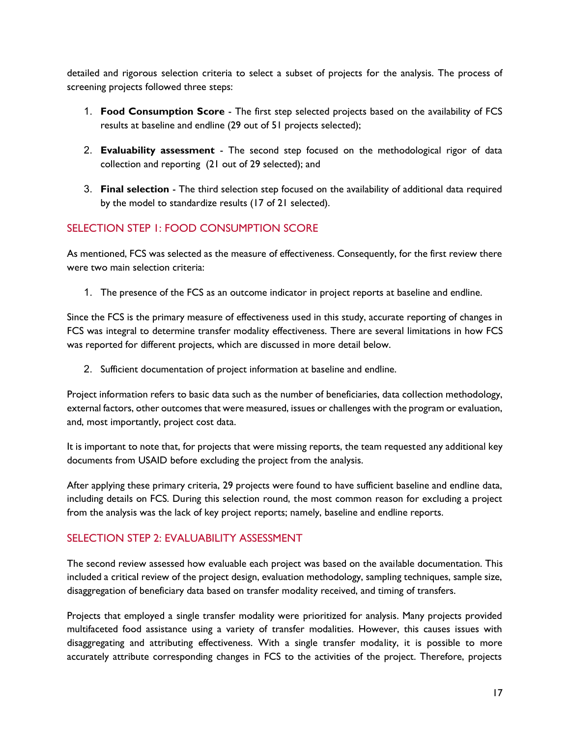detailed and rigorous selection criteria to select a subset of projects for the analysis. The process of screening projects followed three steps:

1. **Food Consumption Score** - The first step selected projects based on the availability of FCS results at baseline and endline (29 out of 51 projects selected);

2. **Evaluability assessment** - The second step focused on the methodological rigor of data collection and reporting (21 out of 29 selected); and

3. **Final selection** - The third selection step focused on the availability of additional data required by the model to standardize results (17 of 21 selected).

## SELECTION STEP 1: FOOD CONSUMPTION SCORE

As mentioned, FCS was selected as the measure of effectiveness. Consequently, for the first review there were two main selection criteria:

1. The presence of the FCS as an outcome indicator in project reports at baseline and endline.

Since the FCS is the primary measure of effectiveness used in this study, accurate reporting of changes in FCS was integral to determine transfer modality effectiveness. There are several limitations in how FCS was reported for different projects, which are discussed in more detail below.

2. Sufficient documentation of project information at baseline and endline.

Project information refers to basic data such as the number of beneficiaries, data collection methodology, external factors, other outcomes that were measured, issues or challenges with the program or evaluation, and, most importantly, project cost data.

It is important to note that, for projects that were missing reports, the team requested any additional key documents from USAID before excluding the project from the analysis.

After applying these primary criteria, 29 projects were found to have sufficient baseline and endline data, including details on FCS. During this selection round, the most common reason for excluding a project from the analysis was the lack of key project reports; namely, baseline and endline reports.

## SELECTION STEP 2: EVALUABILITY ASSESSMENT

The second review assessed how evaluable each project was based on the available documentation. This included a critical review of the project design, evaluation methodology, sampling techniques, sample size, disaggregation of beneficiary data based on transfer modality received, and timing of transfers.

Projects that employed a single transfer modality were prioritized for analysis. Many projects provided multifaceted food assistance using a variety of transfer modalities. However, this causes issues with disaggregating and attributing effectiveness. With a single transfer modality, it is possible to more accurately attribute corresponding changes in FCS to the activities of the project. Therefore, projects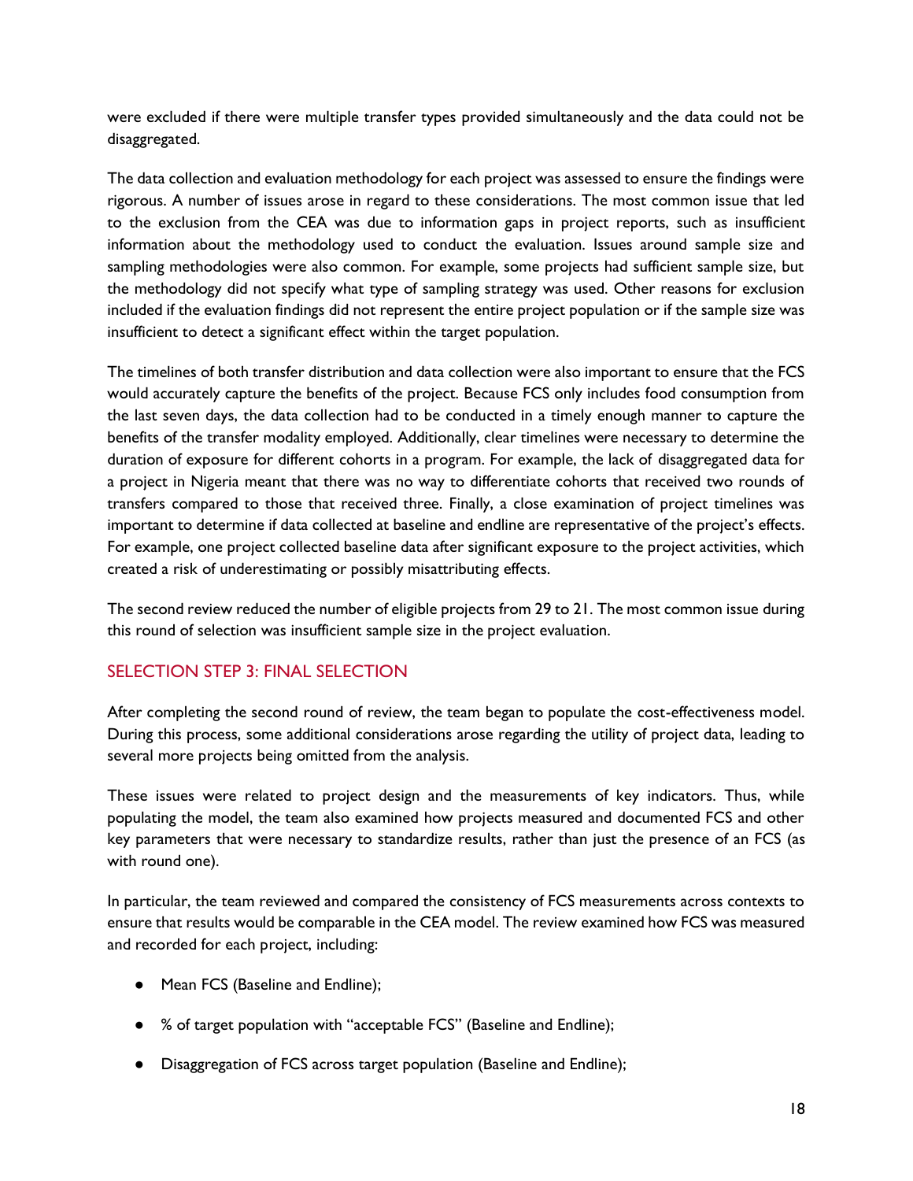were excluded if there were multiple transfer types provided simultaneously and the data could not be disaggregated.

The data collection and evaluation methodology for each project was assessed to ensure the findings were rigorous. A number of issues arose in regard to these considerations. The most common issue that led to the exclusion from the CEA was due to information gaps in project reports, such as insufficient information about the methodology used to conduct the evaluation. Issues around sample size and sampling methodologies were also common. For example, some projects had sufficient sample size, but the methodology did not specify what type of sampling strategy was used. Other reasons for exclusion included if the evaluation findings did not represent the entire project population or if the sample size was insufficient to detect a significant effect within the target population.

The timelines of both transfer distribution and data collection were also important to ensure that the FCS would accurately capture the benefits of the project. Because FCS only includes food consumption from the last seven days, the data collection had to be conducted in a timely enough manner to capture the benefits of the transfer modality employed. Additionally, clear timelines were necessary to determine the duration of exposure for different cohorts in a program. For example, the lack of disaggregated data for a project in Nigeria meant that there was no way to differentiate cohorts that received two rounds of transfers compared to those that received three. Finally, a close examination of project timelines was important to determine if data collected at baseline and endline are representative of the project's effects. For example, one project collected baseline data after significant exposure to the project activities, which created a risk of underestimating or possibly misattributing effects.

The second review reduced the number of eligible projects from 29 to 21. The most common issue during this round of selection was insufficient sample size in the project evaluation.

### SELECTION STEP 3: FINAL SELECTION

After completing the second round of review, the team began to populate the cost-effectiveness model. During this process, some additional considerations arose regarding the utility of project data, leading to several more projects being omitted from the analysis.

These issues were related to project design and the measurements of key indicators. Thus, while populating the model, the team also examined how projects measured and documented FCS and other key parameters that were necessary to standardize results, rather than just the presence of an FCS (as with round one).

In particular, the team reviewed and compared the consistency of FCS measurements across contexts to ensure that results would be comparable in the CEA model. The review examined how FCS was measured and recorded for each project, including:

- Mean FCS (Baseline and Endline);
- % of target population with "acceptable FCS" (Baseline and Endline);
- Disaggregation of FCS across target population (Baseline and Endline);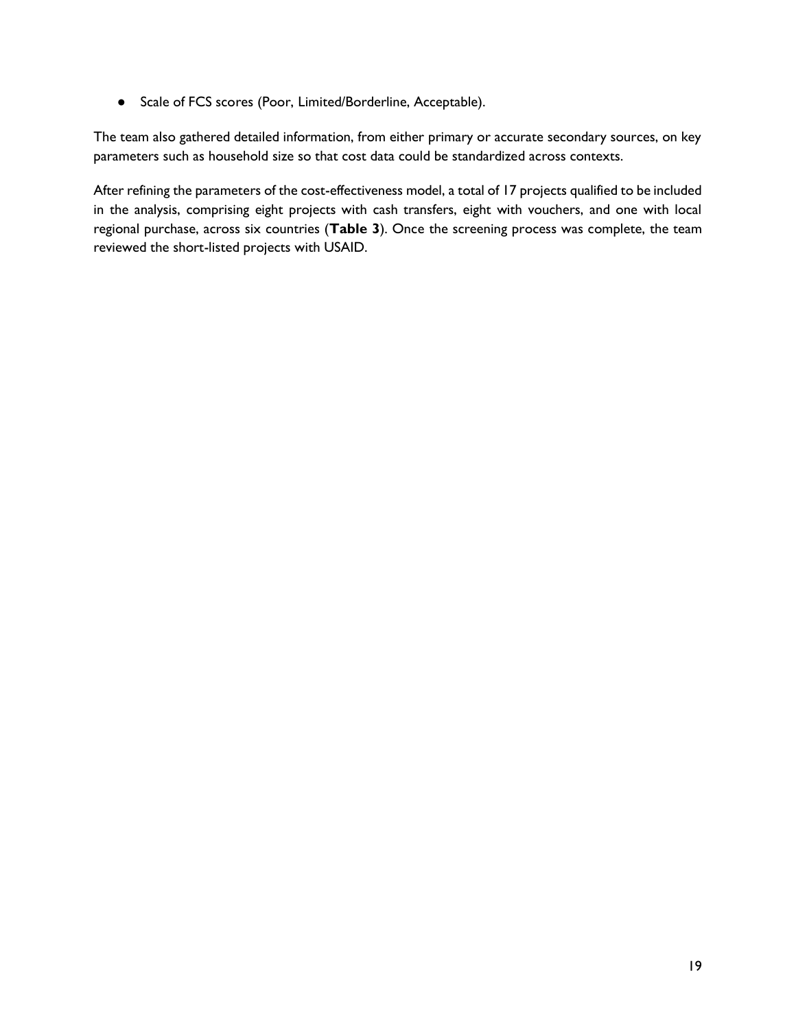- Scale of FCS scores (Poor, Limited/Borderline, Acceptable).

The team also gathered detailed information, from either primary or accurate secondary sources, on key parameters such as household size so that cost data could be standardized across contexts.

After refining the parameters of the cost-effectiveness model, a total of 17 projects qualified to be included in the analysis, comprising eight projects with cash transfers, eight with vouchers, and one with local regional purchase, across six countries (**Table 3**). Once the screening process was complete, the team reviewed the short-listed projects with USAID.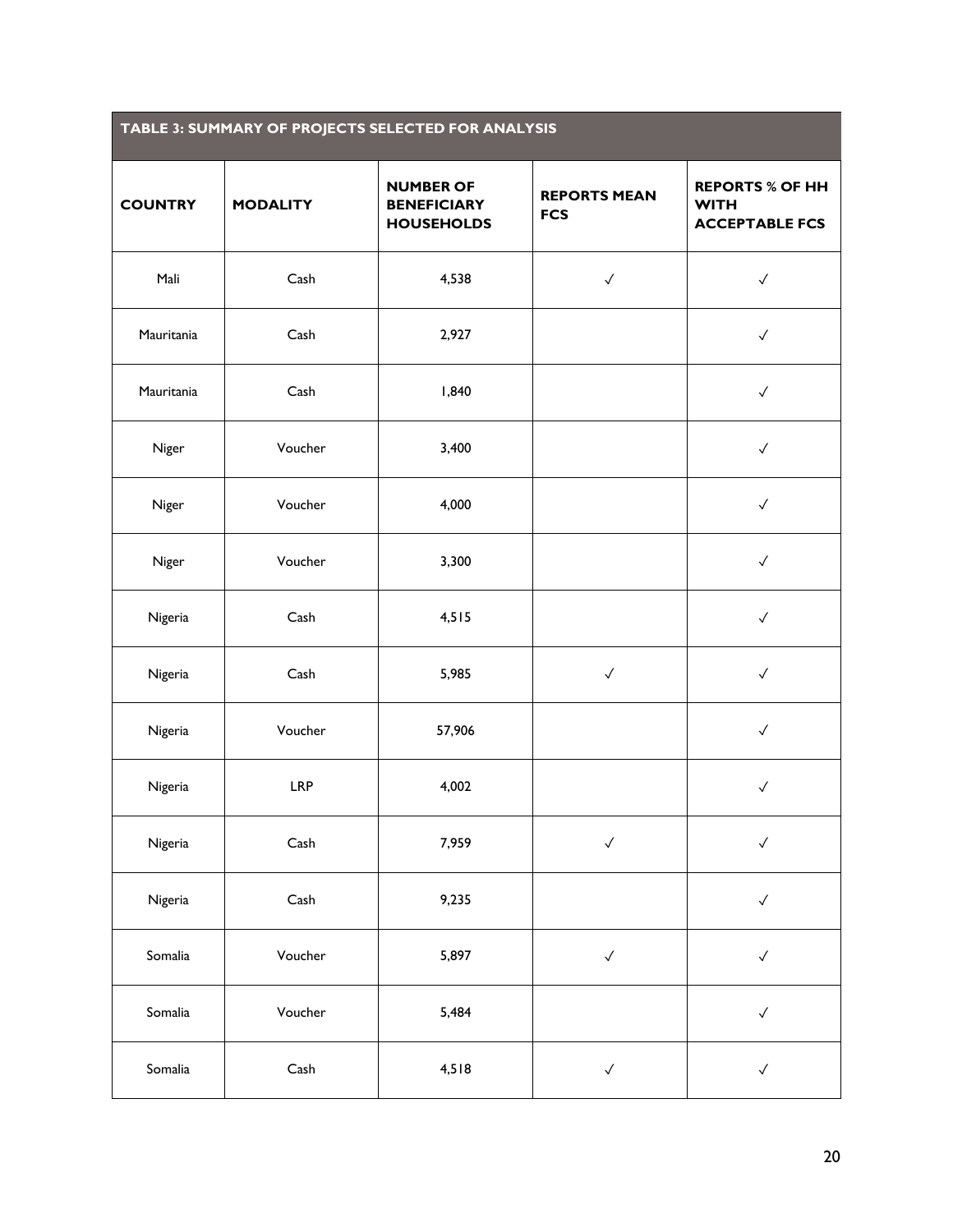| TABLE 3: SUMMARY OF PROJECTS SELECTED FOR ANALYSIS | | | | |
|---|---|---|---|---|
| **COUNTRY** | **MODALITY** | **NUMBER OF BENEFICIARY HOUSEHOLDS** | **REPORTS MEAN FCS** | **REPORTS % OF HH WITH ACCEPTABLE FCS** |
| Mali | Cash | 4,538 | ✓ | ✓ |
| Mauritania | Cash | 2,927 | | ✓ |
| Mauritania | Cash | 1,840 | | ✓ |
| Niger | Voucher | 3,400 | | ✓ |
| Niger | Voucher | 4,000 | | ✓ |
| Niger | Voucher | 3,300 | | ✓ |
| Nigeria | Cash | 4,515 | | ✓ |
| Nigeria | Cash | 5,985 | ✓ | ✓ |
| Nigeria | Voucher | 57,906 | | ✓ |
| Nigeria | LRP | 4,002 | | ✓ |
| Nigeria | Cash | 7,959 | ✓ | ✓ |
| Nigeria | Cash | 9,235 | | ✓ |
| Somalia | Voucher | 5,897 | ✓ | ✓ |
| Somalia | Voucher | 5,484 | | ✓ |
| Somalia | Cash | 4,518 | ✓ | ✓ |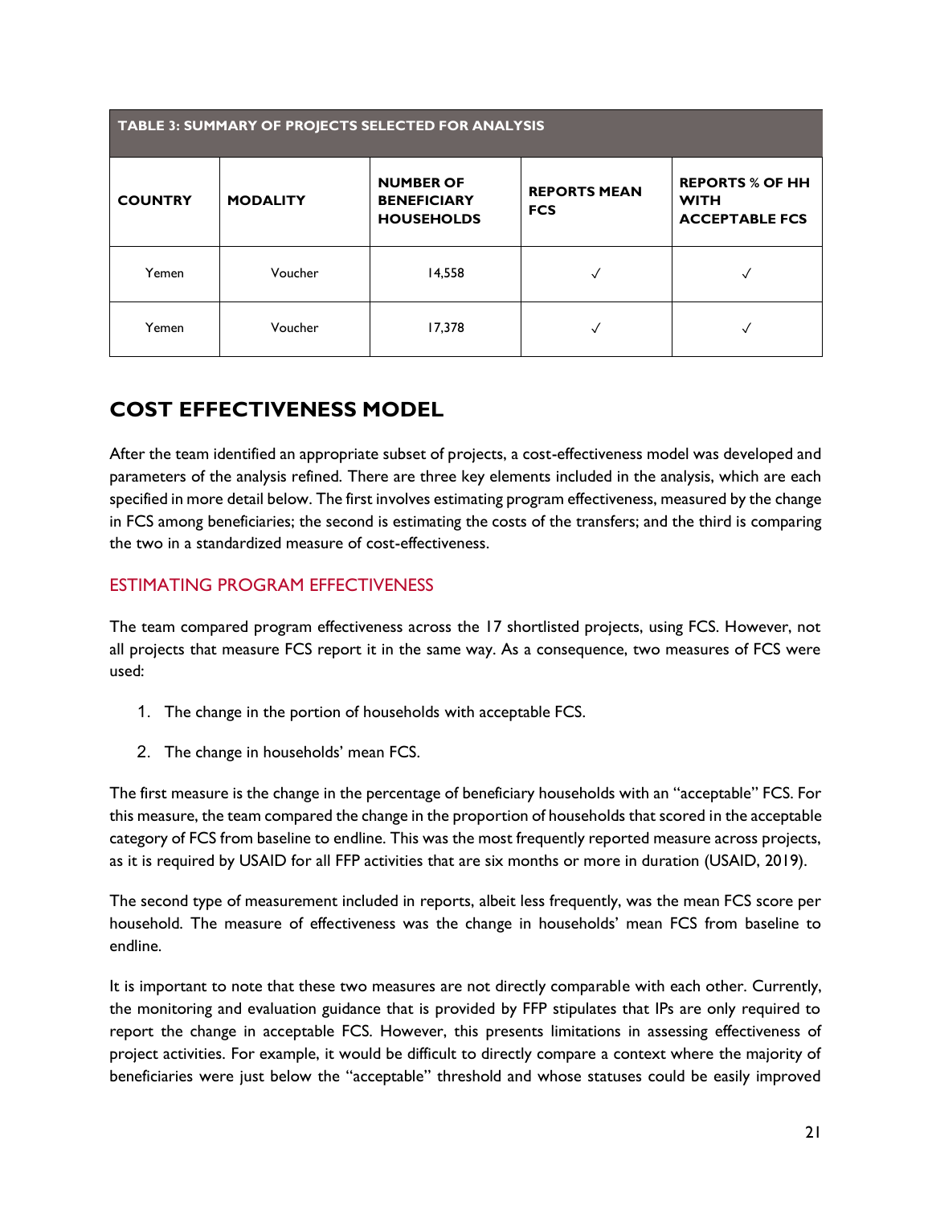| TABLE 3: SUMMARY OF PROJECTS SELECTED FOR ANALYSIS | | | | |
|---|---|---|---|---|
| **COUNTRY** | **MODALITY** | **NUMBER OF BENEFICIARY HOUSEHOLDS** | **REPORTS MEAN FCS** | **REPORTS % OF HH WITH ACCEPTABLE FCS** |
| Yemen | Voucher | 14,558 | ✓ | ✓ |
| Yemen | Voucher | 17,378 | ✓ | ✓ |

## COST EFFECTIVENESS MODEL

After the team identified an appropriate subset of projects, a cost-effectiveness model was developed and parameters of the analysis refined. There are three key elements included in the analysis, which are each specified in more detail below. The first involves estimating program effectiveness, measured by the change in FCS among beneficiaries; the second is estimating the costs of the transfers; and the third is comparing the two in a standardized measure of cost-effectiveness.

### ESTIMATING PROGRAM EFFECTIVENESS

The team compared program effectiveness across the 17 shortlisted projects, using FCS. However, not all projects that measure FCS report it in the same way. As a consequence, two measures of FCS were used:

1. The change in the portion of households with acceptable FCS.
2. The change in households' mean FCS.

The first measure is the change in the percentage of beneficiary households with an "acceptable" FCS. For this measure, the team compared the change in the proportion of households that scored in the acceptable category of FCS from baseline to endline. This was the most frequently reported measure across projects, as it is required by USAID for all FFP activities that are six months or more in duration (USAID, 2019).

The second type of measurement included in reports, albeit less frequently, was the mean FCS score per household. The measure of effectiveness was the change in households' mean FCS from baseline to endline.

It is important to note that these two measures are not directly comparable with each other. Currently, the monitoring and evaluation guidance that is provided by FFP stipulates that IPs are only required to report the change in acceptable FCS. However, this presents limitations in assessing effectiveness of project activities. For example, it would be difficult to directly compare a context where the majority of beneficiaries were just below the "acceptable" threshold and whose statuses could be easily improved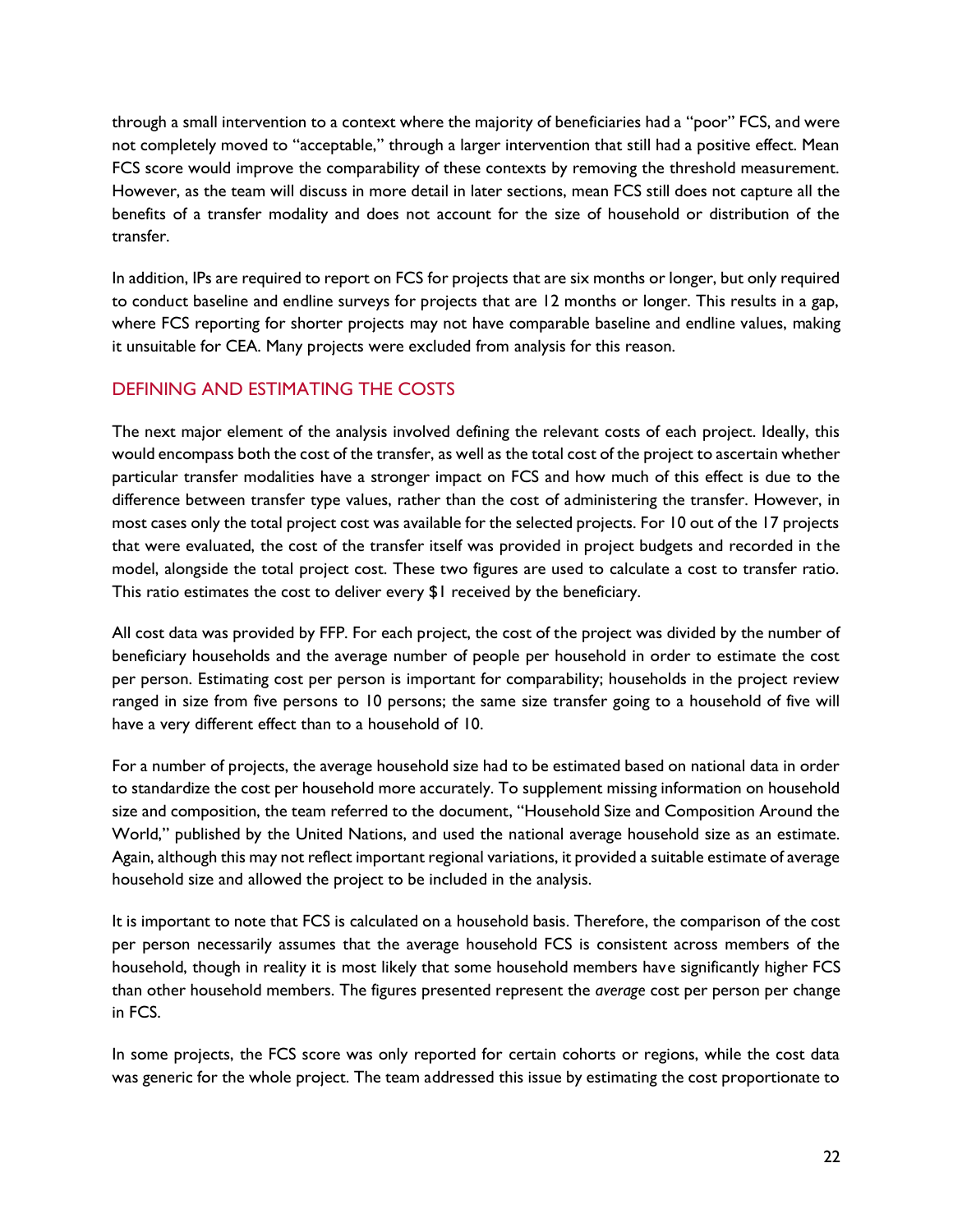through a small intervention to a context where the majority of beneficiaries had a "poor" FCS, and were not completely moved to "acceptable," through a larger intervention that still had a positive effect. Mean FCS score would improve the comparability of these contexts by removing the threshold measurement. However, as the team will discuss in more detail in later sections, mean FCS still does not capture all the benefits of a transfer modality and does not account for the size of household or distribution of the transfer.

In addition, IPs are required to report on FCS for projects that are six months or longer, but only required to conduct baseline and endline surveys for projects that are 12 months or longer. This results in a gap, where FCS reporting for shorter projects may not have comparable baseline and endline values, making it unsuitable for CEA. Many projects were excluded from analysis for this reason.

## DEFINING AND ESTIMATING THE COSTS

The next major element of the analysis involved defining the relevant costs of each project. Ideally, this would encompass both the cost of the transfer, as well as the total cost of the project to ascertain whether particular transfer modalities have a stronger impact on FCS and how much of this effect is due to the difference between transfer type values, rather than the cost of administering the transfer. However, in most cases only the total project cost was available for the selected projects. For 10 out of the 17 projects that were evaluated, the cost of the transfer itself was provided in project budgets and recorded in the model, alongside the total project cost. These two figures are used to calculate a cost to transfer ratio. This ratio estimates the cost to deliver every $1 received by the beneficiary.

All cost data was provided by FFP. For each project, the cost of the project was divided by the number of beneficiary households and the average number of people per household in order to estimate the cost per person. Estimating cost per person is important for comparability; households in the project review ranged in size from five persons to 10 persons; the same size transfer going to a household of five will have a very different effect than to a household of 10.

For a number of projects, the average household size had to be estimated based on national data in order to standardize the cost per household more accurately. To supplement missing information on household size and composition, the team referred to the document, "Household Size and Composition Around the World," published by the United Nations, and used the national average household size as an estimate. Again, although this may not reflect important regional variations, it provided a suitable estimate of average household size and allowed the project to be included in the analysis.

It is important to note that FCS is calculated on a household basis. Therefore, the comparison of the cost per person necessarily assumes that the average household FCS is consistent across members of the household, though in reality it is most likely that some household members have significantly higher FCS than other household members. The figures presented represent the *average* cost per person per change in FCS.

In some projects, the FCS score was only reported for certain cohorts or regions, while the cost data was generic for the whole project. The team addressed this issue by estimating the cost proportionate to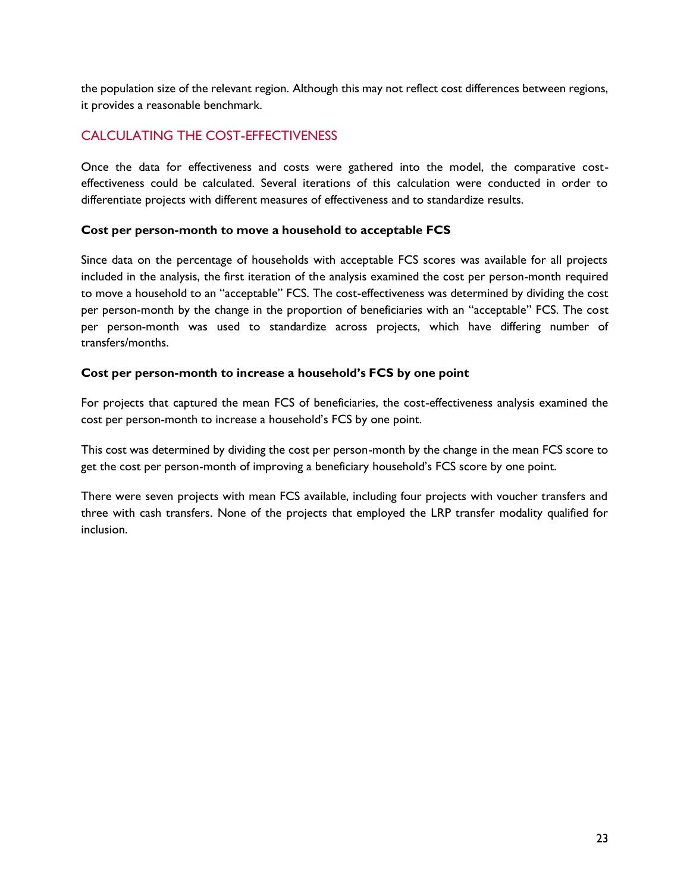the population size of the relevant region. Although this may not reflect cost differences between regions, it provides a reasonable benchmark.

## CALCULATING THE COST-EFFECTIVENESS

Once the data for effectiveness and costs were gathered into the model, the comparative cost-effectiveness could be calculated. Several iterations of this calculation were conducted in order to differentiate projects with different measures of effectiveness and to standardize results.

### Cost per person-month to move a household to acceptable FCS

Since data on the percentage of households with acceptable FCS scores was available for all projects included in the analysis, the first iteration of the analysis examined the cost per person-month required to move a household to an "acceptable" FCS. The cost-effectiveness was determined by dividing the cost per person-month by the change in the proportion of beneficiaries with an "acceptable" FCS. The cost per person-month was used to standardize across projects, which have differing number of transfers/months.

### Cost per person-month to increase a household's FCS by one point

For projects that captured the mean FCS of beneficiaries, the cost-effectiveness analysis examined the cost per person-month to increase a household's FCS by one point.

This cost was determined by dividing the cost per person-month by the change in the mean FCS score to get the cost per person-month of improving a beneficiary household's FCS score by one point.

There were seven projects with mean FCS available, including four projects with voucher transfers and three with cash transfers. None of the projects that employed the LRP transfer modality qualified for inclusion.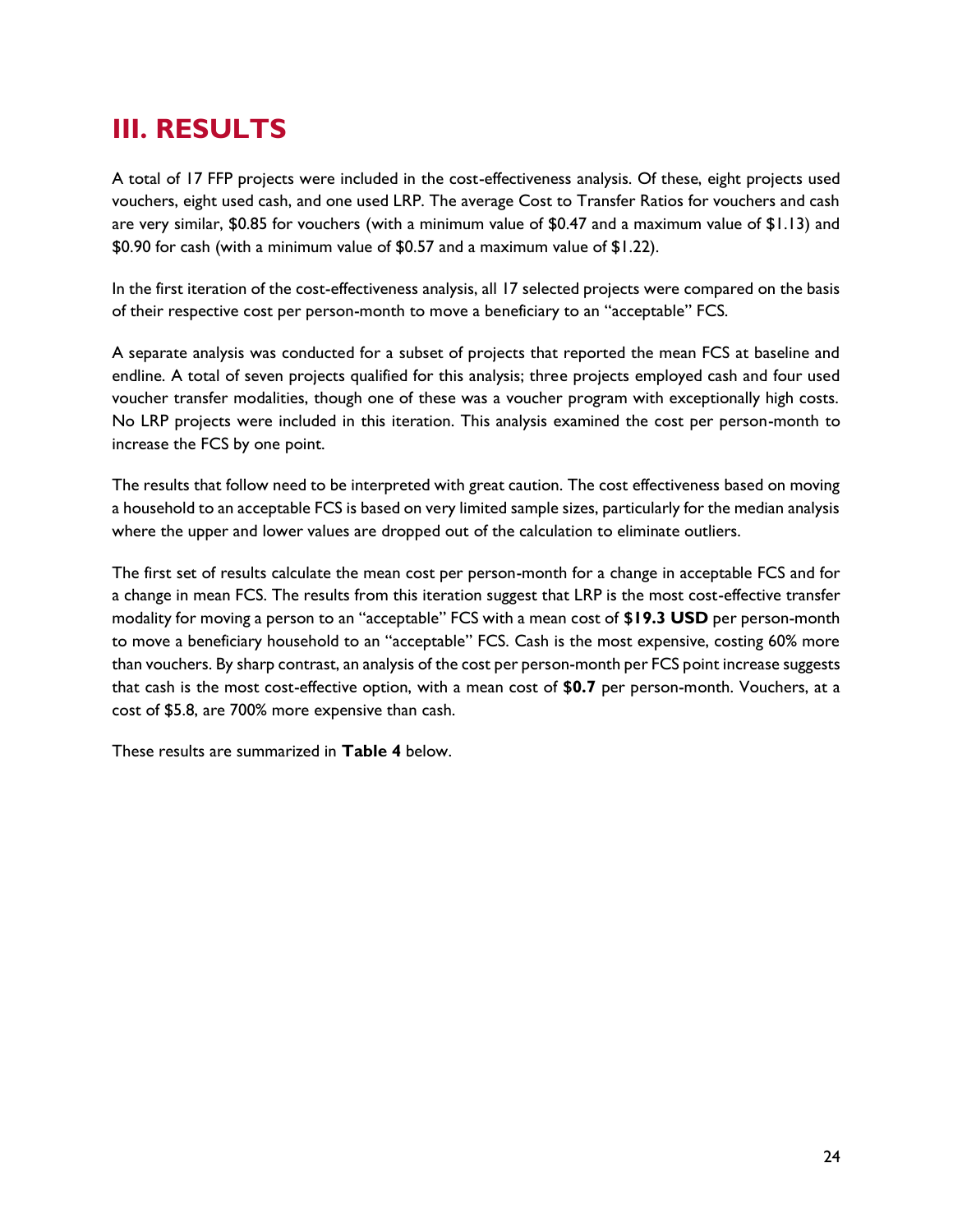# III. RESULTS

A total of 17 FFP projects were included in the cost-effectiveness analysis. Of these, eight projects used vouchers, eight used cash, and one used LRP. The average Cost to Transfer Ratios for vouchers and cash are very similar, $0.85 for vouchers (with a minimum value of $0.47 and a maximum value of $1.13) and $0.90 for cash (with a minimum value of $0.57 and a maximum value of $1.22).

In the first iteration of the cost-effectiveness analysis, all 17 selected projects were compared on the basis of their respective cost per person-month to move a beneficiary to an "acceptable" FCS.

A separate analysis was conducted for a subset of projects that reported the mean FCS at baseline and endline. A total of seven projects qualified for this analysis; three projects employed cash and four used voucher transfer modalities, though one of these was a voucher program with exceptionally high costs. No LRP projects were included in this iteration. This analysis examined the cost per person-month to increase the FCS by one point.

The results that follow need to be interpreted with great caution. The cost effectiveness based on moving a household to an acceptable FCS is based on very limited sample sizes, particularly for the median analysis where the upper and lower values are dropped out of the calculation to eliminate outliers.

The first set of results calculate the mean cost per person-month for a change in acceptable FCS and for a change in mean FCS. The results from this iteration suggest that LRP is the most cost-effective transfer modality for moving a person to an "acceptable" FCS with a mean cost of **$19.3 USD** per person-month to move a beneficiary household to an "acceptable" FCS. Cash is the most expensive, costing 60% more than vouchers. By sharp contrast, an analysis of the cost per person-month per FCS point increase suggests that cash is the most cost-effective option, with a mean cost of **$0.7** per person-month. Vouchers, at a cost of $5.8, are 700% more expensive than cash.

These results are summarized in **Table 4** below.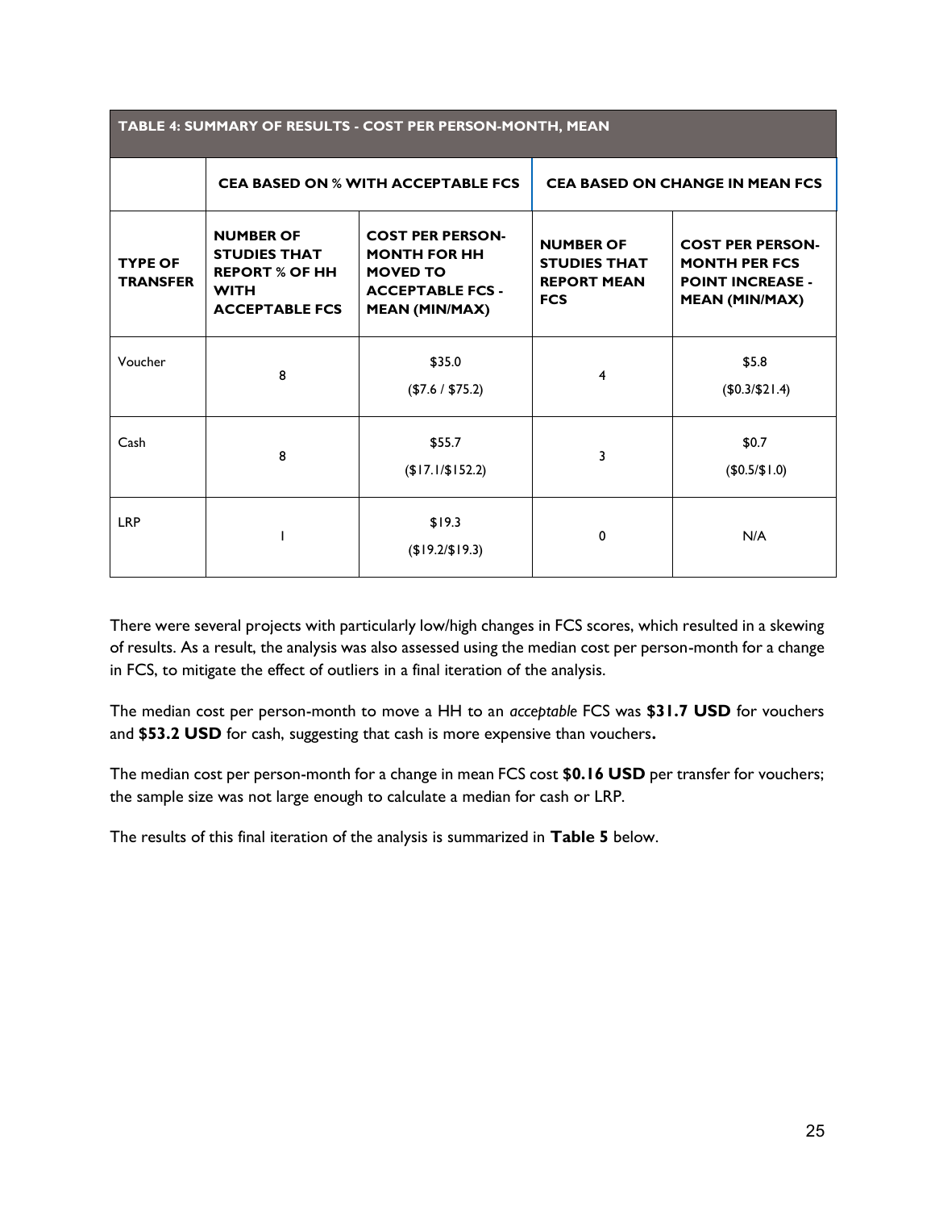| TABLE 4: SUMMARY OF RESULTS - COST PER PERSON-MONTH, MEAN | | | | |
|---|---|---|---|---|
| | CEA BASED ON % WITH ACCEPTABLE FCS | | CEA BASED ON CHANGE IN MEAN FCS | |
| TYPE OF TRANSFER | NUMBER OF STUDIES THAT REPORT % OF HH WITH ACCEPTABLE FCS | COST PER PERSON-MONTH FOR HH MOVED TO ACCEPTABLE FCS - MEAN (MIN/MAX) | NUMBER OF STUDIES THAT REPORT MEAN FCS | COST PER PERSON-MONTH PER FCS POINT INCREASE - MEAN (MIN/MAX) |
| Voucher | 8 | $35.0 ($7.6 / $75.2) | 4 | $5.8 ($0.3/$21.4) |
| Cash | 8 | $55.7 ($17.1/$152.2) | 3 | $0.7 ($0.5/$1.0) |
| LRP | 1 | $19.3 ($19.2/$19.3) | 0 | N/A |

There were several projects with particularly low/high changes in FCS scores, which resulted in a skewing of results. As a result, the analysis was also assessed using the median cost per person-month for a change in FCS, to mitigate the effect of outliers in a final iteration of the analysis.

The median cost per person-month to move a HH to an *acceptable* FCS was **$31.7 USD** for vouchers and **$53.2 USD** for cash, suggesting that cash is more expensive than vouchers**.**

The median cost per person-month for a change in mean FCS cost **$0.16 USD** per transfer for vouchers; the sample size was not large enough to calculate a median for cash or LRP.

The results of this final iteration of the analysis is summarized in **Table 5** below.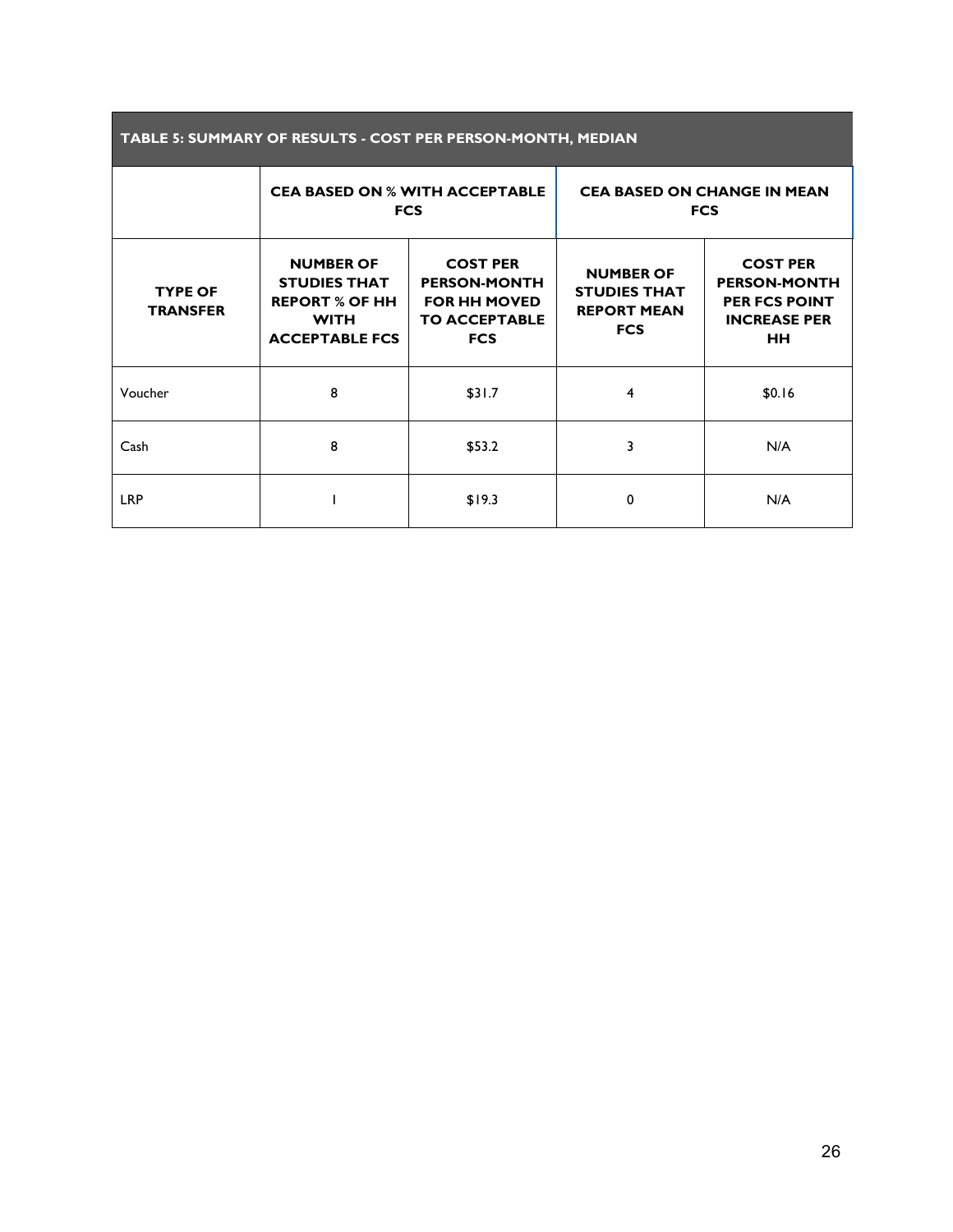| TABLE 5: SUMMARY OF RESULTS - COST PER PERSON-MONTH, MEDIAN | | | | |
|---|---|---|---|---|
| | **CEA BASED ON % WITH ACCEPTABLE FCS** | | **CEA BASED ON CHANGE IN MEAN FCS** | |
| **TYPE OF TRANSFER** | **NUMBER OF STUDIES THAT REPORT % OF HH WITH ACCEPTABLE FCS** | **COST PER PERSON-MONTH FOR HH MOVED TO ACCEPTABLE FCS** | **NUMBER OF STUDIES THAT REPORT MEAN FCS** | **COST PER PERSON-MONTH PER FCS POINT INCREASE PER HH** |
| Voucher | 8 | $31.7 | 4 | $0.16 |
| Cash | 8 | $53.2 | 3 | N/A |
| LRP | 1 | $19.3 | 0 | N/A |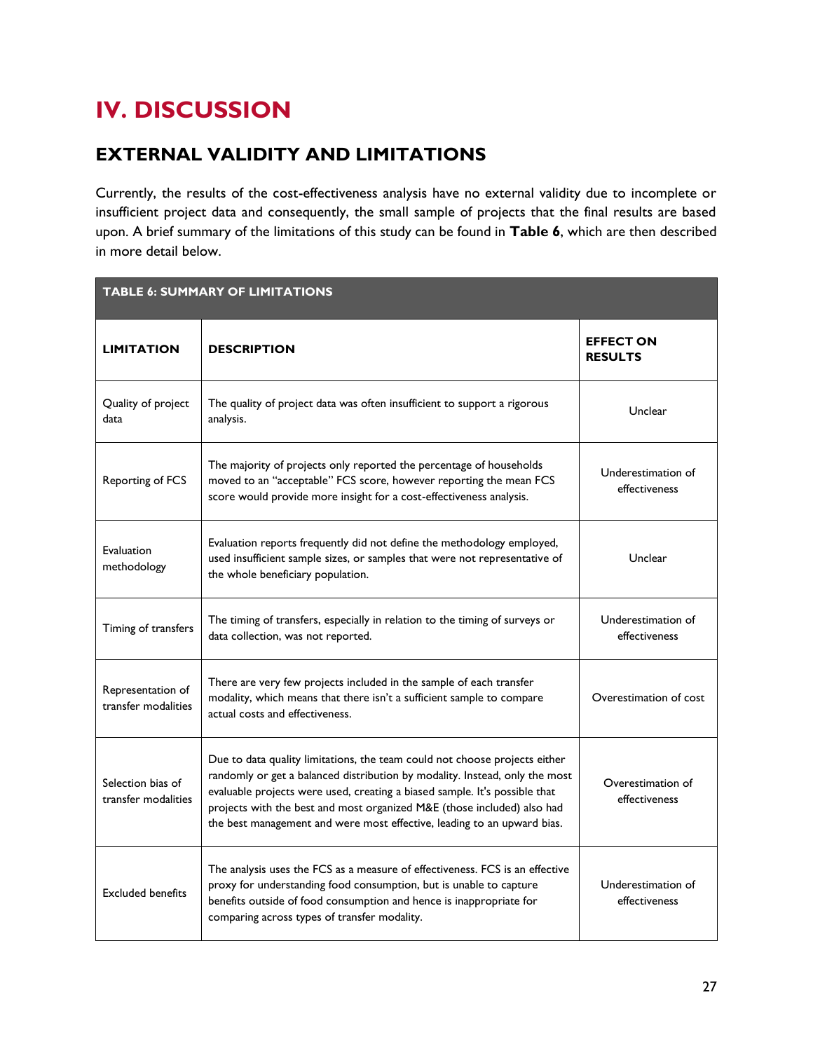# IV. DISCUSSION

## EXTERNAL VALIDITY AND LIMITATIONS

Currently, the results of the cost-effectiveness analysis have no external validity due to incomplete or insufficient project data and consequently, the small sample of projects that the final results are based upon. A brief summary of the limitations of this study can be found in **Table 6**, which are then described in more detail below.

**TABLE 6: SUMMARY OF LIMITATIONS**

| LIMITATION | DESCRIPTION | EFFECT ON RESULTS |
|---|---|---|
| Quality of project data | The quality of project data was often insufficient to support a rigorous analysis. | Unclear |
| Reporting of FCS | The majority of projects only reported the percentage of households moved to an "acceptable" FCS score, however reporting the mean FCS score would provide more insight for a cost-effectiveness analysis. | Underestimation of effectiveness |
| Evaluation methodology | Evaluation reports frequently did not define the methodology employed, used insufficient sample sizes, or samples that were not representative of the whole beneficiary population. | Unclear |
| Timing of transfers | The timing of transfers, especially in relation to the timing of surveys or data collection, was not reported. | Underestimation of effectiveness |
| Representation of transfer modalities | There are very few projects included in the sample of each transfer modality, which means that there isn't a sufficient sample to compare actual costs and effectiveness. | Overestimation of cost |
| Selection bias of transfer modalities | Due to data quality limitations, the team could not choose projects either randomly or get a balanced distribution by modality. Instead, only the most evaluable projects were used, creating a biased sample. It's possible that projects with the best and most organized M&E (those included) also had the best management and were most effective, leading to an upward bias. | Overestimation of effectiveness |
| Excluded benefits | The analysis uses the FCS as a measure of effectiveness. FCS is an effective proxy for understanding food consumption, but is unable to capture benefits outside of food consumption and hence is inappropriate for comparing across types of transfer modality. | Underestimation of effectiveness |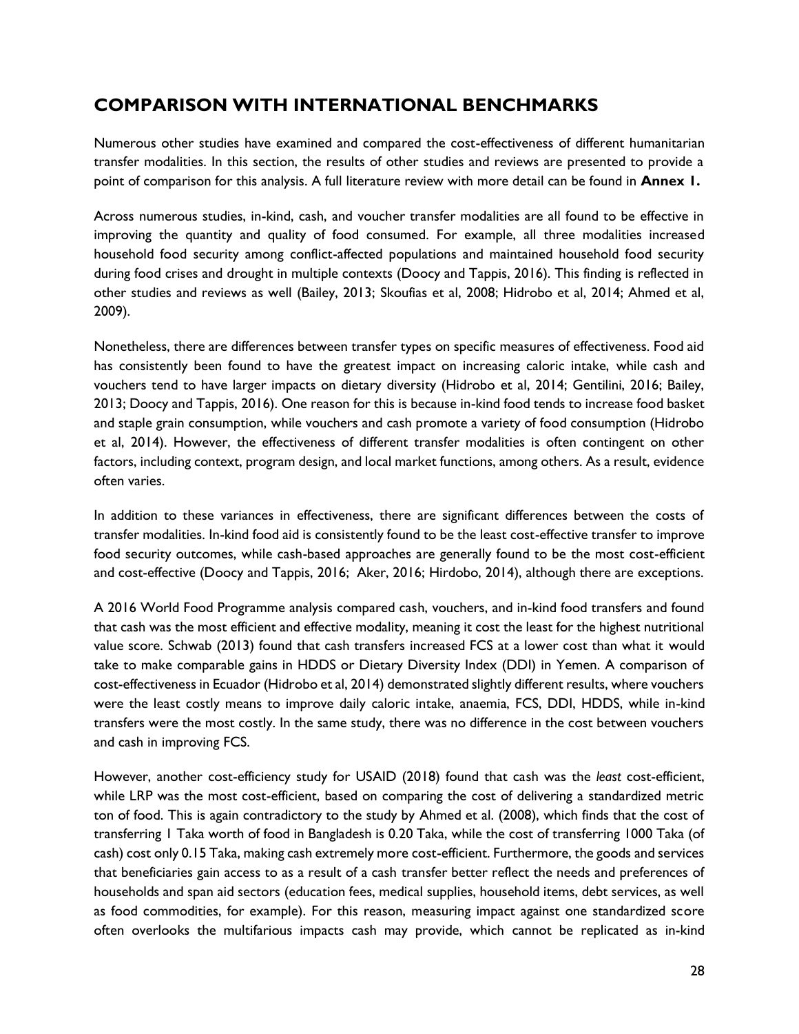## COMPARISON WITH INTERNATIONAL BENCHMARKS

Numerous other studies have examined and compared the cost-effectiveness of different humanitarian transfer modalities. In this section, the results of other studies and reviews are presented to provide a point of comparison for this analysis. A full literature review with more detail can be found in **Annex 1.**

Across numerous studies, in-kind, cash, and voucher transfer modalities are all found to be effective in improving the quantity and quality of food consumed. For example, all three modalities increased household food security among conflict-affected populations and maintained household food security during food crises and drought in multiple contexts (Doocy and Tappis, 2016). This finding is reflected in other studies and reviews as well (Bailey, 2013; Skoufias et al, 2008; Hidrobo et al, 2014; Ahmed et al, 2009).

Nonetheless, there are differences between transfer types on specific measures of effectiveness. Food aid has consistently been found to have the greatest impact on increasing caloric intake, while cash and vouchers tend to have larger impacts on dietary diversity (Hidrobo et al, 2014; Gentilini, 2016; Bailey, 2013; Doocy and Tappis, 2016). One reason for this is because in-kind food tends to increase food basket and staple grain consumption, while vouchers and cash promote a variety of food consumption (Hidrobo et al, 2014). However, the effectiveness of different transfer modalities is often contingent on other factors, including context, program design, and local market functions, among others. As a result, evidence often varies.

In addition to these variances in effectiveness, there are significant differences between the costs of transfer modalities. In-kind food aid is consistently found to be the least cost-effective transfer to improve food security outcomes, while cash-based approaches are generally found to be the most cost-efficient and cost-effective (Doocy and Tappis, 2016; Aker, 2016; Hirdobo, 2014), although there are exceptions.

A 2016 World Food Programme analysis compared cash, vouchers, and in-kind food transfers and found that cash was the most efficient and effective modality, meaning it cost the least for the highest nutritional value score. Schwab (2013) found that cash transfers increased FCS at a lower cost than what it would take to make comparable gains in HDDS or Dietary Diversity Index (DDI) in Yemen. A comparison of cost-effectiveness in Ecuador (Hidrobo et al, 2014) demonstrated slightly different results, where vouchers were the least costly means to improve daily caloric intake, anaemia, FCS, DDI, HDDS, while in-kind transfers were the most costly. In the same study, there was no difference in the cost between vouchers and cash in improving FCS.

However, another cost-efficiency study for USAID (2018) found that cash was the *least* cost-efficient, while LRP was the most cost-efficient, based on comparing the cost of delivering a standardized metric ton of food. This is again contradictory to the study by Ahmed et al. (2008), which finds that the cost of transferring 1 Taka worth of food in Bangladesh is 0.20 Taka, while the cost of transferring 1000 Taka (of cash) cost only 0.15 Taka, making cash extremely more cost-efficient. Furthermore, the goods and services that beneficiaries gain access to as a result of a cash transfer better reflect the needs and preferences of households and span aid sectors (education fees, medical supplies, household items, debt services, as well as food commodities, for example). For this reason, measuring impact against one standardized score often overlooks the multifarious impacts cash may provide, which cannot be replicated as in-kind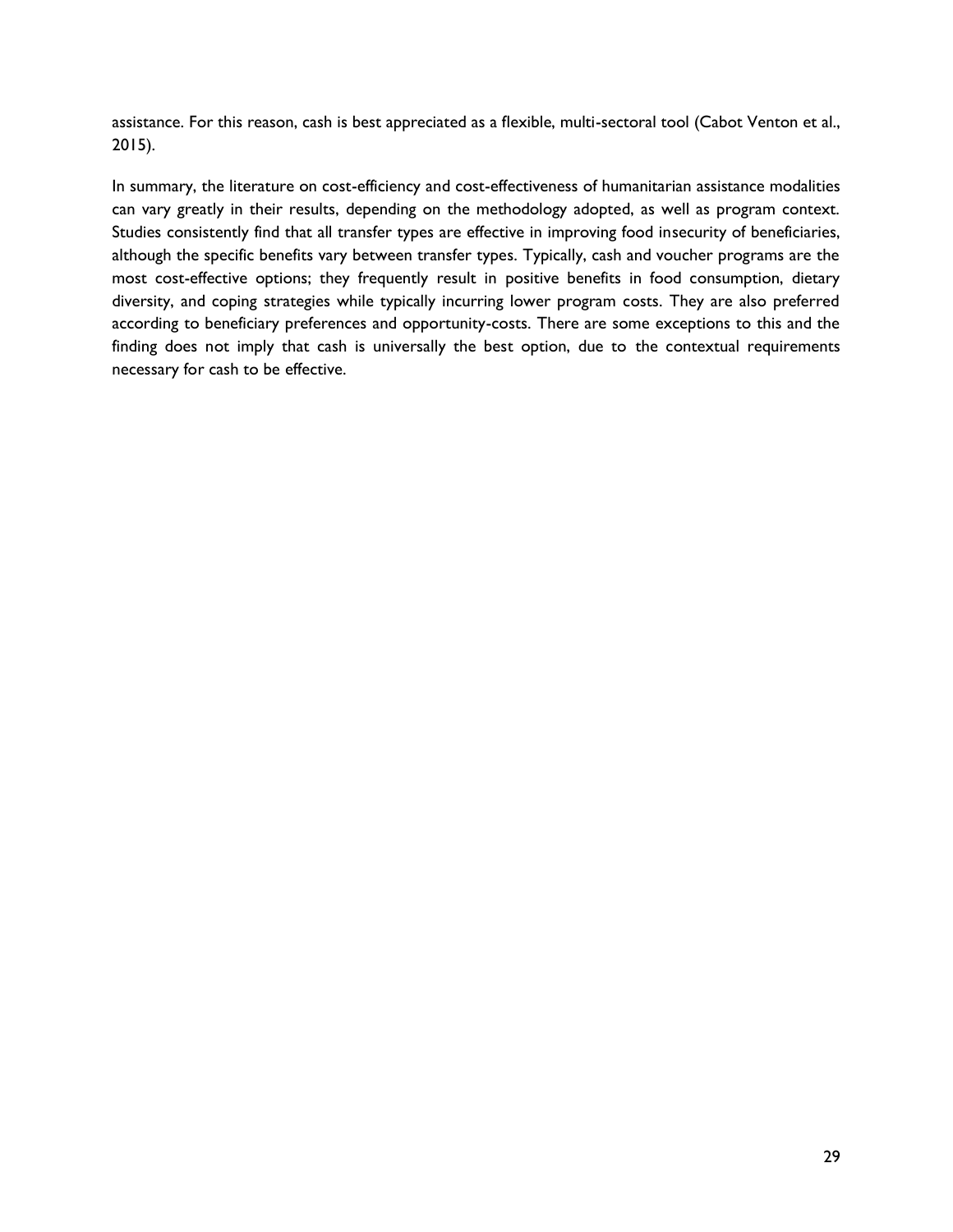assistance. For this reason, cash is best appreciated as a flexible, multi-sectoral tool (Cabot Venton et al., 2015).

In summary, the literature on cost-efficiency and cost-effectiveness of humanitarian assistance modalities can vary greatly in their results, depending on the methodology adopted, as well as program context. Studies consistently find that all transfer types are effective in improving food insecurity of beneficiaries, although the specific benefits vary between transfer types. Typically, cash and voucher programs are the most cost-effective options; they frequently result in positive benefits in food consumption, dietary diversity, and coping strategies while typically incurring lower program costs. They are also preferred according to beneficiary preferences and opportunity-costs. There are some exceptions to this and the finding does not imply that cash is universally the best option, due to the contextual requirements necessary for cash to be effective.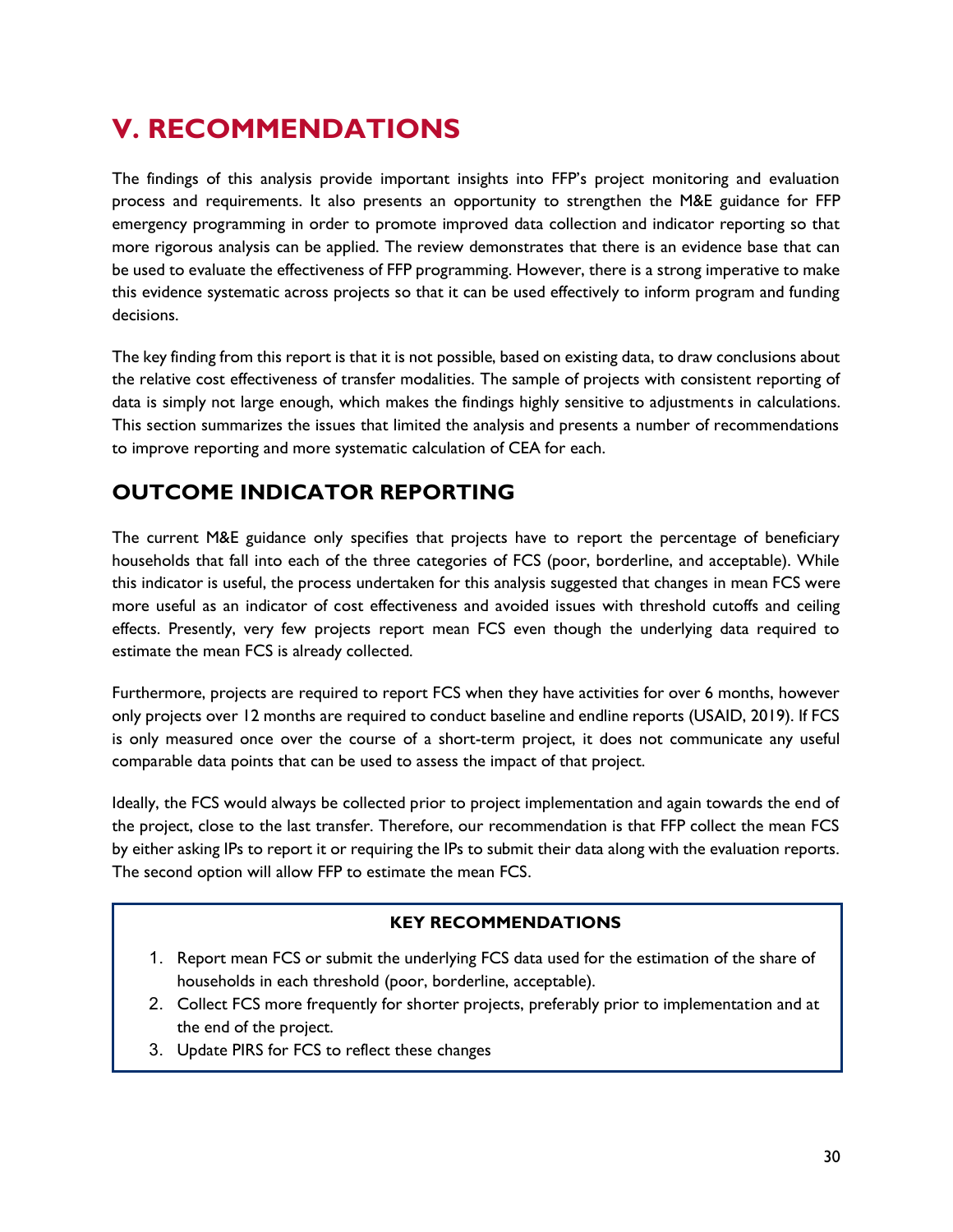# V. RECOMMENDATIONS

The findings of this analysis provide important insights into FFP's project monitoring and evaluation process and requirements. It also presents an opportunity to strengthen the M&E guidance for FFP emergency programming in order to promote improved data collection and indicator reporting so that more rigorous analysis can be applied. The review demonstrates that there is an evidence base that can be used to evaluate the effectiveness of FFP programming. However, there is a strong imperative to make this evidence systematic across projects so that it can be used effectively to inform program and funding decisions.

The key finding from this report is that it is not possible, based on existing data, to draw conclusions about the relative cost effectiveness of transfer modalities. The sample of projects with consistent reporting of data is simply not large enough, which makes the findings highly sensitive to adjustments in calculations. This section summarizes the issues that limited the analysis and presents a number of recommendations to improve reporting and more systematic calculation of CEA for each.

## OUTCOME INDICATOR REPORTING

The current M&E guidance only specifies that projects have to report the percentage of beneficiary households that fall into each of the three categories of FCS (poor, borderline, and acceptable). While this indicator is useful, the process undertaken for this analysis suggested that changes in mean FCS were more useful as an indicator of cost effectiveness and avoided issues with threshold cutoffs and ceiling effects. Presently, very few projects report mean FCS even though the underlying data required to estimate the mean FCS is already collected.

Furthermore, projects are required to report FCS when they have activities for over 6 months, however only projects over 12 months are required to conduct baseline and endline reports (USAID, 2019). If FCS is only measured once over the course of a short-term project, it does not communicate any useful comparable data points that can be used to assess the impact of that project.

Ideally, the FCS would always be collected prior to project implementation and again towards the end of the project, close to the last transfer. Therefore, our recommendation is that FFP collect the mean FCS by either asking IPs to report it or requiring the IPs to submit their data along with the evaluation reports. The second option will allow FFP to estimate the mean FCS.

**KEY RECOMMENDATIONS**

1. Report mean FCS or submit the underlying FCS data used for the estimation of the share of households in each threshold (poor, borderline, acceptable).
2. Collect FCS more frequently for shorter projects, preferably prior to implementation and at the end of the project.
3. Update PIRS for FCS to reflect these changes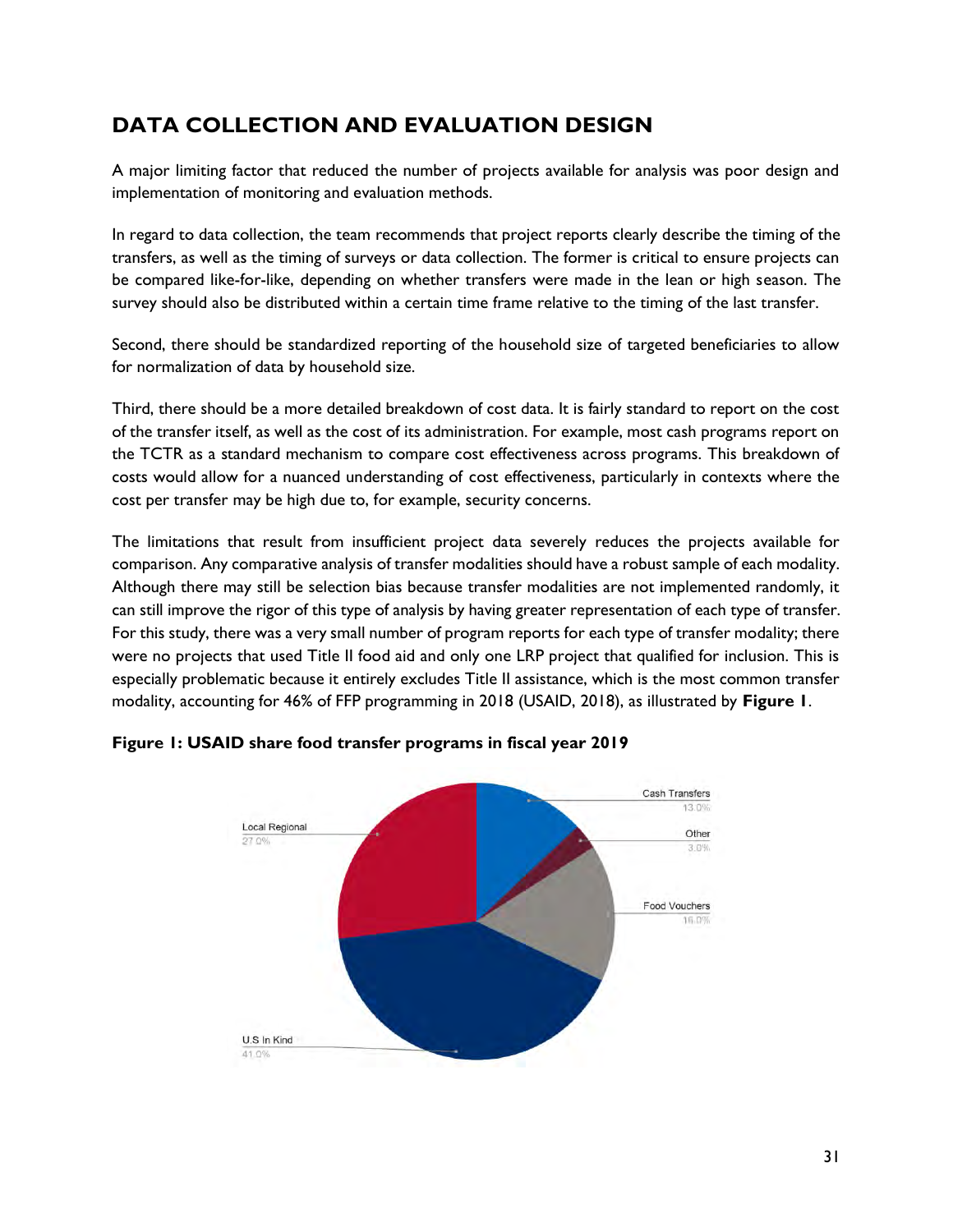## DATA COLLECTION AND EVALUATION DESIGN

A major limiting factor that reduced the number of projects available for analysis was poor design and implementation of monitoring and evaluation methods.

In regard to data collection, the team recommends that project reports clearly describe the timing of the transfers, as well as the timing of surveys or data collection. The former is critical to ensure projects can be compared like-for-like, depending on whether transfers were made in the lean or high season. The survey should also be distributed within a certain time frame relative to the timing of the last transfer.

Second, there should be standardized reporting of the household size of targeted beneficiaries to allow for normalization of data by household size.

Third, there should be a more detailed breakdown of cost data. It is fairly standard to report on the cost of the transfer itself, as well as the cost of its administration. For example, most cash programs report on the TCTR as a standard mechanism to compare cost effectiveness across programs. This breakdown of costs would allow for a nuanced understanding of cost effectiveness, particularly in contexts where the cost per transfer may be high due to, for example, security concerns.

The limitations that result from insufficient project data severely reduces the projects available for comparison. Any comparative analysis of transfer modalities should have a robust sample of each modality. Although there may still be selection bias because transfer modalities are not implemented randomly, it can still improve the rigor of this type of analysis by having greater representation of each type of transfer. For this study, there was a very small number of program reports for each type of transfer modality; there were no projects that used Title II food aid and only one LRP project that qualified for inclusion. This is especially problematic because it entirely excludes Title II assistance, which is the most common transfer modality, accounting for 46% of FFP programming in 2018 (USAID, 2018), as illustrated by **Figure 1**.

**Figure 1: USAID share food transfer programs in fiscal year 2019**

| Category | Share |
|---|---|
| Cash Transfers | 13.0% |
| Other | 3.0% |
| Food Vouchers | 16.0% |
| U.S In Kind | 41.0% |
| Local Regional | 27.0% |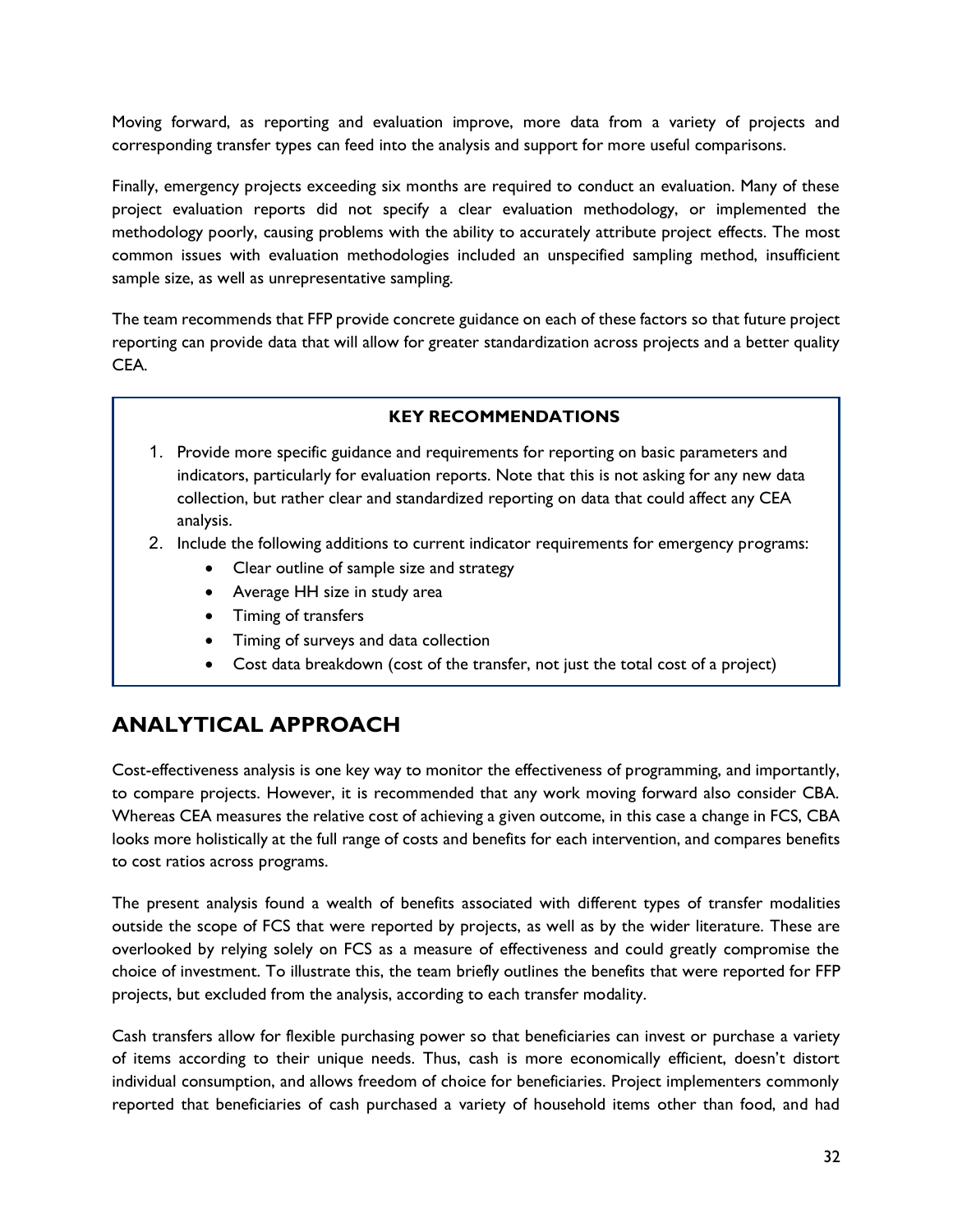Moving forward, as reporting and evaluation improve, more data from a variety of projects and corresponding transfer types can feed into the analysis and support for more useful comparisons.

Finally, emergency projects exceeding six months are required to conduct an evaluation. Many of these project evaluation reports did not specify a clear evaluation methodology, or implemented the methodology poorly, causing problems with the ability to accurately attribute project effects. The most common issues with evaluation methodologies included an unspecified sampling method, insufficient sample size, as well as unrepresentative sampling.

The team recommends that FFP provide concrete guidance on each of these factors so that future project reporting can provide data that will allow for greater standardization across projects and a better quality CEA.

**KEY RECOMMENDATIONS**

1. Provide more specific guidance and requirements for reporting on basic parameters and indicators, particularly for evaluation reports. Note that this is not asking for any new data collection, but rather clear and standardized reporting on data that could affect any CEA analysis.
2. Include the following additions to current indicator requirements for emergency programs:
   - Clear outline of sample size and strategy
   - Average HH size in study area
   - Timing of transfers
   - Timing of surveys and data collection
   - Cost data breakdown (cost of the transfer, not just the total cost of a project)

## ANALYTICAL APPROACH

Cost-effectiveness analysis is one key way to monitor the effectiveness of programming, and importantly, to compare projects. However, it is recommended that any work moving forward also consider CBA. Whereas CEA measures the relative cost of achieving a given outcome, in this case a change in FCS, CBA looks more holistically at the full range of costs and benefits for each intervention, and compares benefits to cost ratios across programs.

The present analysis found a wealth of benefits associated with different types of transfer modalities outside the scope of FCS that were reported by projects, as well as by the wider literature. These are overlooked by relying solely on FCS as a measure of effectiveness and could greatly compromise the choice of investment. To illustrate this, the team briefly outlines the benefits that were reported for FFP projects, but excluded from the analysis, according to each transfer modality.

Cash transfers allow for flexible purchasing power so that beneficiaries can invest or purchase a variety of items according to their unique needs. Thus, cash is more economically efficient, doesn't distort individual consumption, and allows freedom of choice for beneficiaries. Project implementers commonly reported that beneficiaries of cash purchased a variety of household items other than food, and had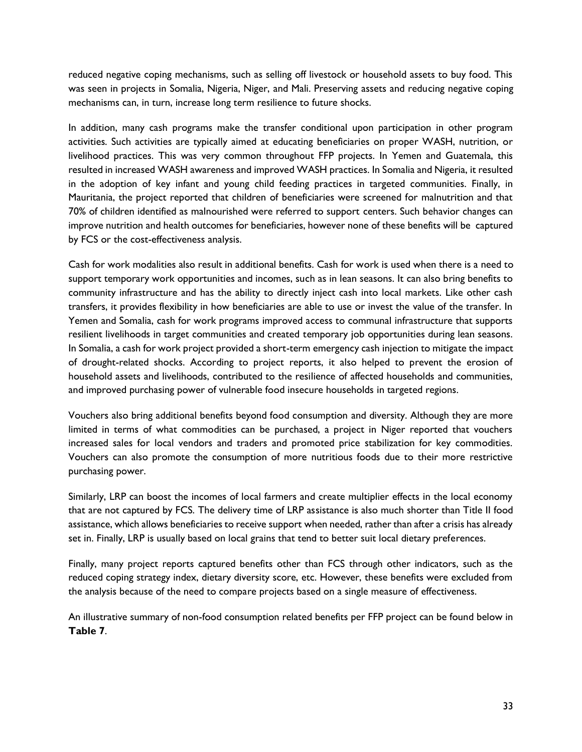reduced negative coping mechanisms, such as selling off livestock or household assets to buy food. This was seen in projects in Somalia, Nigeria, Niger, and Mali. Preserving assets and reducing negative coping mechanisms can, in turn, increase long term resilience to future shocks.

In addition, many cash programs make the transfer conditional upon participation in other program activities. Such activities are typically aimed at educating beneficiaries on proper WASH, nutrition, or livelihood practices. This was very common throughout FFP projects. In Yemen and Guatemala, this resulted in increased WASH awareness and improved WASH practices. In Somalia and Nigeria, it resulted in the adoption of key infant and young child feeding practices in targeted communities. Finally, in Mauritania, the project reported that children of beneficiaries were screened for malnutrition and that 70% of children identified as malnourished were referred to support centers. Such behavior changes can improve nutrition and health outcomes for beneficiaries, however none of these benefits will be captured by FCS or the cost-effectiveness analysis.

Cash for work modalities also result in additional benefits. Cash for work is used when there is a need to support temporary work opportunities and incomes, such as in lean seasons. It can also bring benefits to community infrastructure and has the ability to directly inject cash into local markets. Like other cash transfers, it provides flexibility in how beneficiaries are able to use or invest the value of the transfer. In Yemen and Somalia, cash for work programs improved access to communal infrastructure that supports resilient livelihoods in target communities and created temporary job opportunities during lean seasons. In Somalia, a cash for work project provided a short-term emergency cash injection to mitigate the impact of drought-related shocks. According to project reports, it also helped to prevent the erosion of household assets and livelihoods, contributed to the resilience of affected households and communities, and improved purchasing power of vulnerable food insecure households in targeted regions.

Vouchers also bring additional benefits beyond food consumption and diversity. Although they are more limited in terms of what commodities can be purchased, a project in Niger reported that vouchers increased sales for local vendors and traders and promoted price stabilization for key commodities. Vouchers can also promote the consumption of more nutritious foods due to their more restrictive purchasing power.

Similarly, LRP can boost the incomes of local farmers and create multiplier effects in the local economy that are not captured by FCS. The delivery time of LRP assistance is also much shorter than Title II food assistance, which allows beneficiaries to receive support when needed, rather than after a crisis has already set in. Finally, LRP is usually based on local grains that tend to better suit local dietary preferences.

Finally, many project reports captured benefits other than FCS through other indicators, such as the reduced coping strategy index, dietary diversity score, etc. However, these benefits were excluded from the analysis because of the need to compare projects based on a single measure of effectiveness.

An illustrative summary of non-food consumption related benefits per FFP project can be found below in **Table 7**.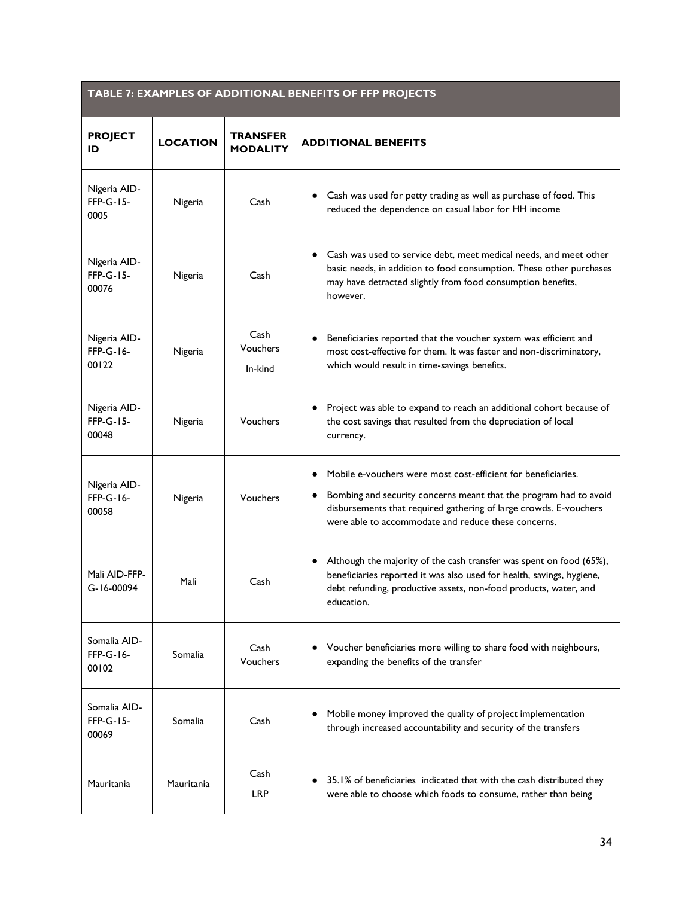| TABLE 7: EXAMPLES OF ADDITIONAL BENEFITS OF FFP PROJECTS | | | |
|---|---|---|---|
| **PROJECT ID** | **LOCATION** | **TRANSFER MODALITY** | **ADDITIONAL BENEFITS** |
| Nigeria AID-FFP-G-15-0005 | Nigeria | Cash | • Cash was used for petty trading as well as purchase of food. This reduced the dependence on casual labor for HH income |
| Nigeria AID-FFP-G-15-00076 | Nigeria | Cash | • Cash was used to service debt, meet medical needs, and meet other basic needs, in addition to food consumption. These other purchases may have detracted slightly from food consumption benefits, however. |
| Nigeria AID-FFP-G-16-00122 | Nigeria | Cash<br>Vouchers<br>In-kind | • Beneficiaries reported that the voucher system was efficient and most cost-effective for them. It was faster and non-discriminatory, which would result in time-savings benefits. |
| Nigeria AID-FFP-G-15-00048 | Nigeria | Vouchers | • Project was able to expand to reach an additional cohort because of the cost savings that resulted from the depreciation of local currency. |
| Nigeria AID-FFP-G-16-00058 | Nigeria | Vouchers | • Mobile e-vouchers were most cost-efficient for beneficiaries.<br>• Bombing and security concerns meant that the program had to avoid disbursements that required gathering of large crowds. E-vouchers were able to accommodate and reduce these concerns. |
| Mali AID-FFP-G-16-00094 | Mali | Cash | • Although the majority of the cash transfer was spent on food (65%), beneficiaries reported it was also used for health, savings, hygiene, debt refunding, productive assets, non-food products, water, and education. |
| Somalia AID-FFP-G-16-00102 | Somalia | Cash<br>Vouchers | • Voucher beneficiaries more willing to share food with neighbours, expanding the benefits of the transfer |
| Somalia AID-FFP-G-15-00069 | Somalia | Cash | • Mobile money improved the quality of project implementation through increased accountability and security of the transfers |
| Mauritania | Mauritania | Cash<br>LRP | • 35.1% of beneficiaries indicated that with the cash distributed they were able to choose which foods to consume, rather than being |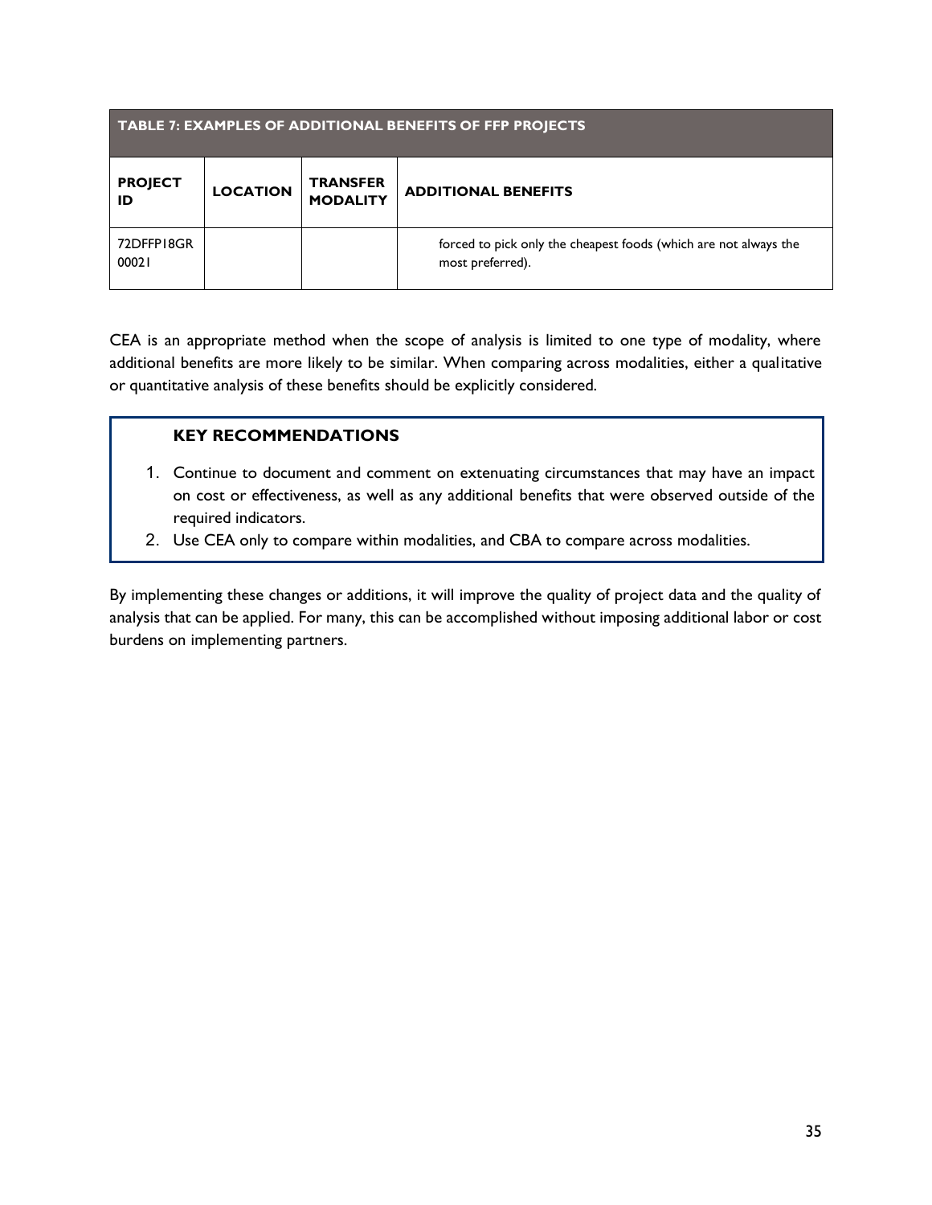| TABLE 7: EXAMPLES OF ADDITIONAL BENEFITS OF FFP PROJECTS | | | |
|---|---|---|---|
| **PROJECT ID** | **LOCATION** | **TRANSFER MODALITY** | **ADDITIONAL BENEFITS** |
| 72DFFP18GR00021 | | | forced to pick only the cheapest foods (which are not always the most preferred). |

CEA is an appropriate method when the scope of analysis is limited to one type of modality, where additional benefits are more likely to be similar. When comparing across modalities, either a qualitative or quantitative analysis of these benefits should be explicitly considered.

### KEY RECOMMENDATIONS

1. Continue to document and comment on extenuating circumstances that may have an impact on cost or effectiveness, as well as any additional benefits that were observed outside of the required indicators.
2. Use CEA only to compare within modalities, and CBA to compare across modalities.

By implementing these changes or additions, it will improve the quality of project data and the quality of analysis that can be applied. For many, this can be accomplished without imposing additional labor or cost burdens on implementing partners.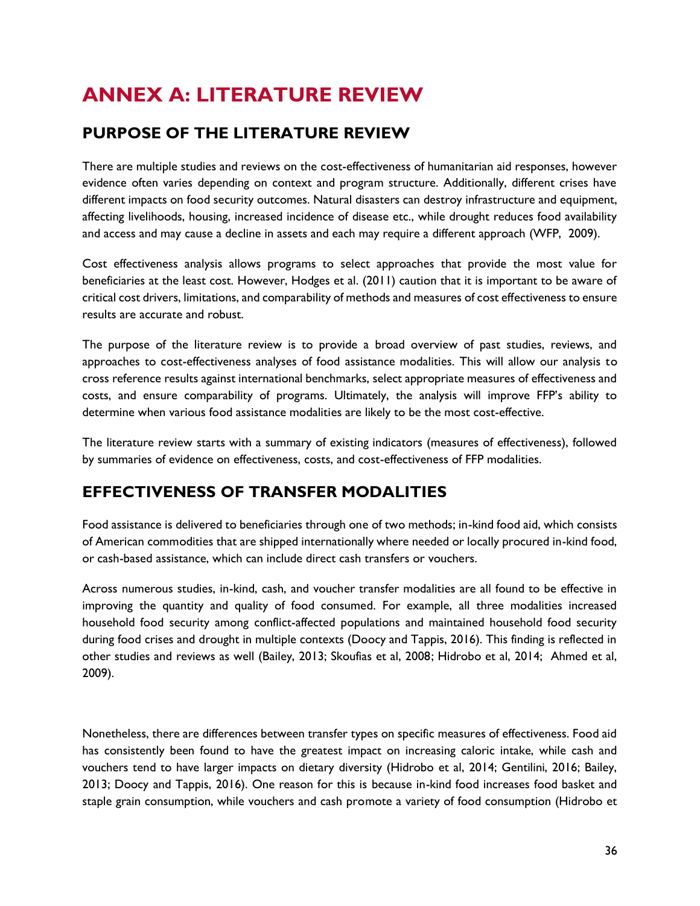# ANNEX A: LITERATURE REVIEW

## PURPOSE OF THE LITERATURE REVIEW

There are multiple studies and reviews on the cost-effectiveness of humanitarian aid responses, however evidence often varies depending on context and program structure. Additionally, different crises have different impacts on food security outcomes. Natural disasters can destroy infrastructure and equipment, affecting livelihoods, housing, increased incidence of disease etc., while drought reduces food availability and access and may cause a decline in assets and each may require a different approach (WFP, 2009).

Cost effectiveness analysis allows programs to select approaches that provide the most value for beneficiaries at the least cost. However, Hodges et al. (2011) caution that it is important to be aware of critical cost drivers, limitations, and comparability of methods and measures of cost effectiveness to ensure results are accurate and robust.

The purpose of the literature review is to provide a broad overview of past studies, reviews, and approaches to cost-effectiveness analyses of food assistance modalities. This will allow our analysis to cross reference results against international benchmarks, select appropriate measures of effectiveness and costs, and ensure comparability of programs. Ultimately, the analysis will improve FFP's ability to determine when various food assistance modalities are likely to be the most cost-effective.

The literature review starts with a summary of existing indicators (measures of effectiveness), followed by summaries of evidence on effectiveness, costs, and cost-effectiveness of FFP modalities.

## EFFECTIVENESS OF TRANSFER MODALITIES

Food assistance is delivered to beneficiaries through one of two methods; in-kind food aid, which consists of American commodities that are shipped internationally where needed or locally procured in-kind food, or cash-based assistance, which can include direct cash transfers or vouchers.

Across numerous studies, in-kind, cash, and voucher transfer modalities are all found to be effective in improving the quantity and quality of food consumed. For example, all three modalities increased household food security among conflict-affected populations and maintained household food security during food crises and drought in multiple contexts (Doocy and Tappis, 2016). This finding is reflected in other studies and reviews as well (Bailey, 2013; Skoufias et al, 2008; Hidrobo et al, 2014; Ahmed et al, 2009).

Nonetheless, there are differences between transfer types on specific measures of effectiveness. Food aid has consistently been found to have the greatest impact on increasing caloric intake, while cash and vouchers tend to have larger impacts on dietary diversity (Hidrobo et al, 2014; Gentilini, 2016; Bailey, 2013; Doocy and Tappis, 2016). One reason for this is because in-kind food increases food basket and staple grain consumption, while vouchers and cash promote a variety of food consumption (Hidrobo et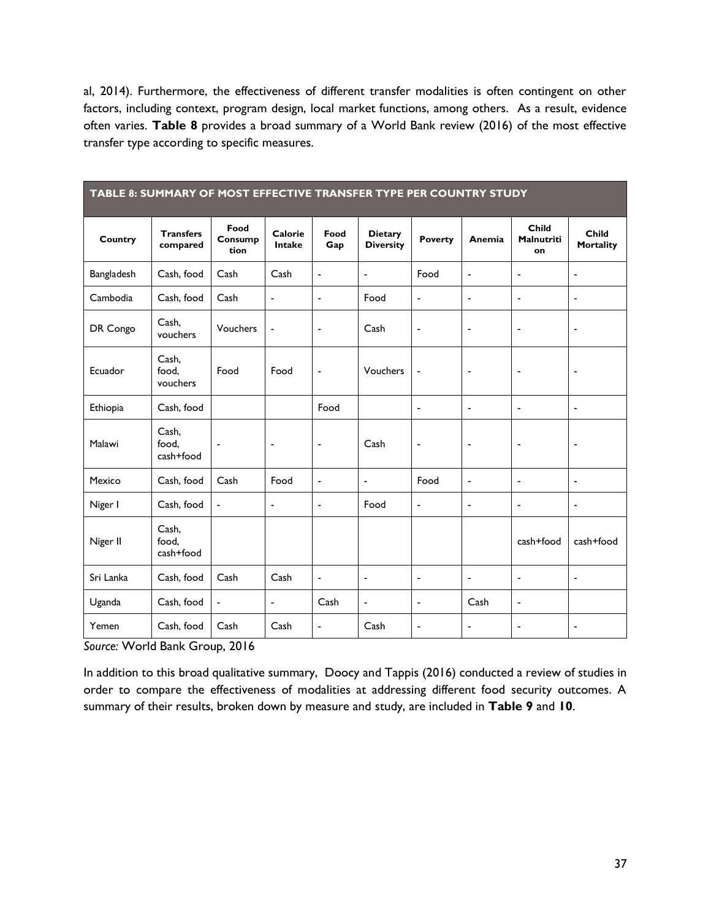al, 2014). Furthermore, the effectiveness of different transfer modalities is often contingent on other factors, including context, program design, local market functions, among others. As a result, evidence often varies. **Table 8** provides a broad summary of a World Bank review (2016) of the most effective transfer type according to specific measures.

| TABLE 8: SUMMARY OF MOST EFFECTIVE TRANSFER TYPE PER COUNTRY STUDY | | | | | | | | | |
|---|---|---|---|---|---|---|---|---|---|
| **Country** | **Transfers compared** | **Food Consumption** | **Calorie Intake** | **Food Gap** | **Dietary Diversity** | **Poverty** | **Anemia** | **Child Malnutrition** | **Child Mortality** |
| Bangladesh | Cash, food | Cash | Cash | - | - | Food | - | - | - |
| Cambodia | Cash, food | Cash | - | - | Food | - | - | - | - |
| DR Congo | Cash, vouchers | Vouchers | - | - | Cash | - | - | - | - |
| Ecuador | Cash, food, vouchers | Food | Food | - | Vouchers | - | - | - | - |
| Ethiopia | Cash, food | | | Food | | - | - | - | - |
| Malawi | Cash, food, cash+food | - | - | - | Cash | - | - | - | - |
| Mexico | Cash, food | Cash | Food | - | - | Food | - | - | - |
| Niger I | Cash, food | - | - | - | Food | - | - | - | - |
| Niger II | Cash, food, cash+food | | | | | | | cash+food | cash+food |
| Sri Lanka | Cash, food | Cash | Cash | - | - | - | - | - | - |
| Uganda | Cash, food | - | - | Cash | - | - | Cash | - | |
| Yemen | Cash, food | Cash | Cash | - | Cash | - | - | - | - |

*Source:* World Bank Group, 2016

In addition to this broad qualitative summary, Doocy and Tappis (2016) conducted a review of studies in order to compare the effectiveness of modalities at addressing different food security outcomes. A summary of their results, broken down by measure and study, are included in **Table 9** and **10**.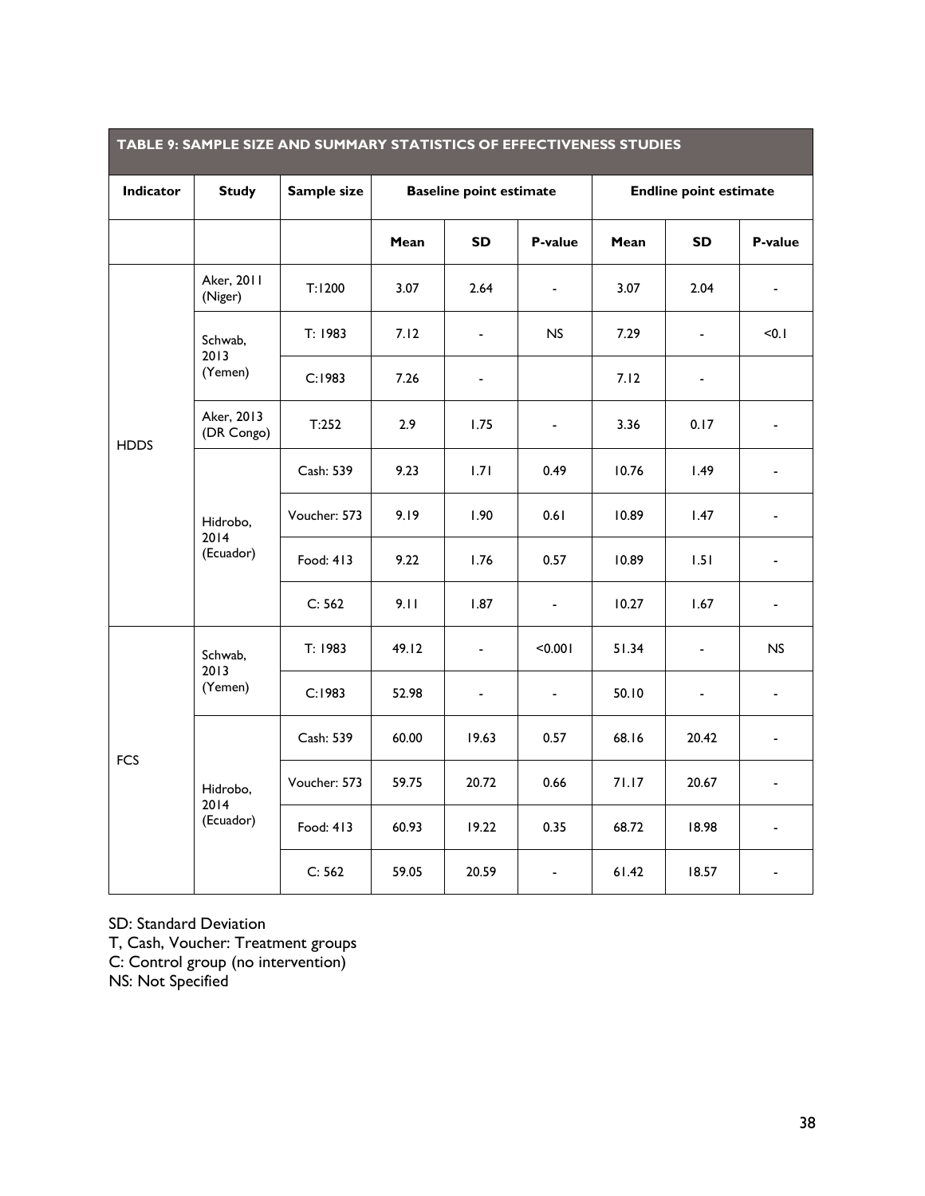| TABLE 9: SAMPLE SIZE AND SUMMARY STATISTICS OF EFFECTIVENESS STUDIES | | | | | | | | |
|---|---|---|---|---|---|---|---|---|
| **Indicator** | **Study** | **Sample size** | **Baseline point estimate** | | | **Endline point estimate** | | |
| | | | **Mean** | **SD** | **P-value** | **Mean** | **SD** | **P-value** |
| HDDS | Aker, 2011 (Niger) | T:1200 | 3.07 | 2.64 | - | 3.07 | 2.04 | - |
| | Schwab, 2013 (Yemen) | T: 1983 | 7.12 | - | NS | 7.29 | - | <0.1 |
| | | C:1983 | 7.26 | - | | 7.12 | - | |
| | Aker, 2013 (DR Congo) | T:252 | 2.9 | 1.75 | - | 3.36 | 0.17 | - |
| | Hidrobo, 2014 (Ecuador) | Cash: 539 | 9.23 | 1.71 | 0.49 | 10.76 | 1.49 | - |
| | | Voucher: 573 | 9.19 | 1.90 | 0.61 | 10.89 | 1.47 | - |
| | | Food: 413 | 9.22 | 1.76 | 0.57 | 10.89 | 1.51 | - |
| | | C: 562 | 9.11 | 1.87 | - | 10.27 | 1.67 | - |
| FCS | Schwab, 2013 (Yemen) | T: 1983 | 49.12 | - | <0.001 | 51.34 | - | NS |
| | | C:1983 | 52.98 | - | - | 50.10 | - | - |
| | Hidrobo, 2014 (Ecuador) | Cash: 539 | 60.00 | 19.63 | 0.57 | 68.16 | 20.42 | - |
| | | Voucher: 573 | 59.75 | 20.72 | 0.66 | 71.17 | 20.67 | - |
| | | Food: 413 | 60.93 | 19.22 | 0.35 | 68.72 | 18.98 | - |
| | | C: 562 | 59.05 | 20.59 | - | 61.42 | 18.57 | - |

SD: Standard Deviation
T, Cash, Voucher: Treatment groups
C: Control group (no intervention)
NS: Not Specified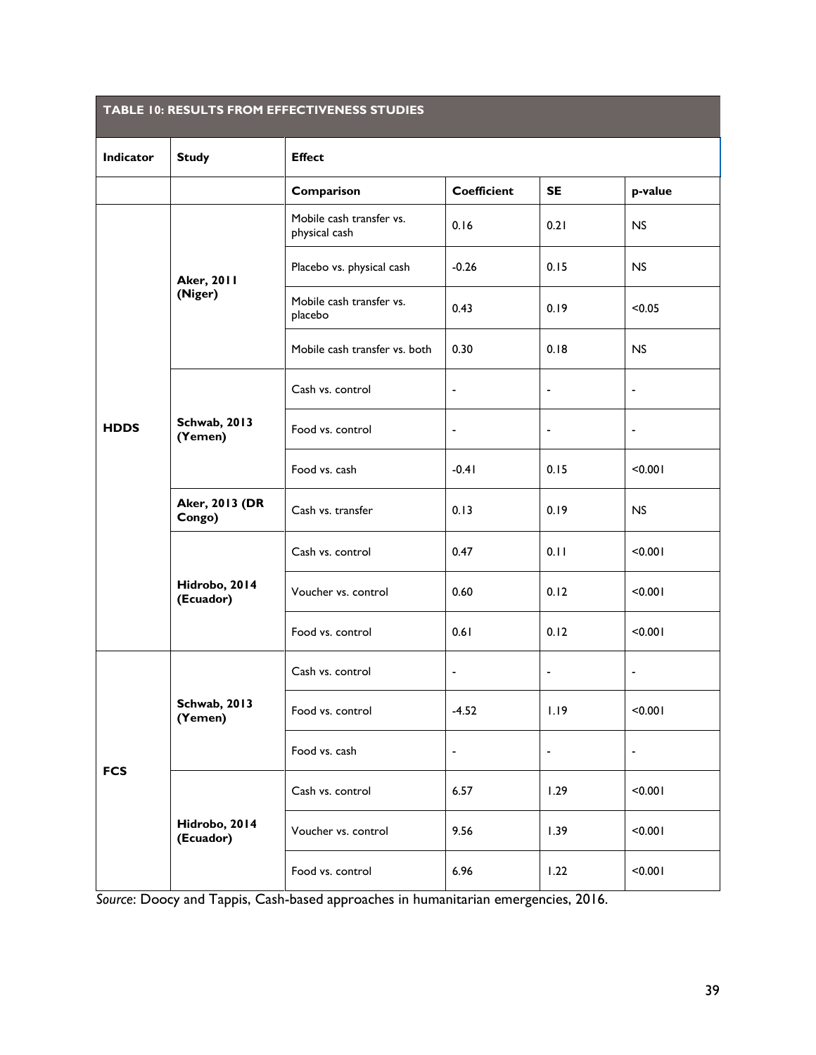**TABLE 10: RESULTS FROM EFFECTIVENESS STUDIES**

| Indicator | Study | Effect | | | |
|---|---|---|---|---|---|
| | | **Comparison** | **Coefficient** | **SE** | **p-value** |
| HDDS | Aker, 2011 (Niger) | Mobile cash transfer vs. physical cash | 0.16 | 0.21 | NS |
| | | Placebo vs. physical cash | -0.26 | 0.15 | NS |
| | | Mobile cash transfer vs. placebo | 0.43 | 0.19 | <0.05 |
| | | Mobile cash transfer vs. both | 0.30 | 0.18 | NS |
| | Schwab, 2013 (Yemen) | Cash vs. control | - | - | - |
| | | Food vs. control | - | - | - |
| | | Food vs. cash | -0.41 | 0.15 | <0.001 |
| | Aker, 2013 (DR Congo) | Cash vs. transfer | 0.13 | 0.19 | NS |
| | Hidrobo, 2014 (Ecuador) | Cash vs. control | 0.47 | 0.11 | <0.001 |
| | | Voucher vs. control | 0.60 | 0.12 | <0.001 |
| | | Food vs. control | 0.61 | 0.12 | <0.001 |
| FCS | Schwab, 2013 (Yemen) | Cash vs. control | - | - | - |
| | | Food vs. control | -4.52 | 1.19 | <0.001 |
| | | Food vs. cash | - | - | - |
| | Hidrobo, 2014 (Ecuador) | Cash vs. control | 6.57 | 1.29 | <0.001 |
| | | Voucher vs. control | 9.56 | 1.39 | <0.001 |
| | | Food vs. control | 6.96 | 1.22 | <0.001 |

*Source*: Doocy and Tappis, Cash-based approaches in humanitarian emergencies, 2016.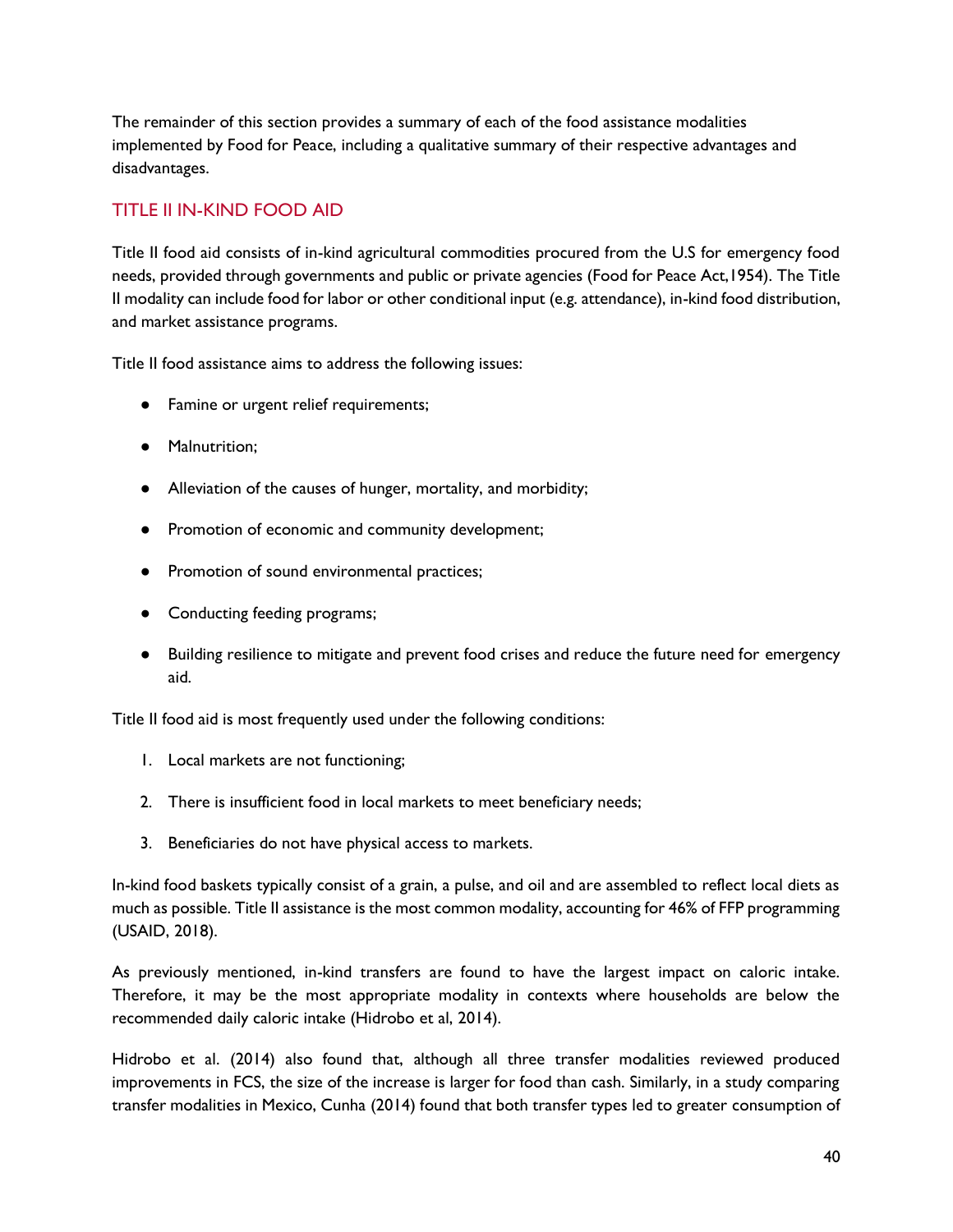The remainder of this section provides a summary of each of the food assistance modalities implemented by Food for Peace, including a qualitative summary of their respective advantages and disadvantages.

## TITLE II IN-KIND FOOD AID

Title II food aid consists of in-kind agricultural commodities procured from the U.S for emergency food needs, provided through governments and public or private agencies (Food for Peace Act,1954). The Title II modality can include food for labor or other conditional input (e.g. attendance), in-kind food distribution, and market assistance programs.

Title II food assistance aims to address the following issues:

- Famine or urgent relief requirements;
- Malnutrition;
- Alleviation of the causes of hunger, mortality, and morbidity;
- Promotion of economic and community development;
- Promotion of sound environmental practices;
- Conducting feeding programs;
- Building resilience to mitigate and prevent food crises and reduce the future need for emergency aid.

Title II food aid is most frequently used under the following conditions:

1. Local markets are not functioning;
2. There is insufficient food in local markets to meet beneficiary needs;
3. Beneficiaries do not have physical access to markets.

In-kind food baskets typically consist of a grain, a pulse, and oil and are assembled to reflect local diets as much as possible. Title II assistance is the most common modality, accounting for 46% of FFP programming (USAID, 2018).

As previously mentioned, in-kind transfers are found to have the largest impact on caloric intake. Therefore, it may be the most appropriate modality in contexts where households are below the recommended daily caloric intake (Hidrobo et al, 2014).

Hidrobo et al. (2014) also found that, although all three transfer modalities reviewed produced improvements in FCS, the size of the increase is larger for food than cash. Similarly, in a study comparing transfer modalities in Mexico, Cunha (2014) found that both transfer types led to greater consumption of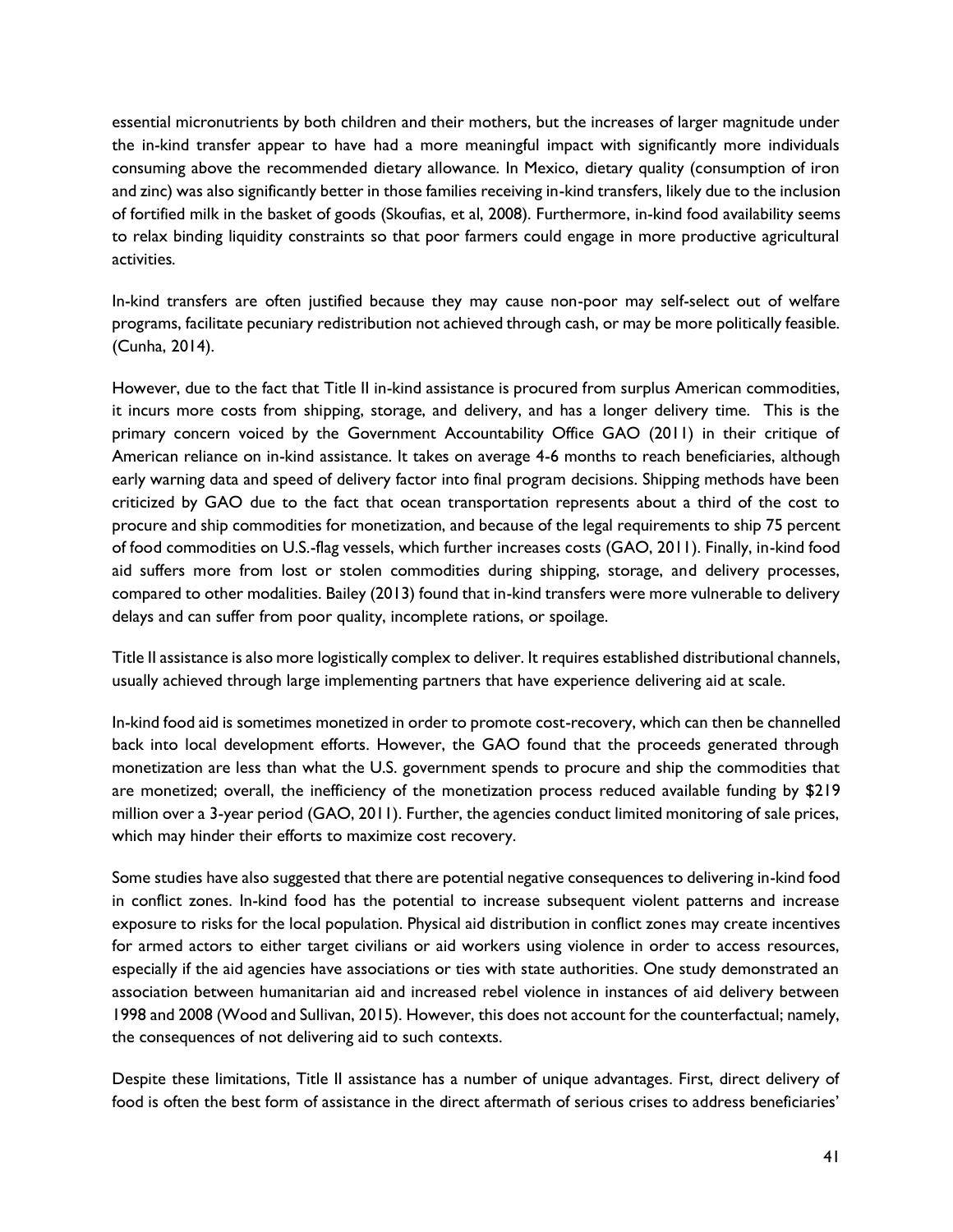essential micronutrients by both children and their mothers, but the increases of larger magnitude under the in-kind transfer appear to have had a more meaningful impact with significantly more individuals consuming above the recommended dietary allowance. In Mexico, dietary quality (consumption of iron and zinc) was also significantly better in those families receiving in-kind transfers, likely due to the inclusion of fortified milk in the basket of goods (Skoufias, et al, 2008). Furthermore, in-kind food availability seems to relax binding liquidity constraints so that poor farmers could engage in more productive agricultural activities.

In-kind transfers are often justified because they may cause non-poor may self-select out of welfare programs, facilitate pecuniary redistribution not achieved through cash, or may be more politically feasible. (Cunha, 2014).

However, due to the fact that Title II in-kind assistance is procured from surplus American commodities, it incurs more costs from shipping, storage, and delivery, and has a longer delivery time. This is the primary concern voiced by the Government Accountability Office GAO (2011) in their critique of American reliance on in-kind assistance. It takes on average 4-6 months to reach beneficiaries, although early warning data and speed of delivery factor into final program decisions. Shipping methods have been criticized by GAO due to the fact that ocean transportation represents about a third of the cost to procure and ship commodities for monetization, and because of the legal requirements to ship 75 percent of food commodities on U.S.-flag vessels, which further increases costs (GAO, 2011). Finally, in-kind food aid suffers more from lost or stolen commodities during shipping, storage, and delivery processes, compared to other modalities. Bailey (2013) found that in-kind transfers were more vulnerable to delivery delays and can suffer from poor quality, incomplete rations, or spoilage.

Title II assistance is also more logistically complex to deliver. It requires established distributional channels, usually achieved through large implementing partners that have experience delivering aid at scale.

In-kind food aid is sometimes monetized in order to promote cost-recovery, which can then be channelled back into local development efforts. However, the GAO found that the proceeds generated through monetization are less than what the U.S. government spends to procure and ship the commodities that are monetized; overall, the inefficiency of the monetization process reduced available funding by $219 million over a 3-year period (GAO, 2011). Further, the agencies conduct limited monitoring of sale prices, which may hinder their efforts to maximize cost recovery.

Some studies have also suggested that there are potential negative consequences to delivering in-kind food in conflict zones. In-kind food has the potential to increase subsequent violent patterns and increase exposure to risks for the local population. Physical aid distribution in conflict zones may create incentives for armed actors to either target civilians or aid workers using violence in order to access resources, especially if the aid agencies have associations or ties with state authorities. One study demonstrated an association between humanitarian aid and increased rebel violence in instances of aid delivery between 1998 and 2008 (Wood and Sullivan, 2015). However, this does not account for the counterfactual; namely, the consequences of not delivering aid to such contexts.

Despite these limitations, Title II assistance has a number of unique advantages. First, direct delivery of food is often the best form of assistance in the direct aftermath of serious crises to address beneficiaries'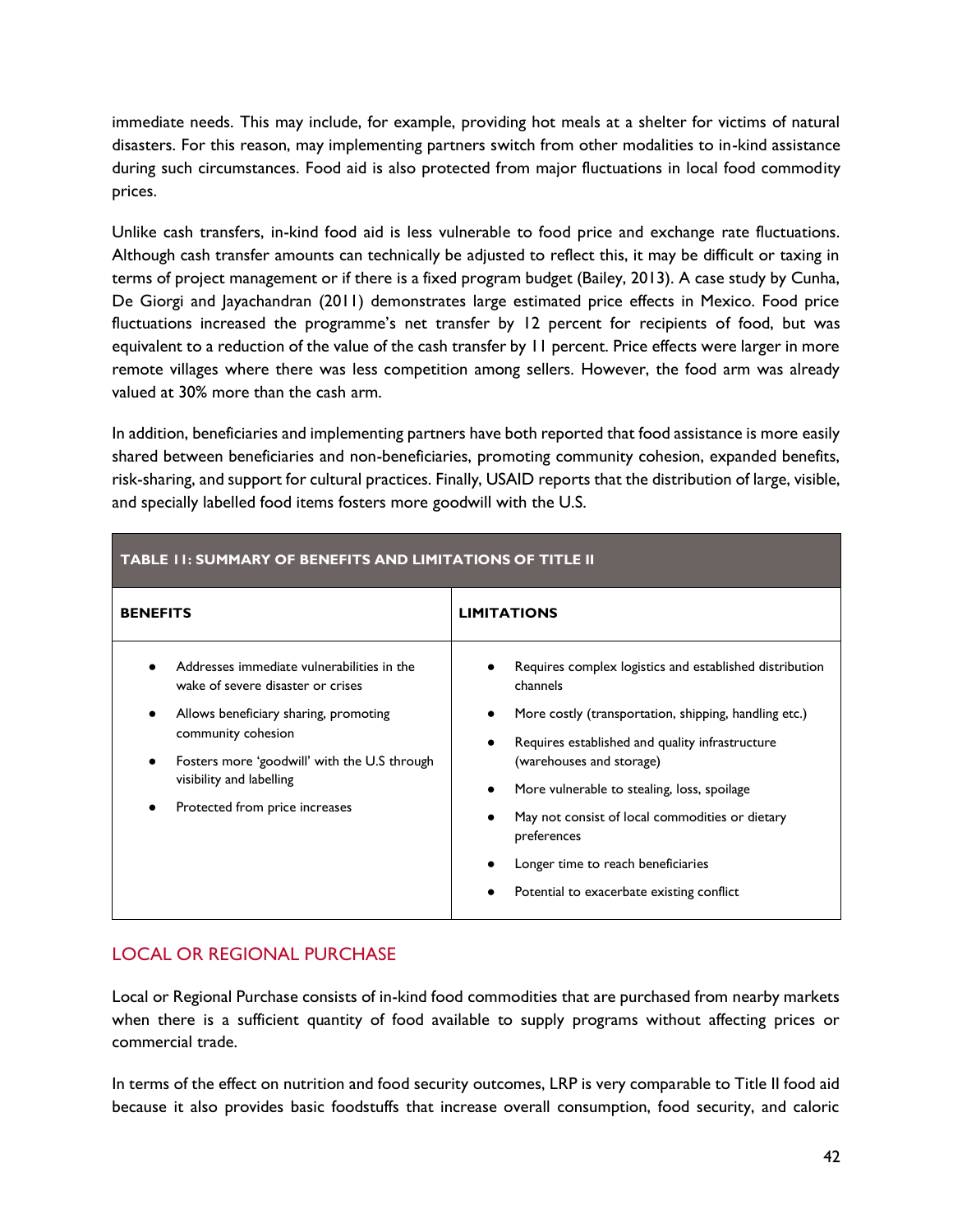immediate needs. This may include, for example, providing hot meals at a shelter for victims of natural disasters. For this reason, may implementing partners switch from other modalities to in-kind assistance during such circumstances. Food aid is also protected from major fluctuations in local food commodity prices.

Unlike cash transfers, in-kind food aid is less vulnerable to food price and exchange rate fluctuations. Although cash transfer amounts can technically be adjusted to reflect this, it may be difficult or taxing in terms of project management or if there is a fixed program budget (Bailey, 2013). A case study by Cunha, De Giorgi and Jayachandran (2011) demonstrates large estimated price effects in Mexico. Food price fluctuations increased the programme's net transfer by 12 percent for recipients of food, but was equivalent to a reduction of the value of the cash transfer by 11 percent. Price effects were larger in more remote villages where there was less competition among sellers. However, the food arm was already valued at 30% more than the cash arm.

In addition, beneficiaries and implementing partners have both reported that food assistance is more easily shared between beneficiaries and non-beneficiaries, promoting community cohesion, expanded benefits, risk-sharing, and support for cultural practices. Finally, USAID reports that the distribution of large, visible, and specially labelled food items fosters more goodwill with the U.S.

| TABLE 11: SUMMARY OF BENEFITS AND LIMITATIONS OF TITLE II | |
|---|---|
| **BENEFITS** | **LIMITATIONS** |
| • Addresses immediate vulnerabilities in the wake of severe disaster or crises<br>• Allows beneficiary sharing, promoting community cohesion<br>• Fosters more 'goodwill' with the U.S through visibility and labelling<br>• Protected from price increases | • Requires complex logistics and established distribution channels<br>• More costly (transportation, shipping, handling etc.)<br>• Requires established and quality infrastructure (warehouses and storage)<br>• More vulnerable to stealing, loss, spoilage<br>• May not consist of local commodities or dietary preferences<br>• Longer time to reach beneficiaries<br>• Potential to exacerbate existing conflict |

## LOCAL OR REGIONAL PURCHASE

Local or Regional Purchase consists of in-kind food commodities that are purchased from nearby markets when there is a sufficient quantity of food available to supply programs without affecting prices or commercial trade.

In terms of the effect on nutrition and food security outcomes, LRP is very comparable to Title II food aid because it also provides basic foodstuffs that increase overall consumption, food security, and caloric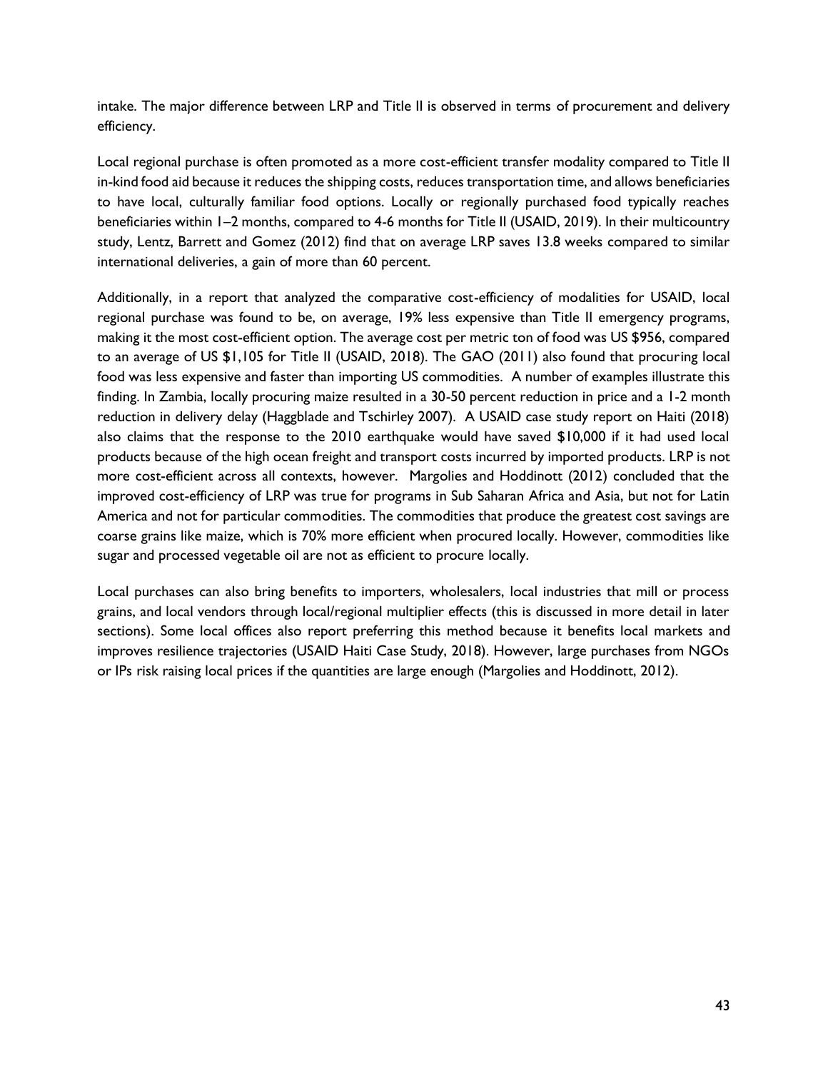intake. The major difference between LRP and Title II is observed in terms of procurement and delivery efficiency.

Local regional purchase is often promoted as a more cost-efficient transfer modality compared to Title II in-kind food aid because it reduces the shipping costs, reduces transportation time, and allows beneficiaries to have local, culturally familiar food options. Locally or regionally purchased food typically reaches beneficiaries within 1–2 months, compared to 4-6 months for Title II (USAID, 2019). In their multicountry study, Lentz, Barrett and Gomez (2012) find that on average LRP saves 13.8 weeks compared to similar international deliveries, a gain of more than 60 percent.

Additionally, in a report that analyzed the comparative cost-efficiency of modalities for USAID, local regional purchase was found to be, on average, 19% less expensive than Title II emergency programs, making it the most cost-efficient option. The average cost per metric ton of food was US $956, compared to an average of US $1,105 for Title II (USAID, 2018). The GAO (2011) also found that procuring local food was less expensive and faster than importing US commodities. A number of examples illustrate this finding. In Zambia, locally procuring maize resulted in a 30-50 percent reduction in price and a 1-2 month reduction in delivery delay (Haggblade and Tschirley 2007). A USAID case study report on Haiti (2018) also claims that the response to the 2010 earthquake would have saved $10,000 if it had used local products because of the high ocean freight and transport costs incurred by imported products. LRP is not more cost-efficient across all contexts, however. Margolies and Hoddinott (2012) concluded that the improved cost-efficiency of LRP was true for programs in Sub Saharan Africa and Asia, but not for Latin America and not for particular commodities. The commodities that produce the greatest cost savings are coarse grains like maize, which is 70% more efficient when procured locally. However, commodities like sugar and processed vegetable oil are not as efficient to procure locally.

Local purchases can also bring benefits to importers, wholesalers, local industries that mill or process grains, and local vendors through local/regional multiplier effects (this is discussed in more detail in later sections). Some local offices also report preferring this method because it benefits local markets and improves resilience trajectories (USAID Haiti Case Study, 2018). However, large purchases from NGOs or IPs risk raising local prices if the quantities are large enough (Margolies and Hoddinott, 2012).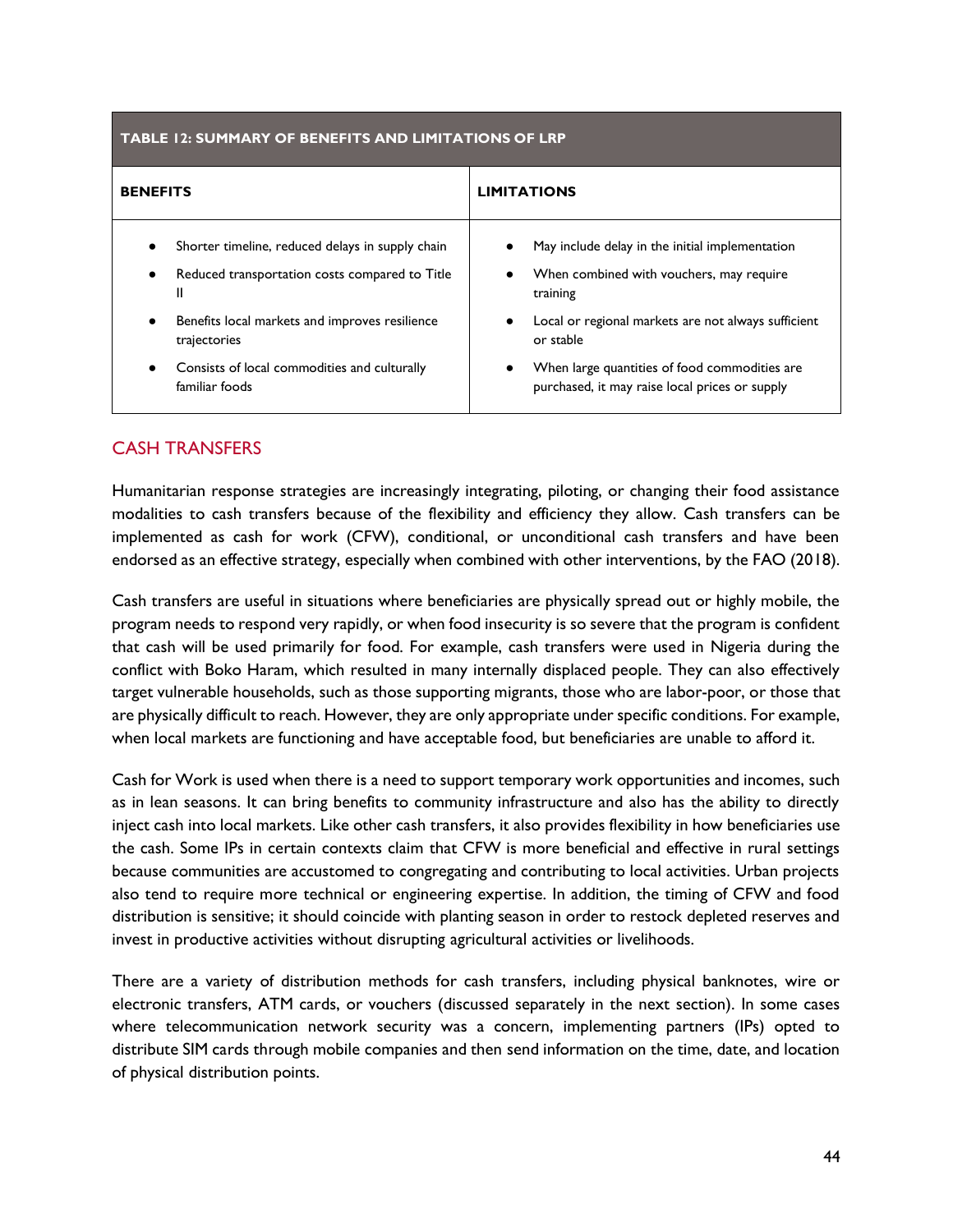| TABLE 12: SUMMARY OF BENEFITS AND LIMITATIONS OF LRP | |
| --- | --- |
| **BENEFITS** | **LIMITATIONS** |
| • Shorter timeline, reduced delays in supply chain<br>• Reduced transportation costs compared to Title II<br>• Benefits local markets and improves resilience trajectories<br>• Consists of local commodities and culturally familiar foods | • May include delay in the initial implementation<br>• When combined with vouchers, may require training<br>• Local or regional markets are not always sufficient or stable<br>• When large quantities of food commodities are purchased, it may raise local prices or supply |

## CASH TRANSFERS

Humanitarian response strategies are increasingly integrating, piloting, or changing their food assistance modalities to cash transfers because of the flexibility and efficiency they allow. Cash transfers can be implemented as cash for work (CFW), conditional, or unconditional cash transfers and have been endorsed as an effective strategy, especially when combined with other interventions, by the FAO (2018).

Cash transfers are useful in situations where beneficiaries are physically spread out or highly mobile, the program needs to respond very rapidly, or when food insecurity is so severe that the program is confident that cash will be used primarily for food. For example, cash transfers were used in Nigeria during the conflict with Boko Haram, which resulted in many internally displaced people. They can also effectively target vulnerable households, such as those supporting migrants, those who are labor-poor, or those that are physically difficult to reach. However, they are only appropriate under specific conditions. For example, when local markets are functioning and have acceptable food, but beneficiaries are unable to afford it.

Cash for Work is used when there is a need to support temporary work opportunities and incomes, such as in lean seasons. It can bring benefits to community infrastructure and also has the ability to directly inject cash into local markets. Like other cash transfers, it also provides flexibility in how beneficiaries use the cash. Some IPs in certain contexts claim that CFW is more beneficial and effective in rural settings because communities are accustomed to congregating and contributing to local activities. Urban projects also tend to require more technical or engineering expertise. In addition, the timing of CFW and food distribution is sensitive; it should coincide with planting season in order to restock depleted reserves and invest in productive activities without disrupting agricultural activities or livelihoods.

There are a variety of distribution methods for cash transfers, including physical banknotes, wire or electronic transfers, ATM cards, or vouchers (discussed separately in the next section). In some cases where telecommunication network security was a concern, implementing partners (IPs) opted to distribute SIM cards through mobile companies and then send information on the time, date, and location of physical distribution points.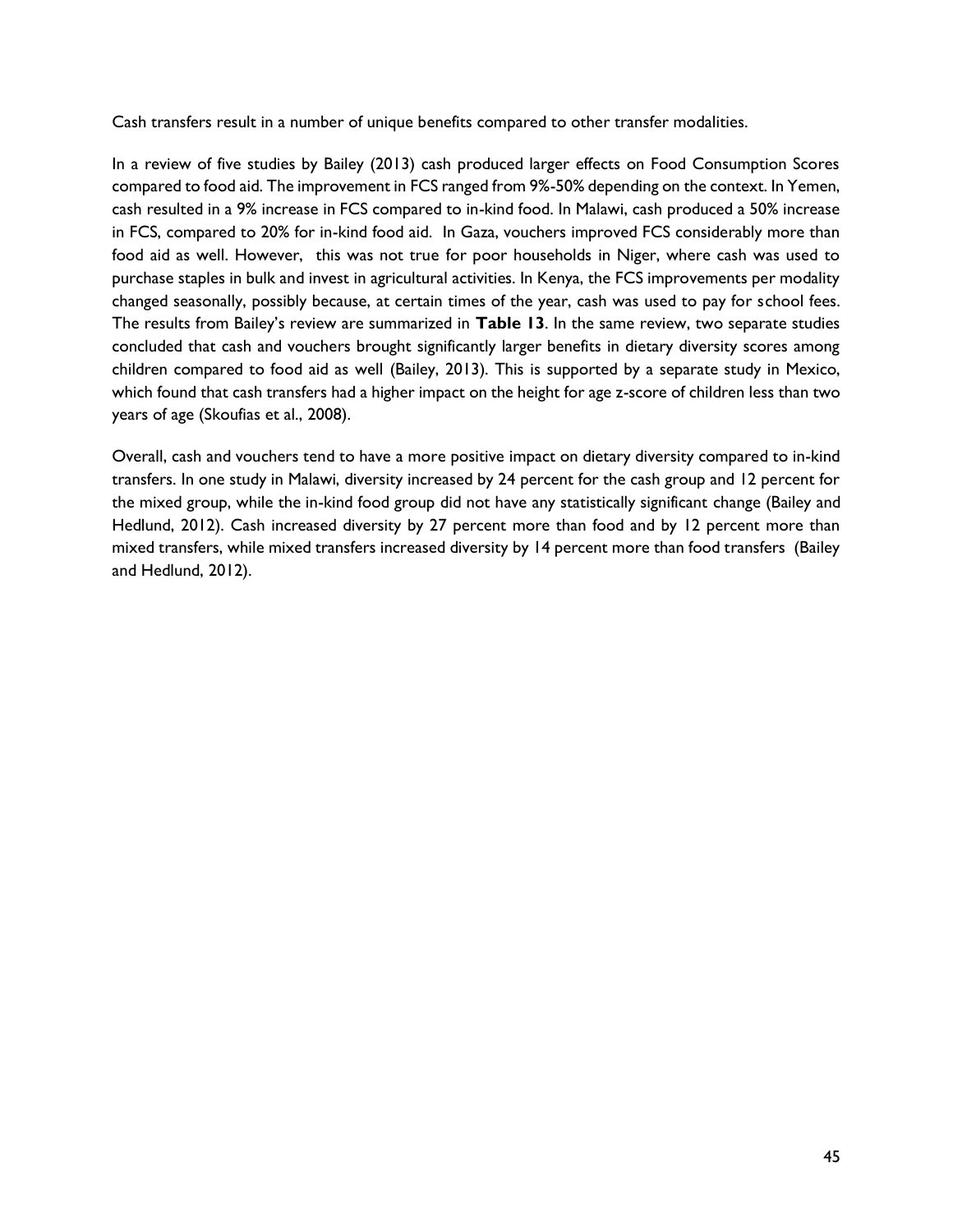Cash transfers result in a number of unique benefits compared to other transfer modalities.

In a review of five studies by Bailey (2013) cash produced larger effects on Food Consumption Scores compared to food aid. The improvement in FCS ranged from 9%-50% depending on the context. In Yemen, cash resulted in a 9% increase in FCS compared to in-kind food. In Malawi, cash produced a 50% increase in FCS, compared to 20% for in-kind food aid. In Gaza, vouchers improved FCS considerably more than food aid as well. However, this was not true for poor households in Niger, where cash was used to purchase staples in bulk and invest in agricultural activities. In Kenya, the FCS improvements per modality changed seasonally, possibly because, at certain times of the year, cash was used to pay for school fees. The results from Bailey's review are summarized in **Table 13**. In the same review, two separate studies concluded that cash and vouchers brought significantly larger benefits in dietary diversity scores among children compared to food aid as well (Bailey, 2013). This is supported by a separate study in Mexico, which found that cash transfers had a higher impact on the height for age z-score of children less than two years of age (Skoufias et al., 2008).

Overall, cash and vouchers tend to have a more positive impact on dietary diversity compared to in-kind transfers. In one study in Malawi, diversity increased by 24 percent for the cash group and 12 percent for the mixed group, while the in-kind food group did not have any statistically significant change (Bailey and Hedlund, 2012). Cash increased diversity by 27 percent more than food and by 12 percent more than mixed transfers, while mixed transfers increased diversity by 14 percent more than food transfers (Bailey and Hedlund, 2012).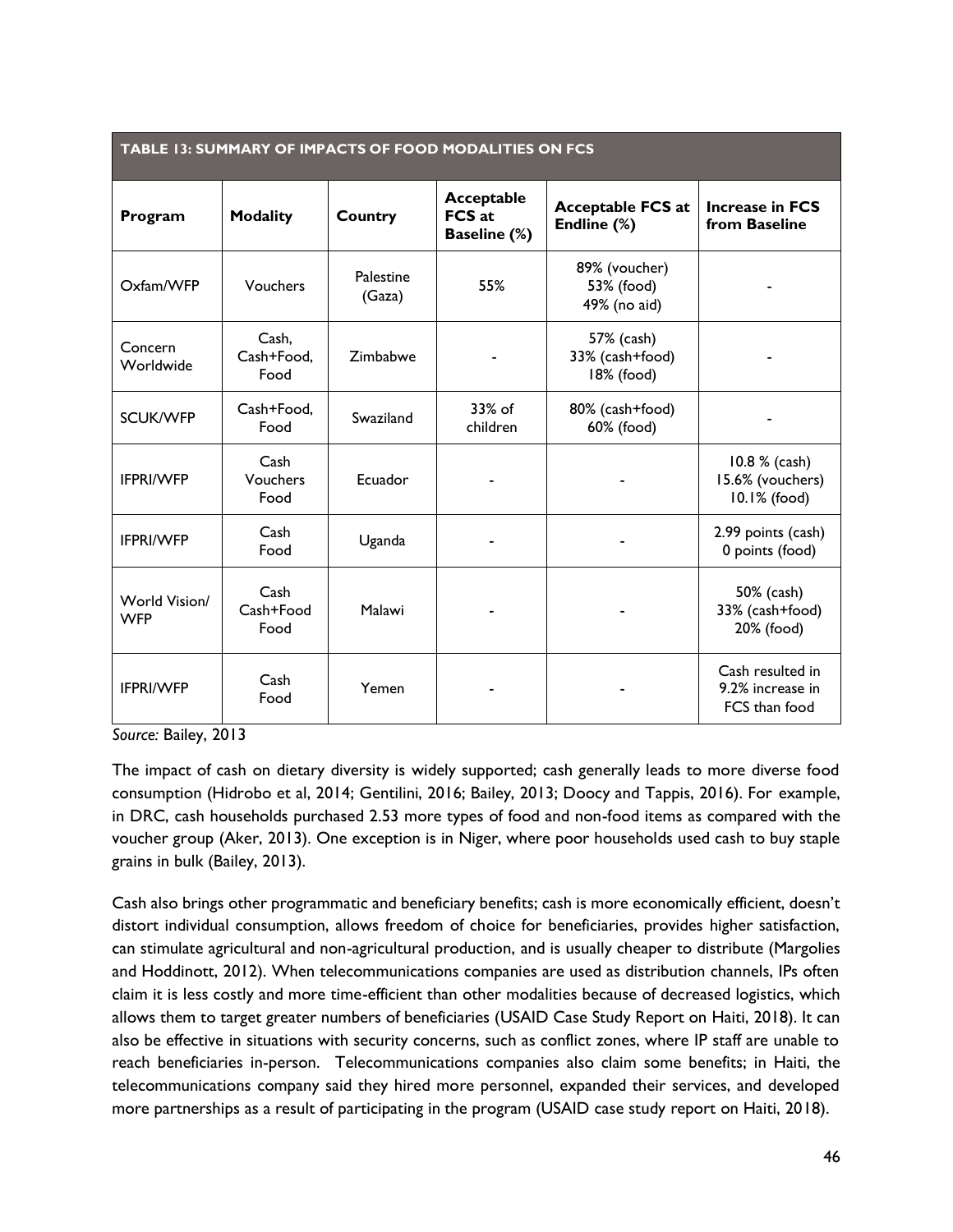**TABLE 13: SUMMARY OF IMPACTS OF FOOD MODALITIES ON FCS**

| Program | Modality | Country | Acceptable FCS at Baseline (%) | Acceptable FCS at Endline (%) | Increase in FCS from Baseline |
|---|---|---|---|---|---|
| Oxfam/WFP | Vouchers | Palestine (Gaza) | 55% | 89% (voucher)<br>53% (food)<br>49% (no aid) | - |
| Concern Worldwide | Cash,<br>Cash+Food,<br>Food | Zimbabwe | - | 57% (cash)<br>33% (cash+food)<br>18% (food) | - |
| SCUK/WFP | Cash+Food,<br>Food | Swaziland | 33% of children | 80% (cash+food)<br>60% (food) | - |
| IFPRI/WFP | Cash<br>Vouchers<br>Food | Ecuador | - | - | 10.8 % (cash)<br>15.6% (vouchers)<br>10.1% (food) |
| IFPRI/WFP | Cash<br>Food | Uganda | - | - | 2.99 points (cash)<br>0 points (food) |
| World Vision/ WFP | Cash<br>Cash+Food<br>Food | Malawi | - | - | 50% (cash)<br>33% (cash+food)<br>20% (food) |
| IFPRI/WFP | Cash<br>Food | Yemen | - | - | Cash resulted in 9.2% increase in FCS than food |

*Source:* Bailey, 2013

The impact of cash on dietary diversity is widely supported; cash generally leads to more diverse food consumption (Hidrobo et al, 2014; Gentilini, 2016; Bailey, 2013; Doocy and Tappis, 2016). For example, in DRC, cash households purchased 2.53 more types of food and non-food items as compared with the voucher group (Aker, 2013). One exception is in Niger, where poor households used cash to buy staple grains in bulk (Bailey, 2013).

Cash also brings other programmatic and beneficiary benefits; cash is more economically efficient, doesn't distort individual consumption, allows freedom of choice for beneficiaries, provides higher satisfaction, can stimulate agricultural and non-agricultural production, and is usually cheaper to distribute (Margolies and Hoddinott, 2012). When telecommunications companies are used as distribution channels, IPs often claim it is less costly and more time-efficient than other modalities because of decreased logistics, which allows them to target greater numbers of beneficiaries (USAID Case Study Report on Haiti, 2018). It can also be effective in situations with security concerns, such as conflict zones, where IP staff are unable to reach beneficiaries in-person. Telecommunications companies also claim some benefits; in Haiti, the telecommunications company said they hired more personnel, expanded their services, and developed more partnerships as a result of participating in the program (USAID case study report on Haiti, 2018).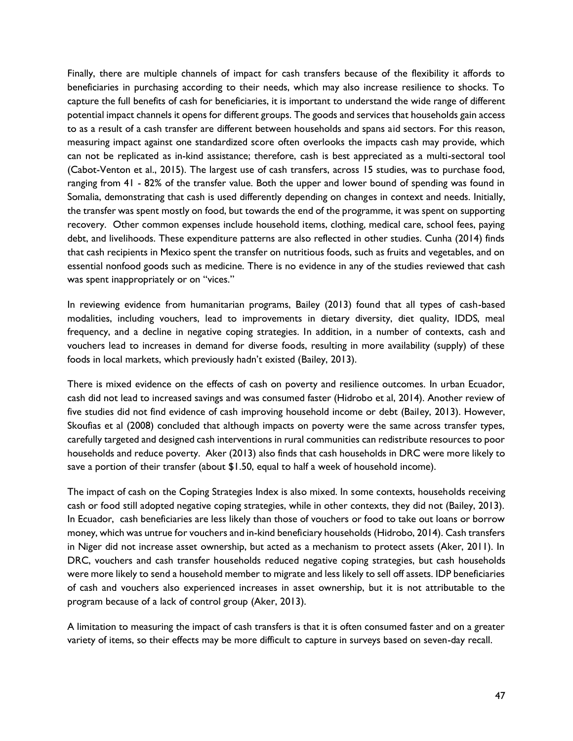Finally, there are multiple channels of impact for cash transfers because of the flexibility it affords to beneficiaries in purchasing according to their needs, which may also increase resilience to shocks. To capture the full benefits of cash for beneficiaries, it is important to understand the wide range of different potential impact channels it opens for different groups. The goods and services that households gain access to as a result of a cash transfer are different between households and spans aid sectors. For this reason, measuring impact against one standardized score often overlooks the impacts cash may provide, which can not be replicated as in-kind assistance; therefore, cash is best appreciated as a multi-sectoral tool (Cabot-Venton et al., 2015). The largest use of cash transfers, across 15 studies, was to purchase food, ranging from 41 - 82% of the transfer value. Both the upper and lower bound of spending was found in Somalia, demonstrating that cash is used differently depending on changes in context and needs. Initially, the transfer was spent mostly on food, but towards the end of the programme, it was spent on supporting recovery. Other common expenses include household items, clothing, medical care, school fees, paying debt, and livelihoods. These expenditure patterns are also reflected in other studies. Cunha (2014) finds that cash recipients in Mexico spent the transfer on nutritious foods, such as fruits and vegetables, and on essential nonfood goods such as medicine. There is no evidence in any of the studies reviewed that cash was spent inappropriately or on "vices."

In reviewing evidence from humanitarian programs, Bailey (2013) found that all types of cash-based modalities, including vouchers, lead to improvements in dietary diversity, diet quality, IDDS, meal frequency, and a decline in negative coping strategies. In addition, in a number of contexts, cash and vouchers lead to increases in demand for diverse foods, resulting in more availability (supply) of these foods in local markets, which previously hadn't existed (Bailey, 2013).

There is mixed evidence on the effects of cash on poverty and resilience outcomes. In urban Ecuador, cash did not lead to increased savings and was consumed faster (Hidrobo et al, 2014). Another review of five studies did not find evidence of cash improving household income or debt (Bailey, 2013). However, Skoufias et al (2008) concluded that although impacts on poverty were the same across transfer types, carefully targeted and designed cash interventions in rural communities can redistribute resources to poor households and reduce poverty. Aker (2013) also finds that cash households in DRC were more likely to save a portion of their transfer (about $1.50, equal to half a week of household income).

The impact of cash on the Coping Strategies Index is also mixed. In some contexts, households receiving cash or food still adopted negative coping strategies, while in other contexts, they did not (Bailey, 2013). In Ecuador, cash beneficiaries are less likely than those of vouchers or food to take out loans or borrow money, which was untrue for vouchers and in-kind beneficiary households (Hidrobo, 2014). Cash transfers in Niger did not increase asset ownership, but acted as a mechanism to protect assets (Aker, 2011). In DRC, vouchers and cash transfer households reduced negative coping strategies, but cash households were more likely to send a household member to migrate and less likely to sell off assets. IDP beneficiaries of cash and vouchers also experienced increases in asset ownership, but it is not attributable to the program because of a lack of control group (Aker, 2013).

A limitation to measuring the impact of cash transfers is that it is often consumed faster and on a greater variety of items, so their effects may be more difficult to capture in surveys based on seven-day recall.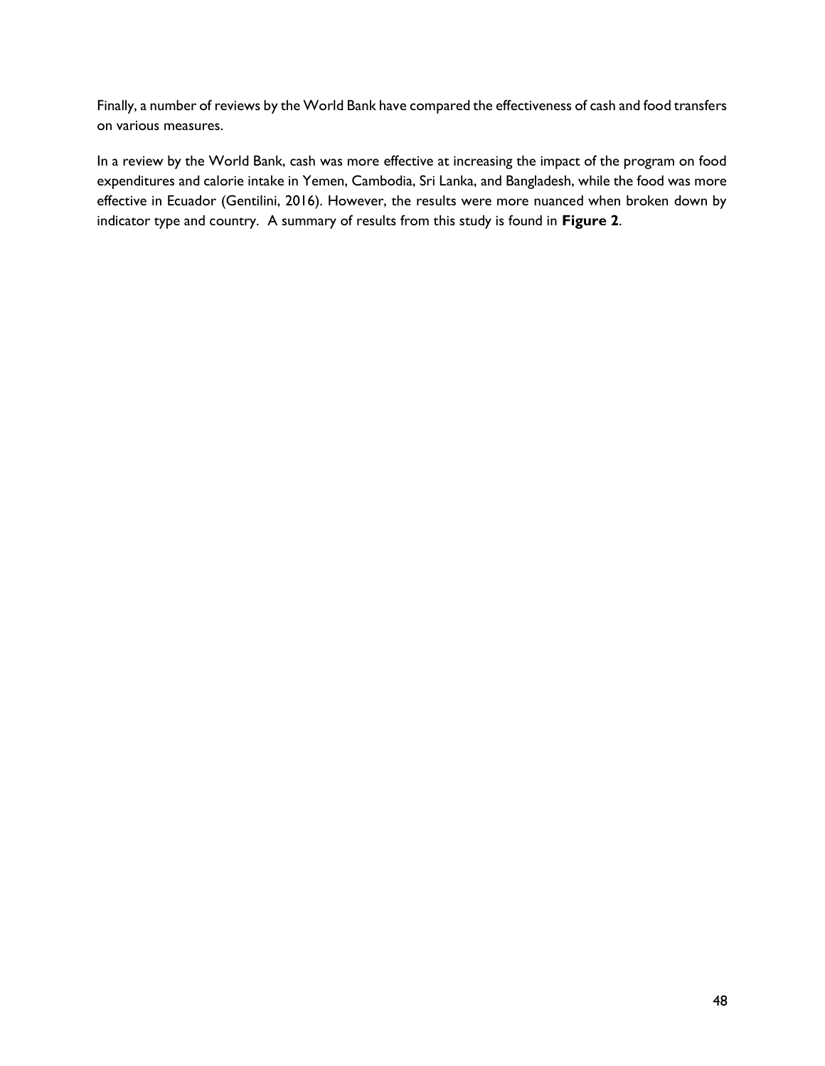Finally, a number of reviews by the World Bank have compared the effectiveness of cash and food transfers on various measures.

In a review by the World Bank, cash was more effective at increasing the impact of the program on food expenditures and calorie intake in Yemen, Cambodia, Sri Lanka, and Bangladesh, while the food was more effective in Ecuador (Gentilini, 2016). However, the results were more nuanced when broken down by indicator type and country. A summary of results from this study is found in **Figure 2**.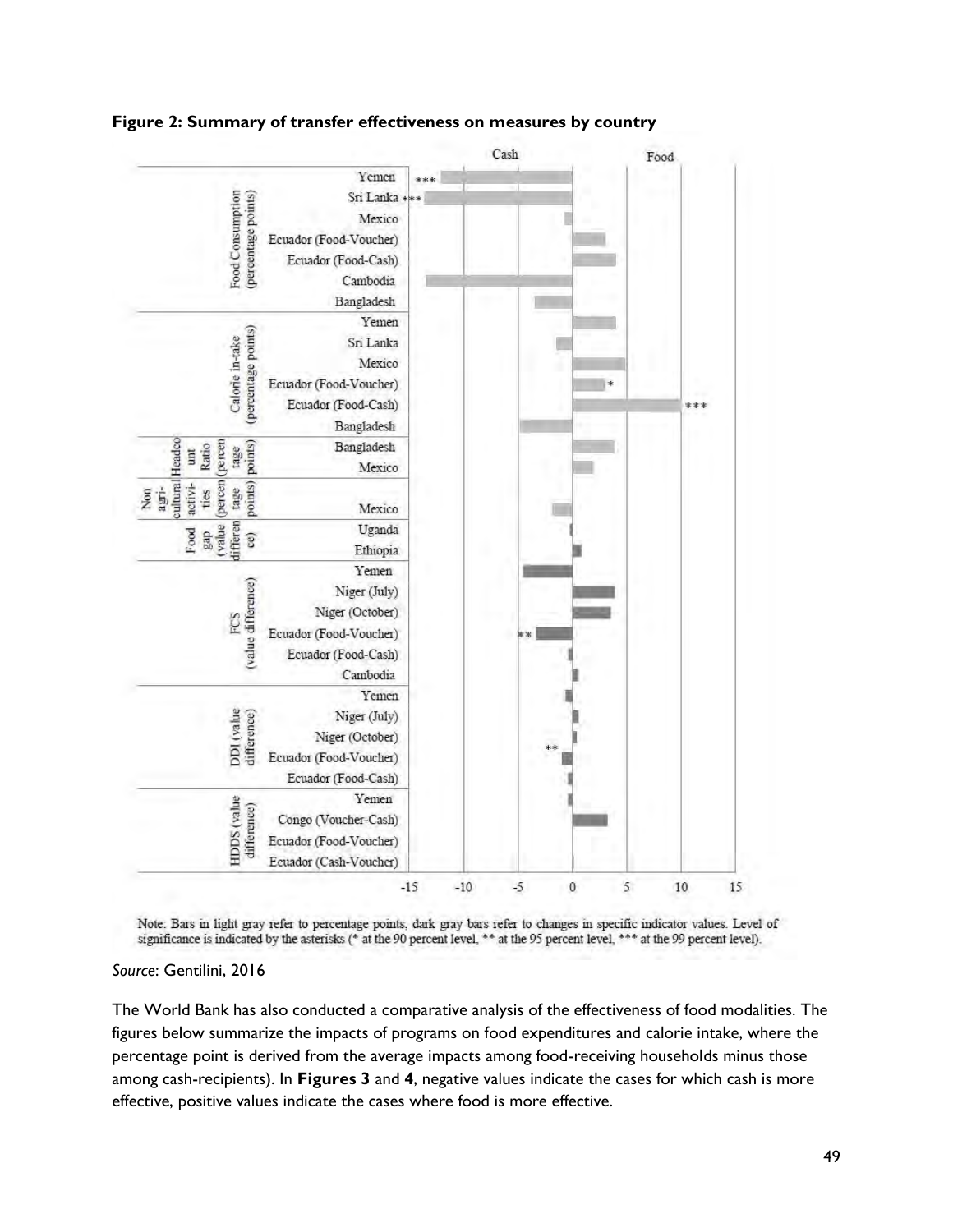**Figure 2: Summary of transfer effectiveness on measures by country**

Note: Bars in light gray refer to percentage points, dark gray bars refer to changes in specific indicator values. Level of significance is indicated by the asterisks (* at the 90 percent level, ** at the 95 percent level, *** at the 99 percent level).

*Source*: Gentilini, 2016

The World Bank has also conducted a comparative analysis of the effectiveness of food modalities. The figures below summarize the impacts of programs on food expenditures and calorie intake, where the percentage point is derived from the average impacts among food-receiving households minus those among cash-recipients). In **Figures 3** and **4**, negative values indicate the cases for which cash is more effective, positive values indicate the cases where food is more effective.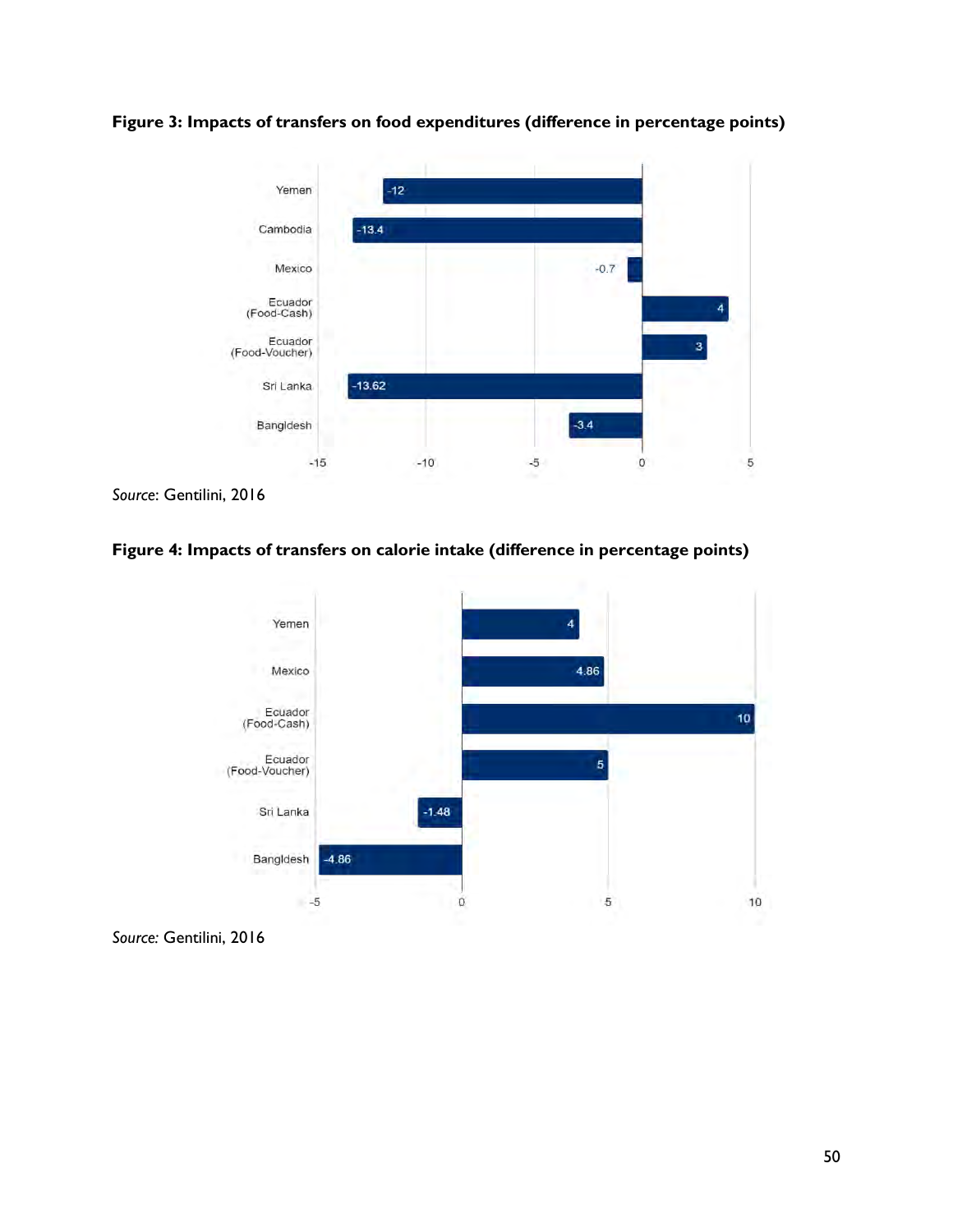**Figure 3: Impacts of transfers on food expenditures (difference in percentage points)**

| Country | Difference (percentage points) |
| --- | --- |
| Yemen | -12 |
| Cambodia | -13.4 |
| Mexico | -0.7 |
| Ecuador (Food-Cash) | 4 |
| Ecuador (Food-Voucher) | 3 |
| Sri Lanka | -13.62 |
| Bangldesh | -3.4 |

*Source*: Gentilini, 2016

**Figure 4: Impacts of transfers on calorie intake (difference in percentage points)**

| Country | Difference (percentage points) |
| --- | --- |
| Yemen | 4 |
| Mexico | 4.86 |
| Ecuador (Food-Cash) | 10 |
| Ecuador (Food-Voucher) | 5 |
| Sri Lanka | -1.48 |
| Bangldesh | -4.86 |

*Source:* Gentilini, 2016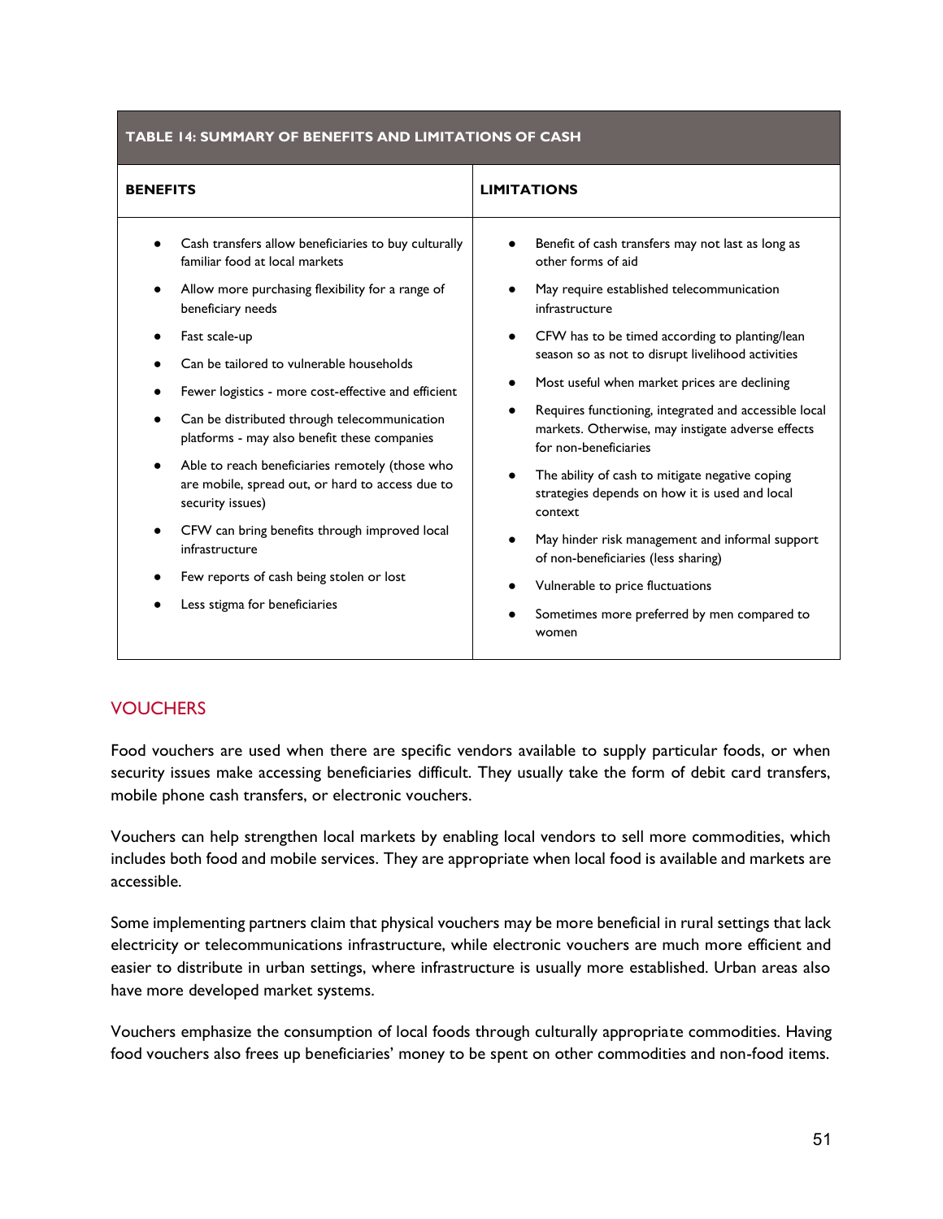**TABLE 14: SUMMARY OF BENEFITS AND LIMITATIONS OF CASH**

| BENEFITS | LIMITATIONS |
|---|---|
| • Cash transfers allow beneficiaries to buy culturally familiar food at local markets<br>• Allow more purchasing flexibility for a range of beneficiary needs<br>• Fast scale-up<br>• Can be tailored to vulnerable households<br>• Fewer logistics - more cost-effective and efficient<br>• Can be distributed through telecommunication platforms - may also benefit these companies<br>• Able to reach beneficiaries remotely (those who are mobile, spread out, or hard to access due to security issues)<br>• CFW can bring benefits through improved local infrastructure<br>• Few reports of cash being stolen or lost<br>• Less stigma for beneficiaries | • Benefit of cash transfers may not last as long as other forms of aid<br>• May require established telecommunication infrastructure<br>• CFW has to be timed according to planting/lean season so as not to disrupt livelihood activities<br>• Most useful when market prices are declining<br>• Requires functioning, integrated and accessible local markets. Otherwise, may instigate adverse effects for non-beneficiaries<br>• The ability of cash to mitigate negative coping strategies depends on how it is used and local context<br>• May hinder risk management and informal support of non-beneficiaries (less sharing)<br>• Vulnerable to price fluctuations<br>• Sometimes more preferred by men compared to women |

## VOUCHERS

Food vouchers are used when there are specific vendors available to supply particular foods, or when security issues make accessing beneficiaries difficult. They usually take the form of debit card transfers, mobile phone cash transfers, or electronic vouchers.

Vouchers can help strengthen local markets by enabling local vendors to sell more commodities, which includes both food and mobile services. They are appropriate when local food is available and markets are accessible.

Some implementing partners claim that physical vouchers may be more beneficial in rural settings that lack electricity or telecommunications infrastructure, while electronic vouchers are much more efficient and easier to distribute in urban settings, where infrastructure is usually more established. Urban areas also have more developed market systems.

Vouchers emphasize the consumption of local foods through culturally appropriate commodities. Having food vouchers also frees up beneficiaries' money to be spent on other commodities and non-food items.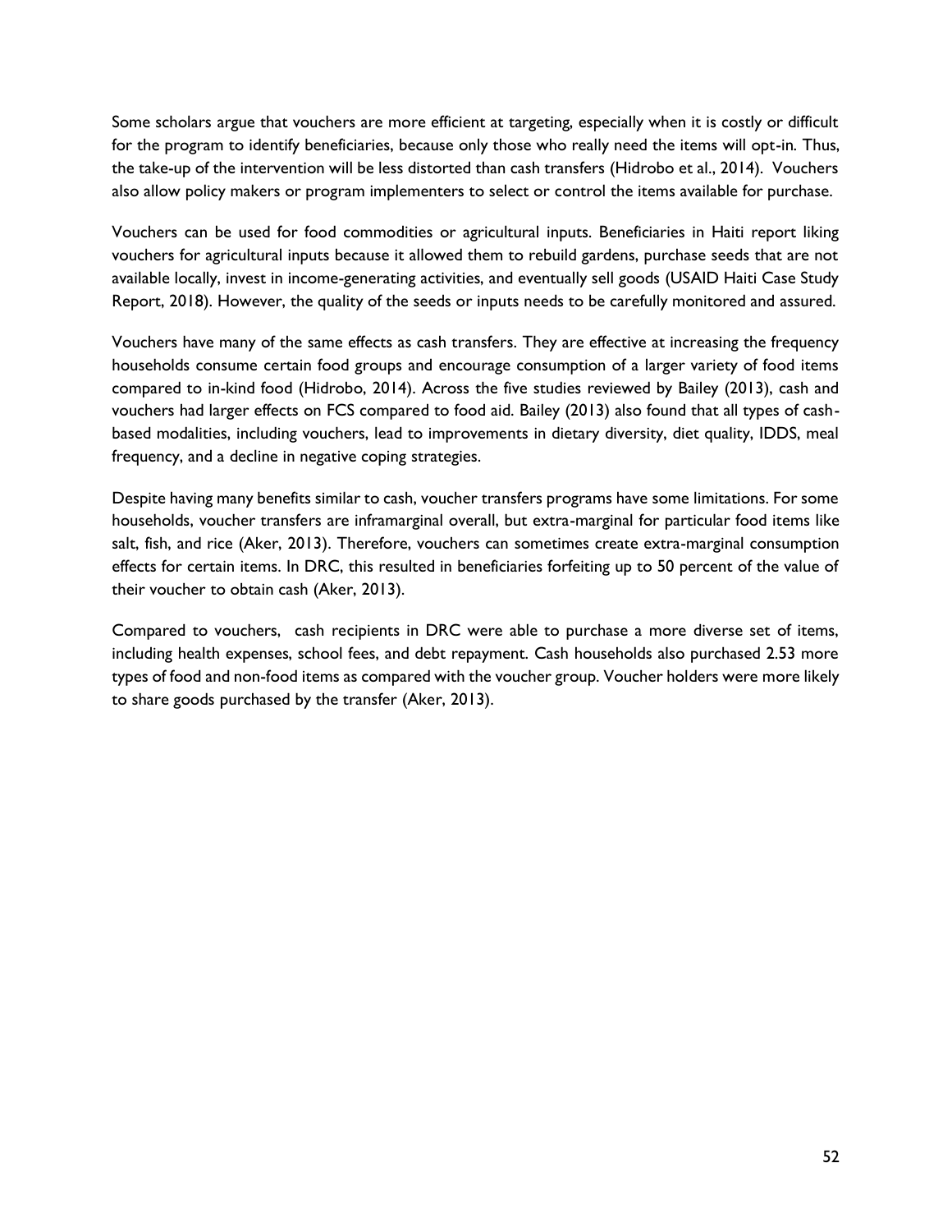Some scholars argue that vouchers are more efficient at targeting, especially when it is costly or difficult for the program to identify beneficiaries, because only those who really need the items will opt-in. Thus, the take-up of the intervention will be less distorted than cash transfers (Hidrobo et al., 2014). Vouchers also allow policy makers or program implementers to select or control the items available for purchase.

Vouchers can be used for food commodities or agricultural inputs. Beneficiaries in Haiti report liking vouchers for agricultural inputs because it allowed them to rebuild gardens, purchase seeds that are not available locally, invest in income-generating activities, and eventually sell goods (USAID Haiti Case Study Report, 2018). However, the quality of the seeds or inputs needs to be carefully monitored and assured.

Vouchers have many of the same effects as cash transfers. They are effective at increasing the frequency households consume certain food groups and encourage consumption of a larger variety of food items compared to in-kind food (Hidrobo, 2014). Across the five studies reviewed by Bailey (2013), cash and vouchers had larger effects on FCS compared to food aid. Bailey (2013) also found that all types of cash-based modalities, including vouchers, lead to improvements in dietary diversity, diet quality, IDDS, meal frequency, and a decline in negative coping strategies.

Despite having many benefits similar to cash, voucher transfers programs have some limitations. For some households, voucher transfers are inframarginal overall, but extra-marginal for particular food items like salt, fish, and rice (Aker, 2013). Therefore, vouchers can sometimes create extra-marginal consumption effects for certain items. In DRC, this resulted in beneficiaries forfeiting up to 50 percent of the value of their voucher to obtain cash (Aker, 2013).

Compared to vouchers, cash recipients in DRC were able to purchase a more diverse set of items, including health expenses, school fees, and debt repayment. Cash households also purchased 2.53 more types of food and non-food items as compared with the voucher group. Voucher holders were more likely to share goods purchased by the transfer (Aker, 2013).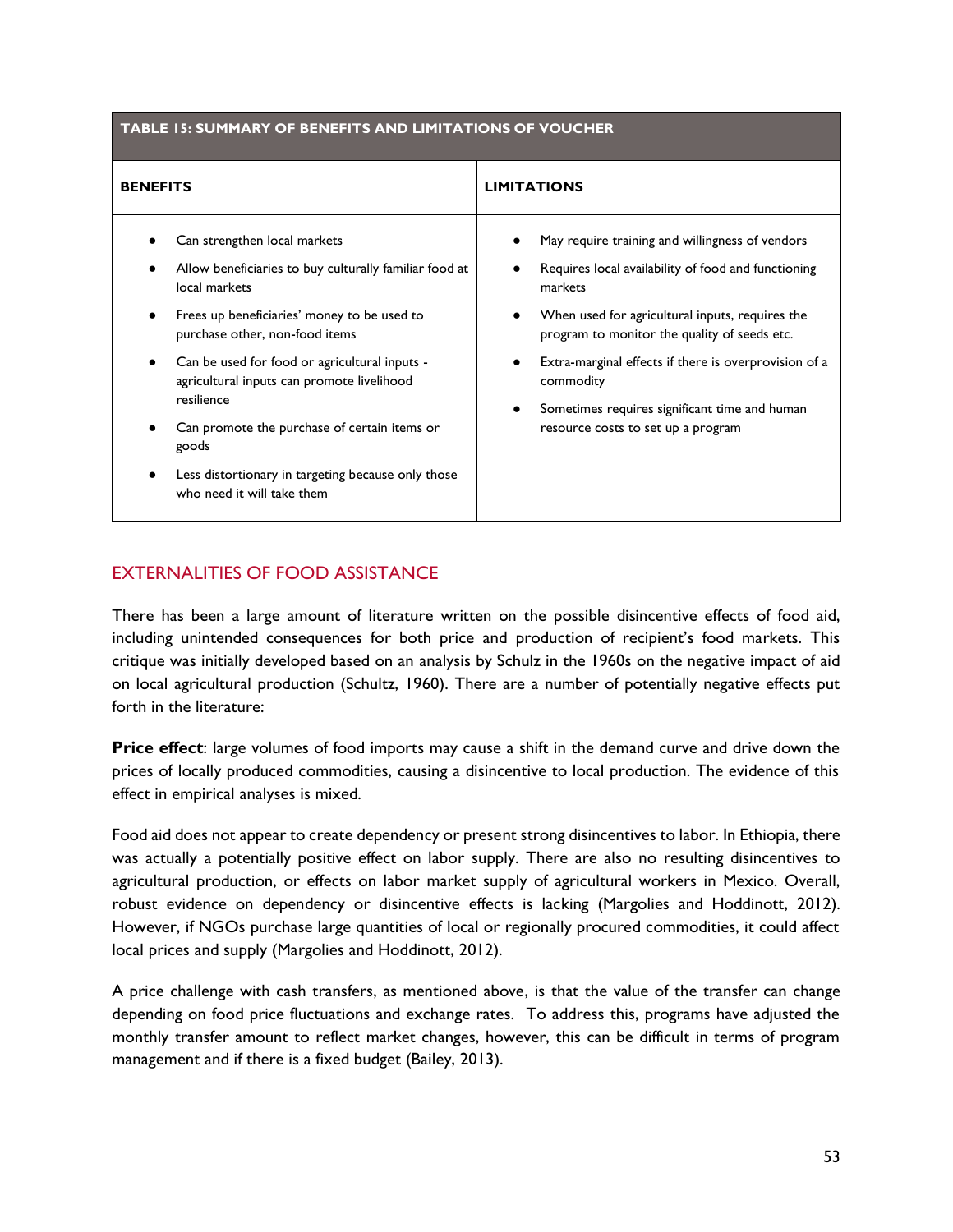| TABLE 15: SUMMARY OF BENEFITS AND LIMITATIONS OF VOUCHER | |
|---|---|
| **BENEFITS** | **LIMITATIONS** |
| • Can strengthen local markets<br>• Allow beneficiaries to buy culturally familiar food at local markets<br>• Frees up beneficiaries' money to be used to purchase other, non-food items<br>• Can be used for food or agricultural inputs - agricultural inputs can promote livelihood resilience<br>• Can promote the purchase of certain items or goods<br>• Less distortionary in targeting because only those who need it will take them | • May require training and willingness of vendors<br>• Requires local availability of food and functioning markets<br>• When used for agricultural inputs, requires the program to monitor the quality of seeds etc.<br>• Extra-marginal effects if there is overprovision of a commodity<br>• Sometimes requires significant time and human resource costs to set up a program |

## EXTERNALITIES OF FOOD ASSISTANCE

There has been a large amount of literature written on the possible disincentive effects of food aid, including unintended consequences for both price and production of recipient's food markets. This critique was initially developed based on an analysis by Schulz in the 1960s on the negative impact of aid on local agricultural production (Schultz, 1960). There are a number of potentially negative effects put forth in the literature:

**Price effect**: large volumes of food imports may cause a shift in the demand curve and drive down the prices of locally produced commodities, causing a disincentive to local production. The evidence of this effect in empirical analyses is mixed.

Food aid does not appear to create dependency or present strong disincentives to labor. In Ethiopia, there was actually a potentially positive effect on labor supply. There are also no resulting disincentives to agricultural production, or effects on labor market supply of agricultural workers in Mexico. Overall, robust evidence on dependency or disincentive effects is lacking (Margolies and Hoddinott, 2012). However, if NGOs purchase large quantities of local or regionally procured commodities, it could affect local prices and supply (Margolies and Hoddinott, 2012).

A price challenge with cash transfers, as mentioned above, is that the value of the transfer can change depending on food price fluctuations and exchange rates. To address this, programs have adjusted the monthly transfer amount to reflect market changes, however, this can be difficult in terms of program management and if there is a fixed budget (Bailey, 2013).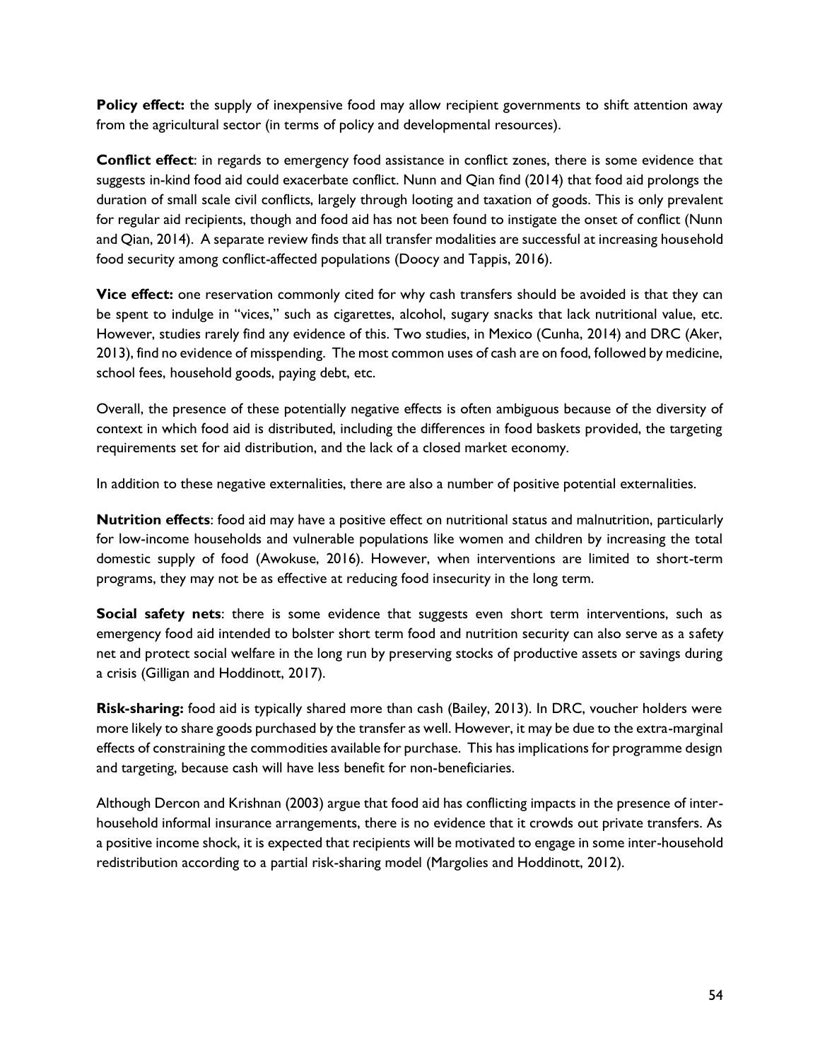**Policy effect:** the supply of inexpensive food may allow recipient governments to shift attention away from the agricultural sector (in terms of policy and developmental resources).

**Conflict effect**: in regards to emergency food assistance in conflict zones, there is some evidence that suggests in-kind food aid could exacerbate conflict. Nunn and Qian find (2014) that food aid prolongs the duration of small scale civil conflicts, largely through looting and taxation of goods. This is only prevalent for regular aid recipients, though and food aid has not been found to instigate the onset of conflict (Nunn and Qian, 2014). A separate review finds that all transfer modalities are successful at increasing household food security among conflict-affected populations (Doocy and Tappis, 2016).

**Vice effect:** one reservation commonly cited for why cash transfers should be avoided is that they can be spent to indulge in "vices," such as cigarettes, alcohol, sugary snacks that lack nutritional value, etc. However, studies rarely find any evidence of this. Two studies, in Mexico (Cunha, 2014) and DRC (Aker, 2013), find no evidence of misspending. The most common uses of cash are on food, followed by medicine, school fees, household goods, paying debt, etc.

Overall, the presence of these potentially negative effects is often ambiguous because of the diversity of context in which food aid is distributed, including the differences in food baskets provided, the targeting requirements set for aid distribution, and the lack of a closed market economy.

In addition to these negative externalities, there are also a number of positive potential externalities.

**Nutrition effects**: food aid may have a positive effect on nutritional status and malnutrition, particularly for low-income households and vulnerable populations like women and children by increasing the total domestic supply of food (Awokuse, 2016). However, when interventions are limited to short-term programs, they may not be as effective at reducing food insecurity in the long term.

**Social safety nets**: there is some evidence that suggests even short term interventions, such as emergency food aid intended to bolster short term food and nutrition security can also serve as a safety net and protect social welfare in the long run by preserving stocks of productive assets or savings during a crisis (Gilligan and Hoddinott, 2017).

**Risk-sharing:** food aid is typically shared more than cash (Bailey, 2013). In DRC, voucher holders were more likely to share goods purchased by the transfer as well. However, it may be due to the extra-marginal effects of constraining the commodities available for purchase. This has implications for programme design and targeting, because cash will have less benefit for non-beneficiaries.

Although Dercon and Krishnan (2003) argue that food aid has conflicting impacts in the presence of inter-household informal insurance arrangements, there is no evidence that it crowds out private transfers. As a positive income shock, it is expected that recipients will be motivated to engage in some inter-household redistribution according to a partial risk-sharing model (Margolies and Hoddinott, 2012).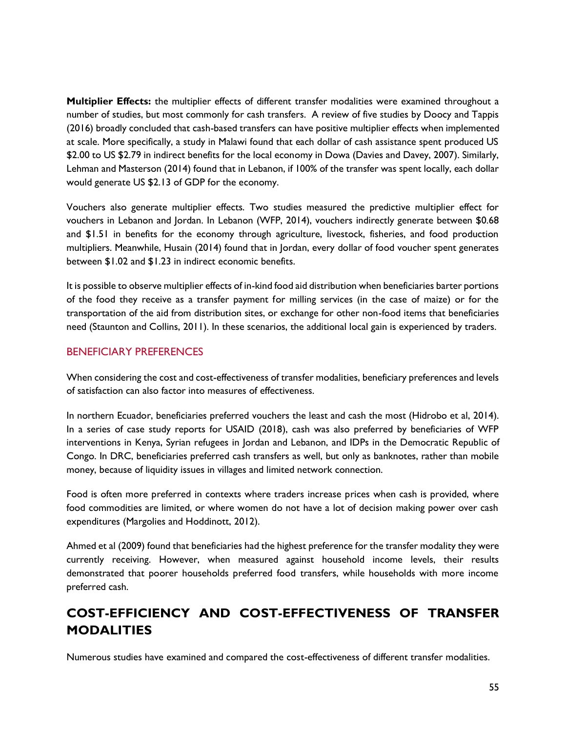**Multiplier Effects:** the multiplier effects of different transfer modalities were examined throughout a number of studies, but most commonly for cash transfers. A review of five studies by Doocy and Tappis (2016) broadly concluded that cash-based transfers can have positive multiplier effects when implemented at scale. More specifically, a study in Malawi found that each dollar of cash assistance spent produced US $2.00 to US $2.79 in indirect benefits for the local economy in Dowa (Davies and Davey, 2007). Similarly, Lehman and Masterson (2014) found that in Lebanon, if 100% of the transfer was spent locally, each dollar would generate US $2.13 of GDP for the economy.

Vouchers also generate multiplier effects. Two studies measured the predictive multiplier effect for vouchers in Lebanon and Jordan. In Lebanon (WFP, 2014), vouchers indirectly generate between $0.68 and $1.51 in benefits for the economy through agriculture, livestock, fisheries, and food production multipliers. Meanwhile, Husain (2014) found that in Jordan, every dollar of food voucher spent generates between $1.02 and $1.23 in indirect economic benefits.

It is possible to observe multiplier effects of in-kind food aid distribution when beneficiaries barter portions of the food they receive as a transfer payment for milling services (in the case of maize) or for the transportation of the aid from distribution sites, or exchange for other non-food items that beneficiaries need (Staunton and Collins, 2011). In these scenarios, the additional local gain is experienced by traders.

### BENEFICIARY PREFERENCES

When considering the cost and cost-effectiveness of transfer modalities, beneficiary preferences and levels of satisfaction can also factor into measures of effectiveness.

In northern Ecuador, beneficiaries preferred vouchers the least and cash the most (Hidrobo et al, 2014). In a series of case study reports for USAID (2018), cash was also preferred by beneficiaries of WFP interventions in Kenya, Syrian refugees in Jordan and Lebanon, and IDPs in the Democratic Republic of Congo. In DRC, beneficiaries preferred cash transfers as well, but only as banknotes, rather than mobile money, because of liquidity issues in villages and limited network connection.

Food is often more preferred in contexts where traders increase prices when cash is provided, where food commodities are limited, or where women do not have a lot of decision making power over cash expenditures (Margolies and Hoddinott, 2012).

Ahmed et al (2009) found that beneficiaries had the highest preference for the transfer modality they were currently receiving. However, when measured against household income levels, their results demonstrated that poorer households preferred food transfers, while households with more income preferred cash.

## COST-EFFICIENCY AND COST-EFFECTIVENESS OF TRANSFER MODALITIES

Numerous studies have examined and compared the cost-effectiveness of different transfer modalities.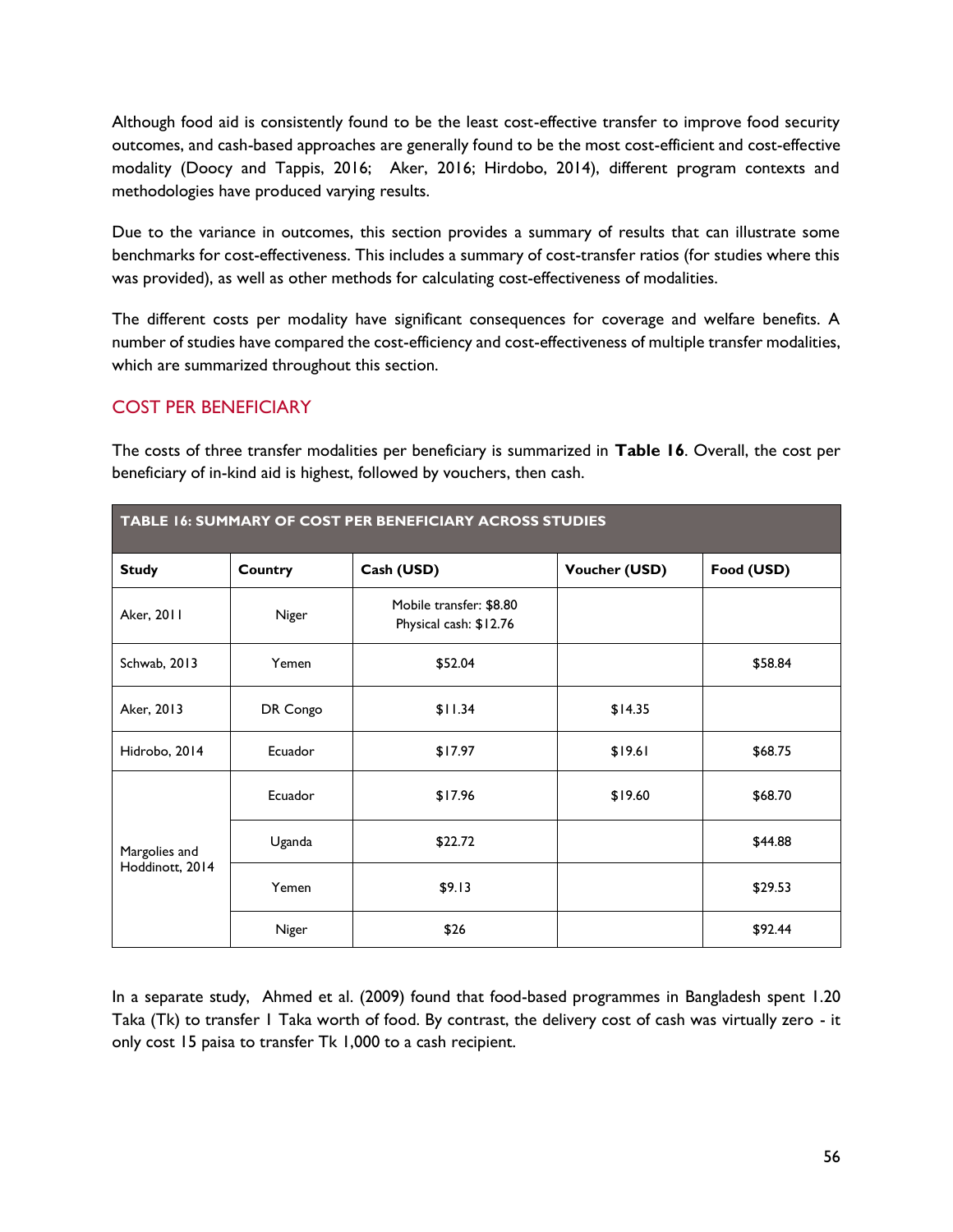Although food aid is consistently found to be the least cost-effective transfer to improve food security outcomes, and cash-based approaches are generally found to be the most cost-efficient and cost-effective modality (Doocy and Tappis, 2016; Aker, 2016; Hirdobo, 2014), different program contexts and methodologies have produced varying results.

Due to the variance in outcomes, this section provides a summary of results that can illustrate some benchmarks for cost-effectiveness. This includes a summary of cost-transfer ratios (for studies where this was provided), as well as other methods for calculating cost-effectiveness of modalities.

The different costs per modality have significant consequences for coverage and welfare benefits. A number of studies have compared the cost-efficiency and cost-effectiveness of multiple transfer modalities, which are summarized throughout this section.

## COST PER BENEFICIARY

The costs of three transfer modalities per beneficiary is summarized in **Table 16**. Overall, the cost per beneficiary of in-kind aid is highest, followed by vouchers, then cash.

**TABLE 16: SUMMARY OF COST PER BENEFICIARY ACROSS STUDIES**

| Study | Country | Cash (USD) | Voucher (USD) | Food (USD) |
|---|---|---|---|---|
| Aker, 2011 | Niger | Mobile transfer: $8.80<br>Physical cash: $12.76 | | |
| Schwab, 2013 | Yemen | $52.04 | | $58.84 |
| Aker, 2013 | DR Congo | $11.34 | $14.35 | |
| Hidrobo, 2014 | Ecuador | $17.97 | $19.61 | $68.75 |
| Margolies and Hoddinott, 2014 | Ecuador | $17.96 | $19.60 | $68.70 |
| | Uganda | $22.72 | | $44.88 |
| | Yemen | $9.13 | | $29.53 |
| | Niger | $26 | | $92.44 |

In a separate study, Ahmed et al. (2009) found that food-based programmes in Bangladesh spent 1.20 Taka (Tk) to transfer 1 Taka worth of food. By contrast, the delivery cost of cash was virtually zero - it only cost 15 paisa to transfer Tk 1,000 to a cash recipient.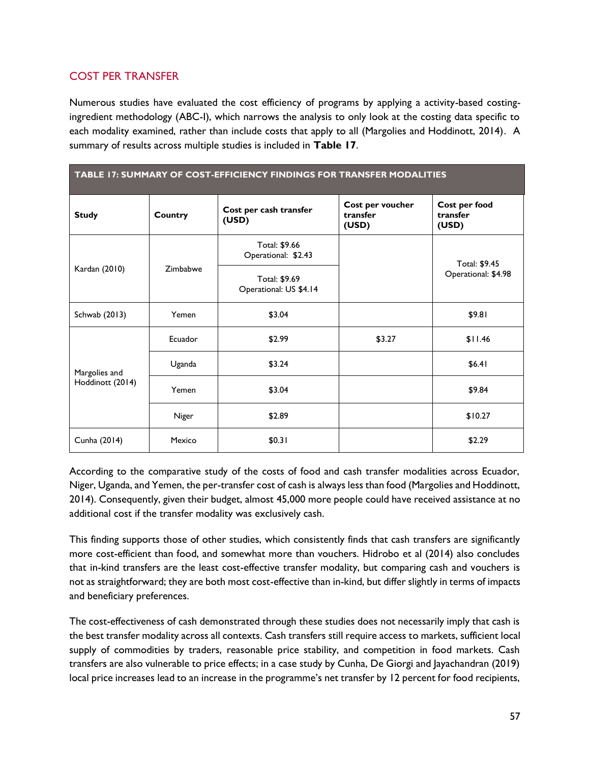## COST PER TRANSFER

Numerous studies have evaluated the cost efficiency of programs by applying a activity-based costing-ingredient methodology (ABC-I), which narrows the analysis to only look at the costing data specific to each modality examined, rather than include costs that apply to all (Margolies and Hoddinott, 2014). A summary of results across multiple studies is included in **Table 17**.

**TABLE 17: SUMMARY OF COST-EFFICIENCY FINDINGS FOR TRANSFER MODALITIES**

| Study | Country | Cost per cash transfer (USD) | Cost per voucher transfer (USD) | Cost per food transfer (USD) |
|---|---|---|---|---|
| Kardan (2010) | Zimbabwe | Total: $9.66<br>Operational: $2.43 | | Total: $9.45<br>Operational: $4.98 |
| | | Total: $9.69<br>Operational: US $4.14 | | |
| Schwab (2013) | Yemen | $3.04 | | $9.81 |
| Margolies and Hoddinott (2014) | Ecuador | $2.99 | $3.27 | $11.46 |
| | Uganda | $3.24 | | $6.41 |
| | Yemen | $3.04 | | $9.84 |
| | Niger | $2.89 | | $10.27 |
| Cunha (2014) | Mexico | $0.31 | | $2.29 |

According to the comparative study of the costs of food and cash transfer modalities across Ecuador, Niger, Uganda, and Yemen, the per-transfer cost of cash is always less than food (Margolies and Hoddinott, 2014). Consequently, given their budget, almost 45,000 more people could have received assistance at no additional cost if the transfer modality was exclusively cash.

This finding supports those of other studies, which consistently finds that cash transfers are significantly more cost-efficient than food, and somewhat more than vouchers. Hidrobo et al (2014) also concludes that in-kind transfers are the least cost-effective transfer modality, but comparing cash and vouchers is not as straightforward; they are both most cost-effective than in-kind, but differ slightly in terms of impacts and beneficiary preferences.

The cost-effectiveness of cash demonstrated through these studies does not necessarily imply that cash is the best transfer modality across all contexts. Cash transfers still require access to markets, sufficient local supply of commodities by traders, reasonable price stability, and competition in food markets. Cash transfers are also vulnerable to price effects; in a case study by Cunha, De Giorgi and Jayachandran (2019) local price increases lead to an increase in the programme's net transfer by 12 percent for food recipients,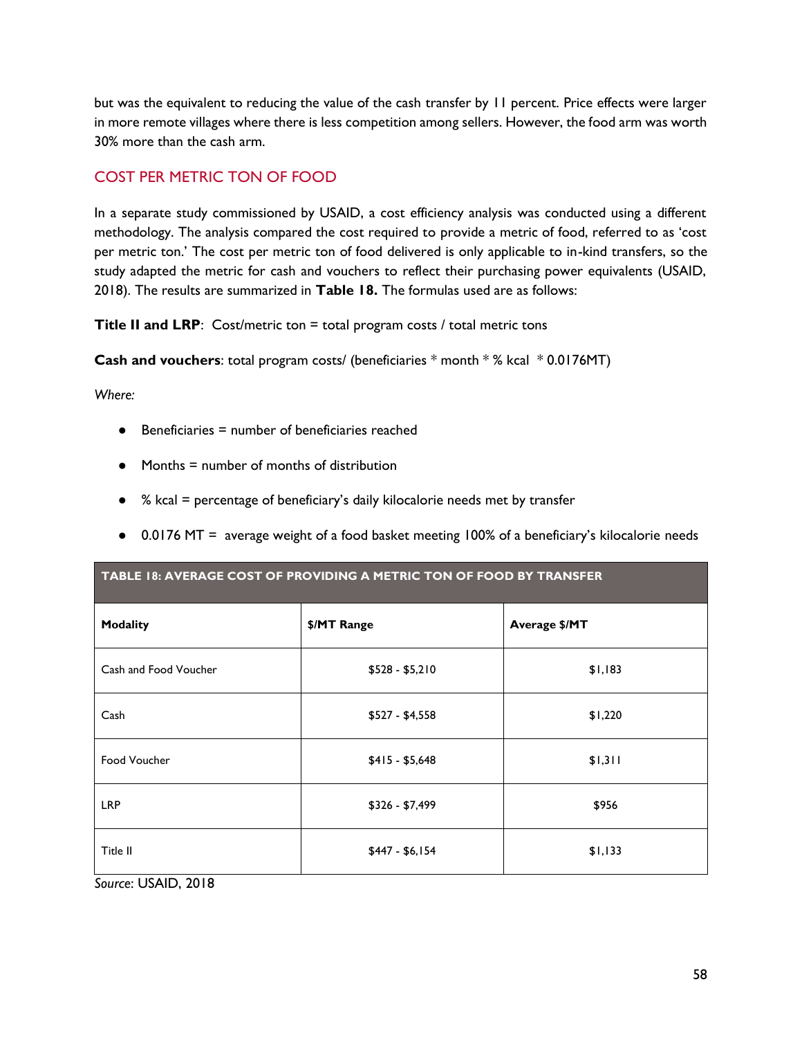but was the equivalent to reducing the value of the cash transfer by 11 percent. Price effects were larger in more remote villages where there is less competition among sellers. However, the food arm was worth 30% more than the cash arm.

## COST PER METRIC TON OF FOOD

In a separate study commissioned by USAID, a cost efficiency analysis was conducted using a different methodology. The analysis compared the cost required to provide a metric of food, referred to as 'cost per metric ton.' The cost per metric ton of food delivered is only applicable to in-kind transfers, so the study adapted the metric for cash and vouchers to reflect their purchasing power equivalents (USAID, 2018). The results are summarized in **Table 18.** The formulas used are as follows:

**Title II and LRP**: Cost/metric ton = total program costs / total metric tons

**Cash and vouchers**: total program costs/ (beneficiaries * month * % kcal * 0.0176MT)

*Where:*

- Beneficiaries = number of beneficiaries reached
- Months = number of months of distribution
- % kcal = percentage of beneficiary's daily kilocalorie needs met by transfer
- 0.0176 MT = average weight of a food basket meeting 100% of a beneficiary's kilocalorie needs

**TABLE 18: AVERAGE COST OF PROVIDING A METRIC TON OF FOOD BY TRANSFER**

| Modality | $/MT Range | Average $/MT |
|---|---|---|
| Cash and Food Voucher | $528 - $5,210 | $1,183 |
| Cash | $527 - $4,558 | $1,220 |
| Food Voucher | $415 - $5,648 | $1,311 |
| LRP | $326 - $7,499 | $956 |
| Title II | $447 - $6,154 | $1,133 |

*Source*: USAID, 2018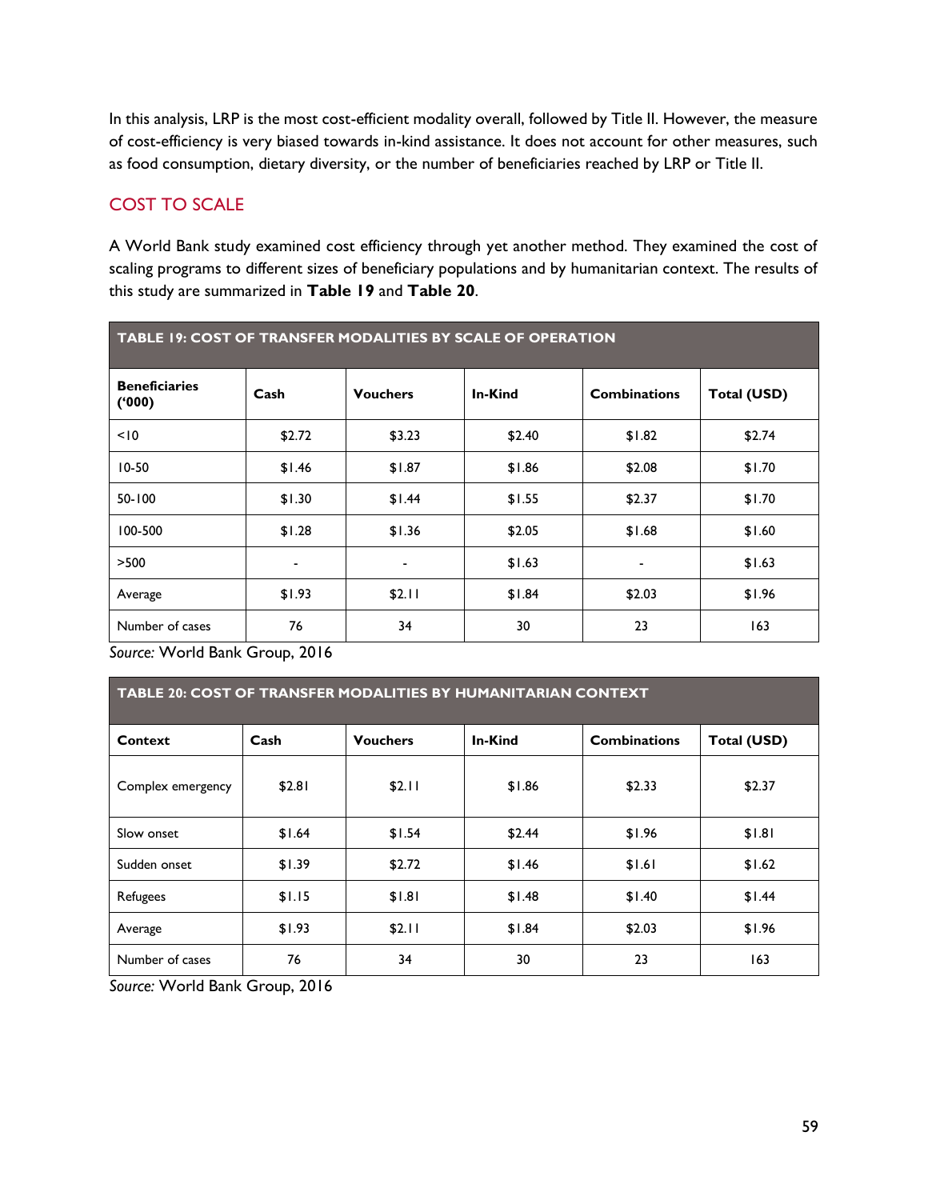In this analysis, LRP is the most cost-efficient modality overall, followed by Title II. However, the measure of cost-efficiency is very biased towards in-kind assistance. It does not account for other measures, such as food consumption, dietary diversity, or the number of beneficiaries reached by LRP or Title II.

## COST TO SCALE

A World Bank study examined cost efficiency through yet another method. They examined the cost of scaling programs to different sizes of beneficiary populations and by humanitarian context. The results of this study are summarized in **Table 19** and **Table 20**.

**TABLE 19: COST OF TRANSFER MODALITIES BY SCALE OF OPERATION**

| Beneficiaries ('000) | Cash | Vouchers | In-Kind | Combinations | Total (USD) |
|---|---|---|---|---|---|
| <10 | $2.72 | $3.23 | $2.40 | $1.82 | $2.74 |
| 10-50 | $1.46 | $1.87 | $1.86 | $2.08 | $1.70 |
| 50-100 | $1.30 | $1.44 | $1.55 | $2.37 | $1.70 |
| 100-500 | $1.28 | $1.36 | $2.05 | $1.68 | $1.60 |
| >500 | - | - | $1.63 | - | $1.63 |
| Average | $1.93 | $2.11 | $1.84 | $2.03 | $1.96 |
| Number of cases | 76 | 34 | 30 | 23 | 163 |

*Source:* World Bank Group, 2016

**TABLE 20: COST OF TRANSFER MODALITIES BY HUMANITARIAN CONTEXT**

| Context | Cash | Vouchers | In-Kind | Combinations | Total (USD) |
|---|---|---|---|---|---|
| Complex emergency | $2.81 | $2.11 | $1.86 | $2.33 | $2.37 |
| Slow onset | $1.64 | $1.54 | $2.44 | $1.96 | $1.81 |
| Sudden onset | $1.39 | $2.72 | $1.46 | $1.61 | $1.62 |
| Refugees | $1.15 | $1.81 | $1.48 | $1.40 | $1.44 |
| Average | $1.93 | $2.11 | $1.84 | $2.03 | $1.96 |
| Number of cases | 76 | 34 | 30 | 23 | 163 |

*Source:* World Bank Group, 2016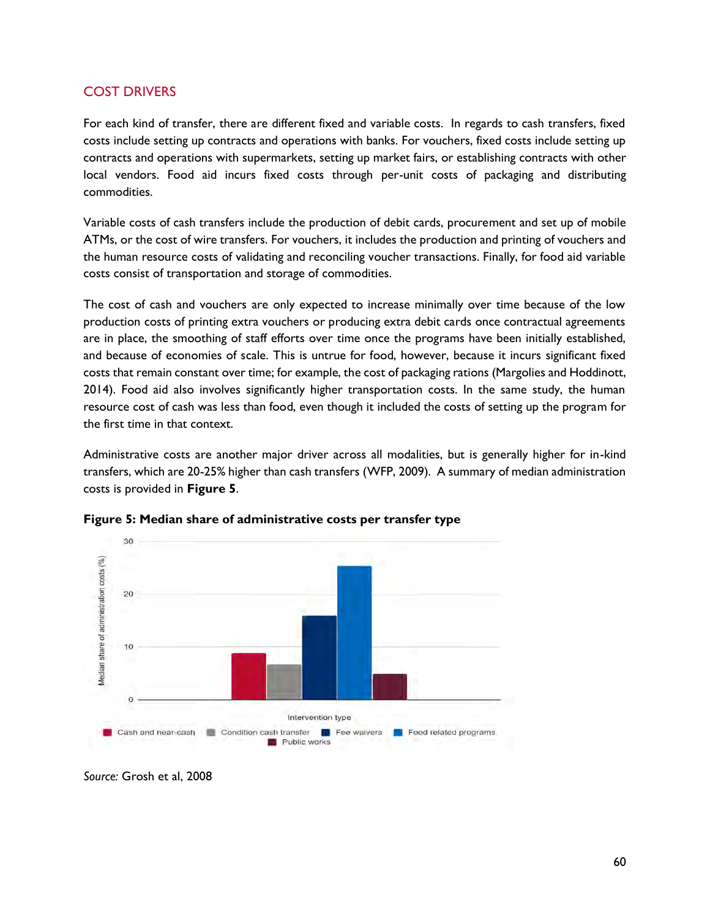## COST DRIVERS

For each kind of transfer, there are different fixed and variable costs. In regards to cash transfers, fixed costs include setting up contracts and operations with banks. For vouchers, fixed costs include setting up contracts and operations with supermarkets, setting up market fairs, or establishing contracts with other local vendors. Food aid incurs fixed costs through per-unit costs of packaging and distributing commodities.

Variable costs of cash transfers include the production of debit cards, procurement and set up of mobile ATMs, or the cost of wire transfers. For vouchers, it includes the production and printing of vouchers and the human resource costs of validating and reconciling voucher transactions. Finally, for food aid variable costs consist of transportation and storage of commodities.

The cost of cash and vouchers are only expected to increase minimally over time because of the low production costs of printing extra vouchers or producing extra debit cards once contractual agreements are in place, the smoothing of staff efforts over time once the programs have been initially established, and because of economies of scale. This is untrue for food, however, because it incurs significant fixed costs that remain constant over time; for example, the cost of packaging rations (Margolies and Hoddinott, 2014). Food aid also involves significantly higher transportation costs. In the same study, the human resource cost of cash was less than food, even though it included the costs of setting up the program for the first time in that context.

Administrative costs are another major driver across all modalities, but is generally higher for in-kind transfers, which are 20-25% higher than cash transfers (WFP, 2009). A summary of median administration costs is provided in **Figure 5**.

**Figure 5: Median share of administrative costs per transfer type**

*Source:* Grosh et al, 2008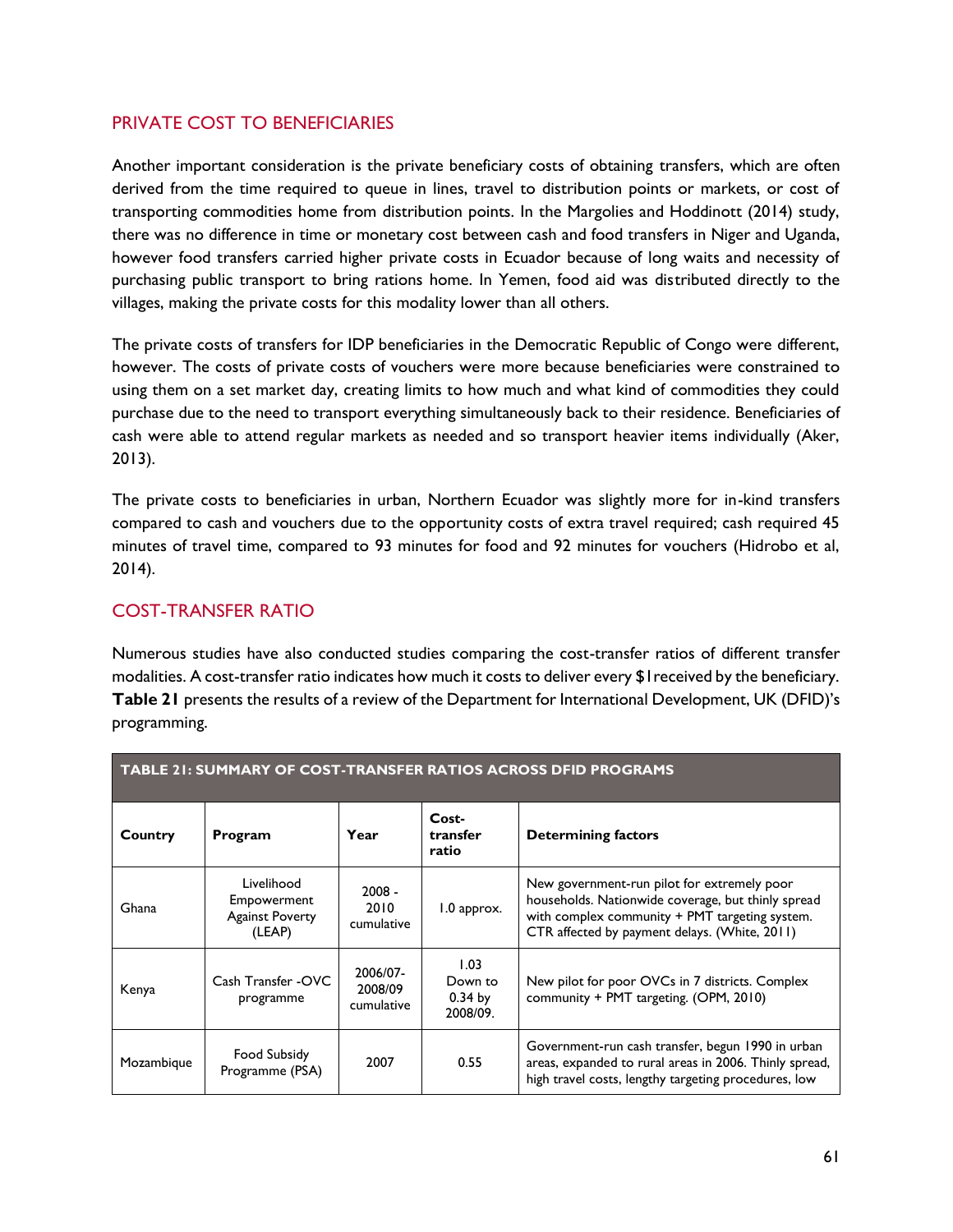## PRIVATE COST TO BENEFICIARIES

Another important consideration is the private beneficiary costs of obtaining transfers, which are often derived from the time required to queue in lines, travel to distribution points or markets, or cost of transporting commodities home from distribution points. In the Margolies and Hoddinott (2014) study, there was no difference in time or monetary cost between cash and food transfers in Niger and Uganda, however food transfers carried higher private costs in Ecuador because of long waits and necessity of purchasing public transport to bring rations home. In Yemen, food aid was distributed directly to the villages, making the private costs for this modality lower than all others.

The private costs of transfers for IDP beneficiaries in the Democratic Republic of Congo were different, however. The costs of private costs of vouchers were more because beneficiaries were constrained to using them on a set market day, creating limits to how much and what kind of commodities they could purchase due to the need to transport everything simultaneously back to their residence. Beneficiaries of cash were able to attend regular markets as needed and so transport heavier items individually (Aker, 2013).

The private costs to beneficiaries in urban, Northern Ecuador was slightly more for in-kind transfers compared to cash and vouchers due to the opportunity costs of extra travel required; cash required 45 minutes of travel time, compared to 93 minutes for food and 92 minutes for vouchers (Hidrobo et al, 2014).

## COST-TRANSFER RATIO

Numerous studies have also conducted studies comparing the cost-transfer ratios of different transfer modalities. A cost-transfer ratio indicates how much it costs to deliver every $1 received by the beneficiary. **Table 21** presents the results of a review of the Department for International Development, UK (DFID)'s programming.

**TABLE 21: SUMMARY OF COST-TRANSFER RATIOS ACROSS DFID PROGRAMS**

| Country | Program | Year | Cost-transfer ratio | Determining factors |
|---|---|---|---|---|
| Ghana | Livelihood Empowerment Against Poverty (LEAP) | 2008 - 2010 cumulative | 1.0 approx. | New government-run pilot for extremely poor households. Nationwide coverage, but thinly spread with complex community + PMT targeting system. CTR affected by payment delays. (White, 2011) |
| Kenya | Cash Transfer -OVC programme | 2006/07-2008/09 cumulative | 1.03 Down to 0.34 by 2008/09. | New pilot for poor OVCs in 7 districts. Complex community + PMT targeting. (OPM, 2010) |
| Mozambique | Food Subsidy Programme (PSA) | 2007 | 0.55 | Government-run cash transfer, begun 1990 in urban areas, expanded to rural areas in 2006. Thinly spread, high travel costs, lengthy targeting procedures, low |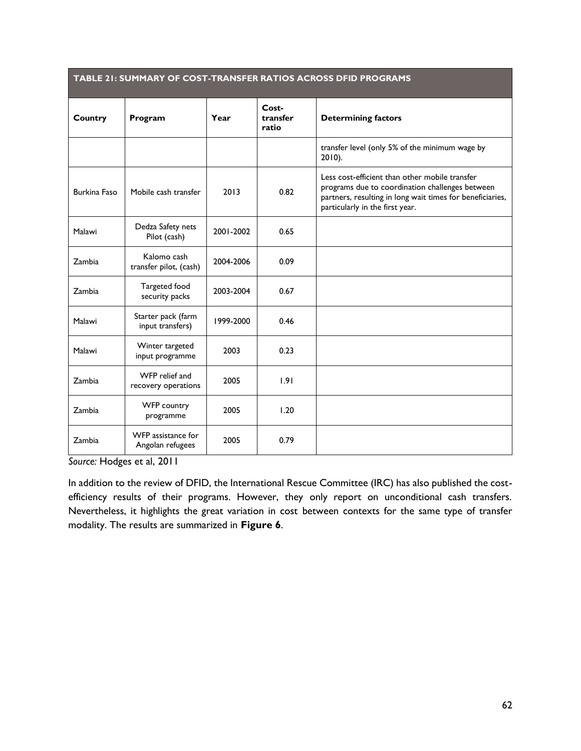**TABLE 21: SUMMARY OF COST-TRANSFER RATIOS ACROSS DFID PROGRAMS**

| Country | Program | Year | Cost-transfer ratio | Determining factors |
|---|---|---|---|---|
| | | | | transfer level (only 5% of the minimum wage by 2010). |
| Burkina Faso | Mobile cash transfer | 2013 | 0.82 | Less cost-efficient than other mobile transfer programs due to coordination challenges between partners, resulting in long wait times for beneficiaries, particularly in the first year. |
| Malawi | Dedza Safety nets Pilot (cash) | 2001-2002 | 0.65 | |
| Zambia | Kalomo cash transfer pilot, (cash) | 2004-2006 | 0.09 | |
| Zambia | Targeted food security packs | 2003-2004 | 0.67 | |
| Malawi | Starter pack (farm input transfers) | 1999-2000 | 0.46 | |
| Malawi | Winter targeted input programme | 2003 | 0.23 | |
| Zambia | WFP relief and recovery operations | 2005 | 1.91 | |
| Zambia | WFP country programme | 2005 | 1.20 | |
| Zambia | WFP assistance for Angolan refugees | 2005 | 0.79 | |

*Source:* Hodges et al, 2011

In addition to the review of DFID, the International Rescue Committee (IRC) has also published the cost-efficiency results of their programs. However, they only report on unconditional cash transfers. Nevertheless, it highlights the great variation in cost between contexts for the same type of transfer modality. The results are summarized in **Figure 6**.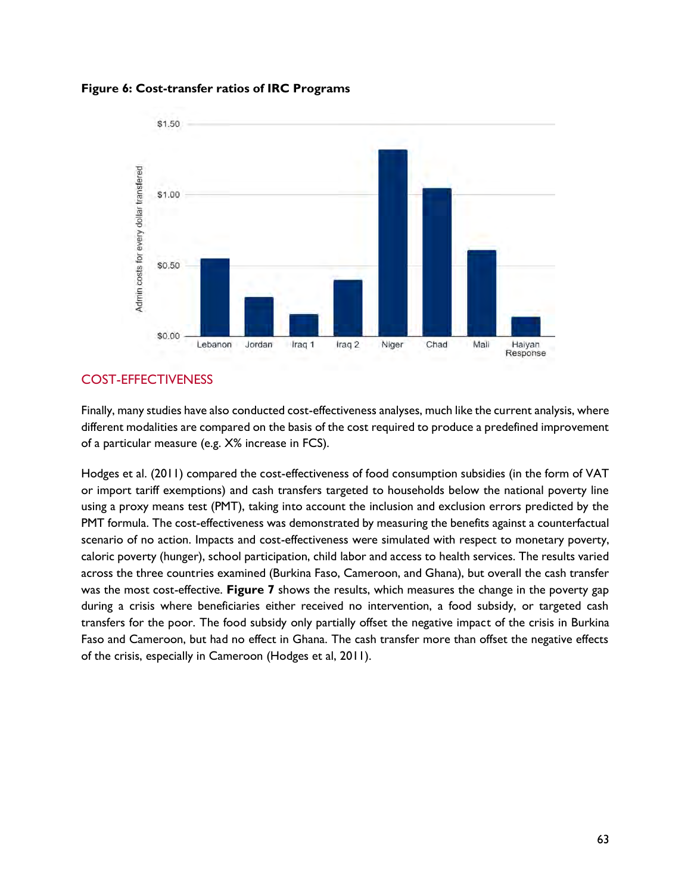**Figure 6: Cost-transfer ratios of IRC Programs**

## COST-EFFECTIVENESS

Finally, many studies have also conducted cost-effectiveness analyses, much like the current analysis, where different modalities are compared on the basis of the cost required to produce a predefined improvement of a particular measure (e.g. X% increase in FCS).

Hodges et al. (2011) compared the cost-effectiveness of food consumption subsidies (in the form of VAT or import tariff exemptions) and cash transfers targeted to households below the national poverty line using a proxy means test (PMT), taking into account the inclusion and exclusion errors predicted by the PMT formula. The cost-effectiveness was demonstrated by measuring the benefits against a counterfactual scenario of no action. Impacts and cost-effectiveness were simulated with respect to monetary poverty, caloric poverty (hunger), school participation, child labor and access to health services. The results varied across the three countries examined (Burkina Faso, Cameroon, and Ghana), but overall the cash transfer was the most cost-effective. **Figure 7** shows the results, which measures the change in the poverty gap during a crisis where beneficiaries either received no intervention, a food subsidy, or targeted cash transfers for the poor. The food subsidy only partially offset the negative impact of the crisis in Burkina Faso and Cameroon, but had no effect in Ghana. The cash transfer more than offset the negative effects of the crisis, especially in Cameroon (Hodges et al, 2011).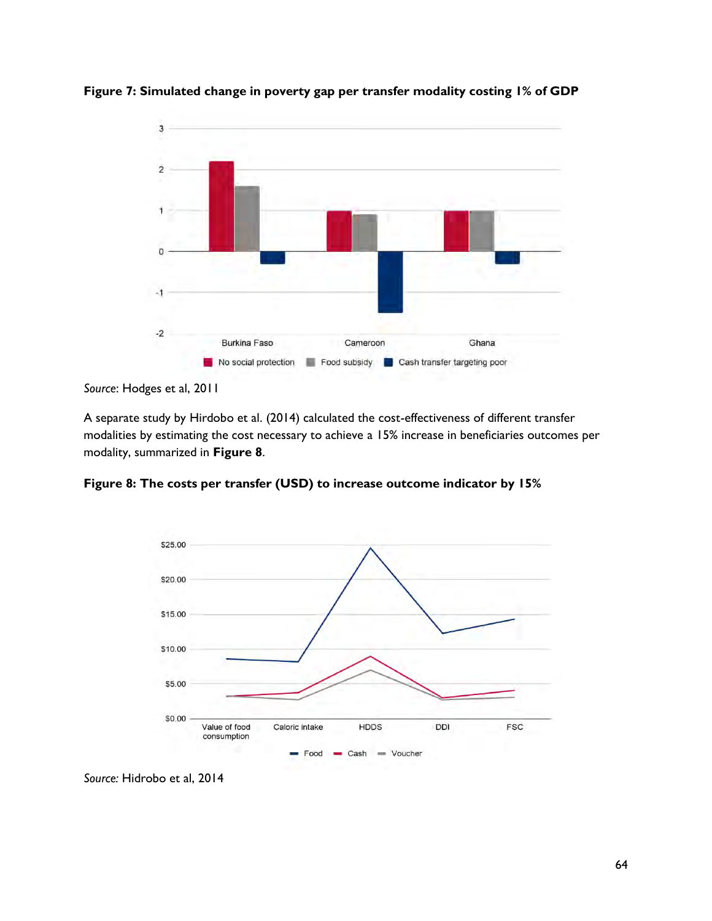**Figure 7: Simulated change in poverty gap per transfer modality costing 1% of GDP**

*Source*: Hodges et al, 2011

A separate study by Hirdobo et al. (2014) calculated the cost-effectiveness of different transfer modalities by estimating the cost necessary to achieve a 15% increase in beneficiaries outcomes per modality, summarized in **Figure 8**.

**Figure 8: The costs per transfer (USD) to increase outcome indicator by 15%**

*Source:* Hidrobo et al, 2014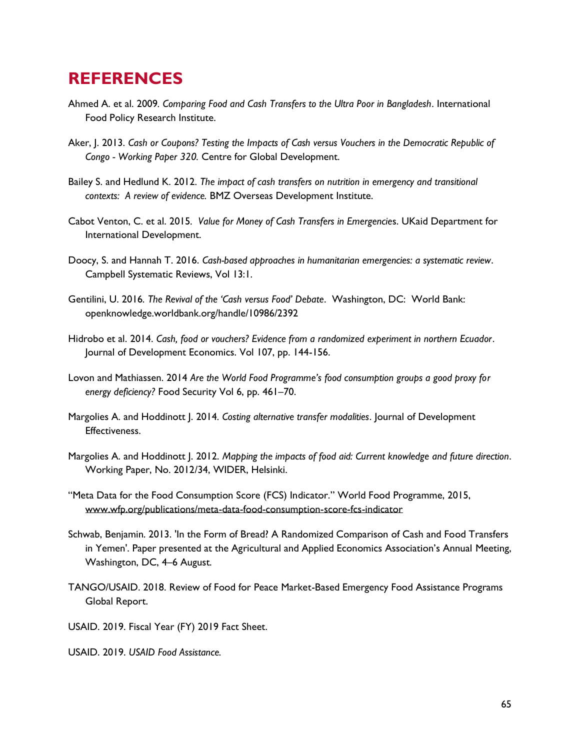# REFERENCES

Ahmed A. et al. 2009. *Comparing Food and Cash Transfers to the Ultra Poor in Bangladesh*. International Food Policy Research Institute.

Aker, J. 2013. *Cash or Coupons? Testing the Impacts of Cash versus Vouchers in the Democratic Republic of Congo - Working Paper 320.* Centre for Global Development.

Bailey S. and Hedlund K. 2012. *The impact of cash transfers on nutrition in emergency and transitional contexts: A review of evidence.* BMZ Overseas Development Institute.

Cabot Venton, C. et al. 2015. *Value for Money of Cash Transfers in Emergencies*. UKaid Department for International Development.

Doocy, S. and Hannah T. 2016. *Cash-based approaches in humanitarian emergencies: a systematic review*. Campbell Systematic Reviews, Vol 13:1.

Gentilini, U. 2016. *The Revival of the 'Cash versus Food' Debate*. Washington, DC: World Bank: openknowledge.worldbank.org/handle/10986/2392

Hidrobo et al. 2014. *Cash, food or vouchers? Evidence from a randomized experiment in northern Ecuador*. Journal of Development Economics. Vol 107, pp. 144-156.

Lovon and Mathiassen. 2014 *Are the World Food Programme's food consumption groups a good proxy for energy deficiency?* Food Security Vol 6, pp. 461–70.

Margolies A. and Hoddinott J. 2014. *Costing alternative transfer modalities*. Journal of Development Effectiveness.

Margolies A. and Hoddinott J. 2012. *Mapping the impacts of food aid: Current knowledge and future direction*. Working Paper, No. 2012/34, WIDER, Helsinki.

"Meta Data for the Food Consumption Score (FCS) Indicator." World Food Programme, 2015, www.wfp.org/publications/meta-data-food-consumption-score-fcs-indicator

Schwab, Benjamin. 2013. 'In the Form of Bread? A Randomized Comparison of Cash and Food Transfers in Yemen'. Paper presented at the Agricultural and Applied Economics Association's Annual Meeting, Washington, DC, 4–6 August.

TANGO/USAID. 2018. Review of Food for Peace Market-Based Emergency Food Assistance Programs Global Report.

USAID. 2019. Fiscal Year (FY) 2019 Fact Sheet.

USAID. 2019. *USAID Food Assistance.*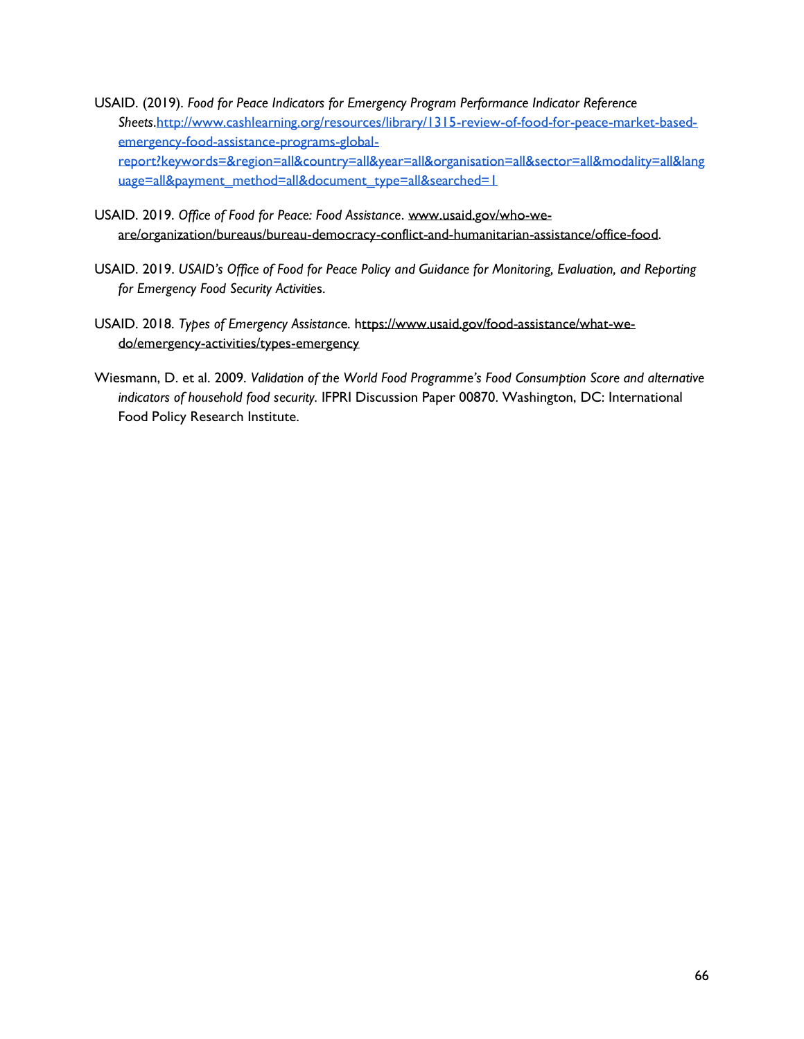USAID. (2019). *Food for Peace Indicators for Emergency Program Performance Indicator Reference Sheets*.http://www.cashlearning.org/resources/library/1315-review-of-food-for-peace-market-based-emergency-food-assistance-programs-global-report?keywords=&region=all&country=all&year=all&organisation=all&sector=all&modality=all&language=all&payment_method=all&document_type=all&searched=1

USAID. 2019. *Office of Food for Peace: Food Assistance*. www.usaid.gov/who-we-are/organization/bureaus/bureau-democracy-conflict-and-humanitarian-assistance/office-food.

USAID. 2019. *USAID's Office of Food for Peace Policy and Guidance for Monitoring, Evaluation, and Reporting for Emergency Food Security Activitie*s.

USAID. 2018. *Types of Emergency Assistance*. https://www.usaid.gov/food-assistance/what-we-do/emergency-activities/types-emergency

Wiesmann, D. et al. 2009. *Validation of the World Food Programme's Food Consumption Score and alternative indicators of household food security.* IFPRI Discussion Paper 00870. Washington, DC: International Food Policy Research Institute.